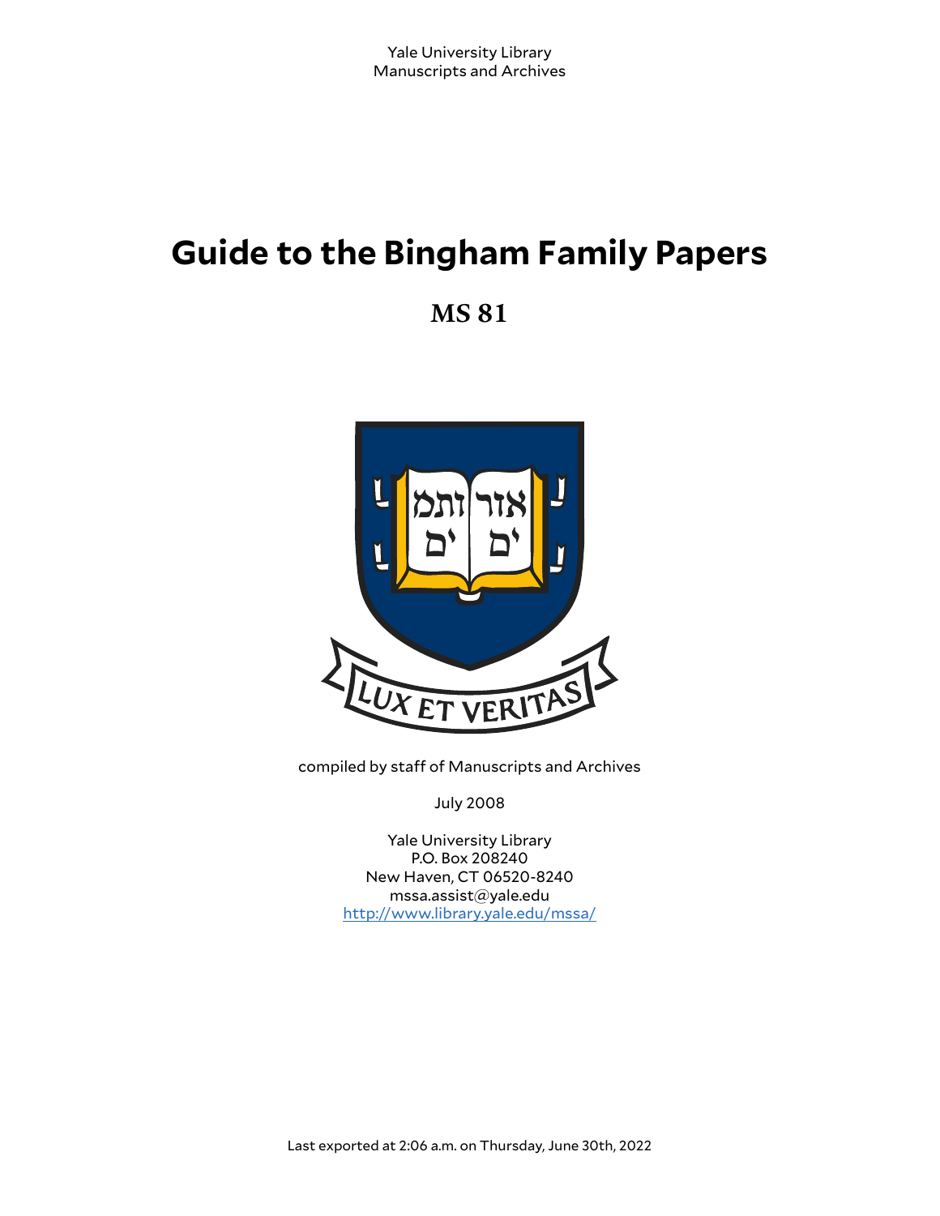Yale University Library
Manuscripts and Archives

# Guide to the Bingham Family Papers

## MS 81

compiled by staff of Manuscripts and Archives

July 2008

Yale University Library
P.O. Box 208240
New Haven, CT 06520-8240
mssa.assist@yale.edu
http://www.library.yale.edu/mssa/

Last exported at 2:06 a.m. on Thursday, June 30th, 2022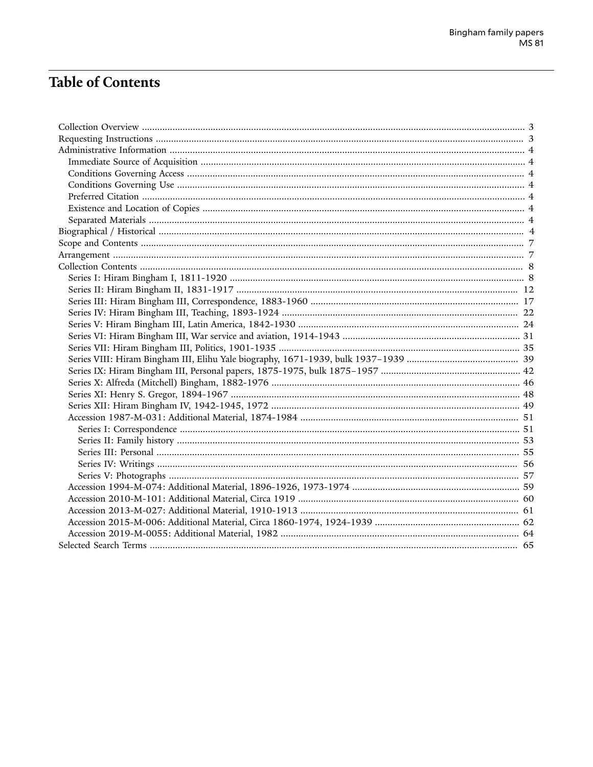# Table of Contents

- Collection Overview ... 3
- Requesting Instructions ... 3
- Administrative Information ... 4
  - Immediate Source of Acquisition ... 4
  - Conditions Governing Access ... 4
  - Conditions Governing Use ... 4
  - Preferred Citation ... 4
  - Existence and Location of Copies ... 4
  - Separated Materials ... 4
- Biographical / Historical ... 4
- Scope and Contents ... 7
- Arrangement ... 7
- Collection Contents ... 8
  - Series I: Hiram Bingham I, 1811-1920 ... 8
  - Series II: Hiram Bingham II, 1831-1917 ... 12
  - Series III: Hiram Bingham III, Correspondence, 1883-1960 ... 17
  - Series IV: Hiram Bingham III, Teaching, 1893-1924 ... 22
  - Series V: Hiram Bingham III, Latin America, 1842-1930 ... 24
  - Series VI: Hiram Bingham III, War service and aviation, 1914-1943 ... 31
  - Series VII: Hiram Bingham III, Politics, 1901-1935 ... 35
  - Series VIII: Hiram Bingham III, Elihu Yale biography, 1671-1939, bulk 1937–1939 ... 39
  - Series IX: Hiram Bingham III, Personal papers, 1875-1975, bulk 1875–1957 ... 42
  - Series X: Alfreda (Mitchell) Bingham, 1882-1976 ... 46
  - Series XI: Henry S. Gregor, 1894-1967 ... 48
  - Series XII: Hiram Bingham IV, 1942-1945, 1972 ... 49
  - Accession 1987-M-031: Additional Material, 1874-1984 ... 51
    - Series I: Correspondence ... 51
    - Series II: Family history ... 53
    - Series III: Personal ... 55
    - Series IV: Writings ... 56
    - Series V: Photographs ... 57
  - Accession 1994-M-074: Additional Material, 1896-1926, 1973-1974 ... 59
  - Accession 2010-M-101: Additional Material, Circa 1919 ... 60
  - Accession 2013-M-027: Additional Material, 1910-1913 ... 61
  - Accession 2015-M-006: Additional Material, Circa 1860-1974, 1924-1939 ... 62
  - Accession 2019-M-0055: Additional Material, 1982 ... 64
- Selected Search Terms ... 65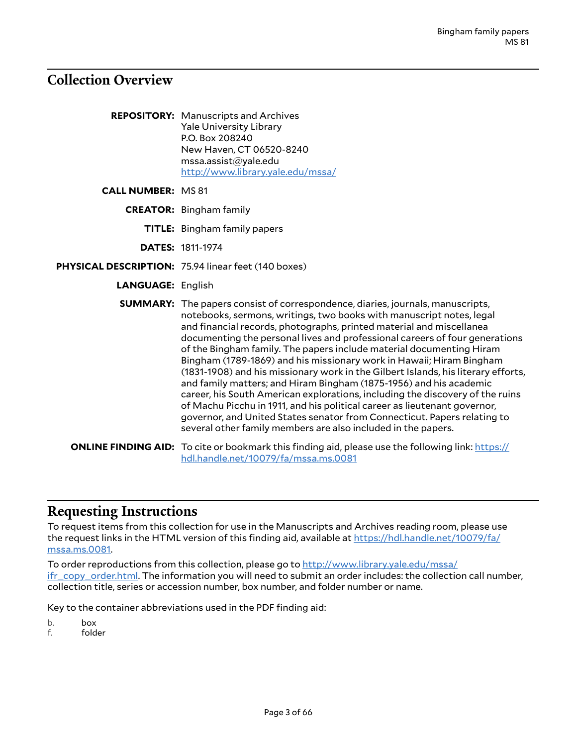## Collection Overview

**REPOSITORY:** Manuscripts and Archives
Yale University Library
P.O. Box 208240
New Haven, CT 06520-8240
mssa.assist@yale.edu
http://www.library.yale.edu/mssa/

**CALL NUMBER:** MS 81

**CREATOR:** Bingham family

**TITLE:** Bingham family papers

**DATES:** 1811-1974

**PHYSICAL DESCRIPTION:** 75.94 linear feet (140 boxes)

**LANGUAGE:** English

**SUMMARY:** The papers consist of correspondence, diaries, journals, manuscripts, notebooks, sermons, writings, two books with manuscript notes, legal and financial records, photographs, printed material and miscellanea documenting the personal lives and professional careers of four generations of the Bingham family. The papers include material documenting Hiram Bingham (1789-1869) and his missionary work in Hawaii; Hiram Bingham (1831-1908) and his missionary work in the Gilbert Islands, his literary efforts, and family matters; and Hiram Bingham (1875-1956) and his academic career, his South American explorations, including the discovery of the ruins of Machu Picchu in 1911, and his political career as lieutenant governor, governor, and United States senator from Connecticut. Papers relating to several other family members are also included in the papers.

**ONLINE FINDING AID:** To cite or bookmark this finding aid, please use the following link: https://hdl.handle.net/10079/fa/mssa.ms.0081

## Requesting Instructions

To request items from this collection for use in the Manuscripts and Archives reading room, please use the request links in the HTML version of this finding aid, available at https://hdl.handle.net/10079/fa/mssa.ms.0081.

To order reproductions from this collection, please go to http://www.library.yale.edu/mssa/ifr_copy_order.html. The information you will need to submit an order includes: the collection call number, collection title, series or accession number, box number, and folder number or name.

Key to the container abbreviations used in the PDF finding aid:

b. box
f. folder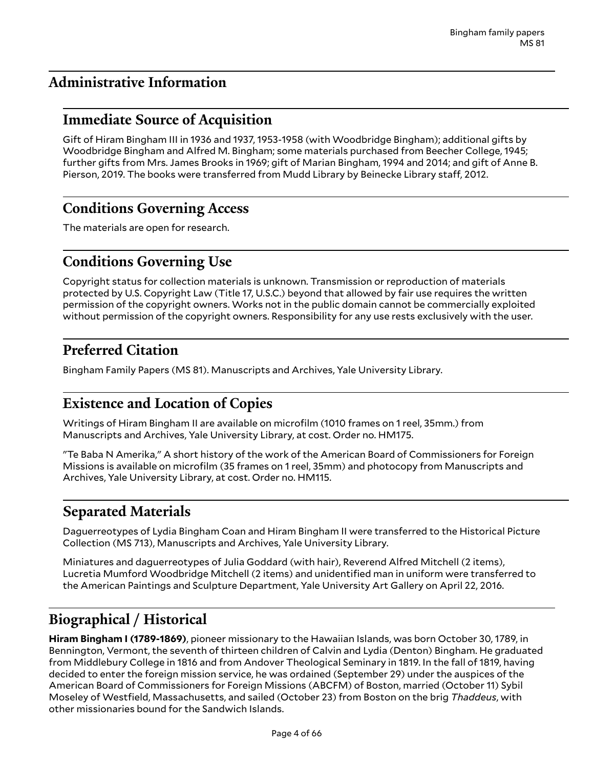## Administrative Information

### Immediate Source of Acquisition

Gift of Hiram Bingham III in 1936 and 1937, 1953-1958 (with Woodbridge Bingham); additional gifts by Woodbridge Bingham and Alfred M. Bingham; some materials purchased from Beecher College, 1945; further gifts from Mrs. James Brooks in 1969; gift of Marian Bingham, 1994 and 2014; and gift of Anne B. Pierson, 2019. The books were transferred from Mudd Library by Beinecke Library staff, 2012.

### Conditions Governing Access

The materials are open for research.

### Conditions Governing Use

Copyright status for collection materials is unknown. Transmission or reproduction of materials protected by U.S. Copyright Law (Title 17, U.S.C.) beyond that allowed by fair use requires the written permission of the copyright owners. Works not in the public domain cannot be commercially exploited without permission of the copyright owners. Responsibility for any use rests exclusively with the user.

### Preferred Citation

Bingham Family Papers (MS 81). Manuscripts and Archives, Yale University Library.

### Existence and Location of Copies

Writings of Hiram Bingham II are available on microfilm (1010 frames on 1 reel, 35mm.) from Manuscripts and Archives, Yale University Library, at cost. Order no. HM175.

"Te Baba N Amerika," A short history of the work of the American Board of Commissioners for Foreign Missions is available on microfilm (35 frames on 1 reel, 35mm) and photocopy from Manuscripts and Archives, Yale University Library, at cost. Order no. HM115.

### Separated Materials

Daguerreotypes of Lydia Bingham Coan and Hiram Bingham II were transferred to the Historical Picture Collection (MS 713), Manuscripts and Archives, Yale University Library.

Miniatures and daguerreotypes of Julia Goddard (with hair), Reverend Alfred Mitchell (2 items), Lucretia Mumford Woodbridge Mitchell (2 items) and unidentified man in uniform were transferred to the American Paintings and Sculpture Department, Yale University Art Gallery on April 22, 2016.

## Biographical / Historical

**Hiram Bingham I (1789-1869)**, pioneer missionary to the Hawaiian Islands, was born October 30, 1789, in Bennington, Vermont, the seventh of thirteen children of Calvin and Lydia (Denton) Bingham. He graduated from Middlebury College in 1816 and from Andover Theological Seminary in 1819. In the fall of 1819, having decided to enter the foreign mission service, he was ordained (September 29) under the auspices of the American Board of Commissioners for Foreign Missions (ABCFM) of Boston, married (October 11) Sybil Moseley of Westfield, Massachusetts, and sailed (October 23) from Boston on the brig *Thaddeus*, with other missionaries bound for the Sandwich Islands.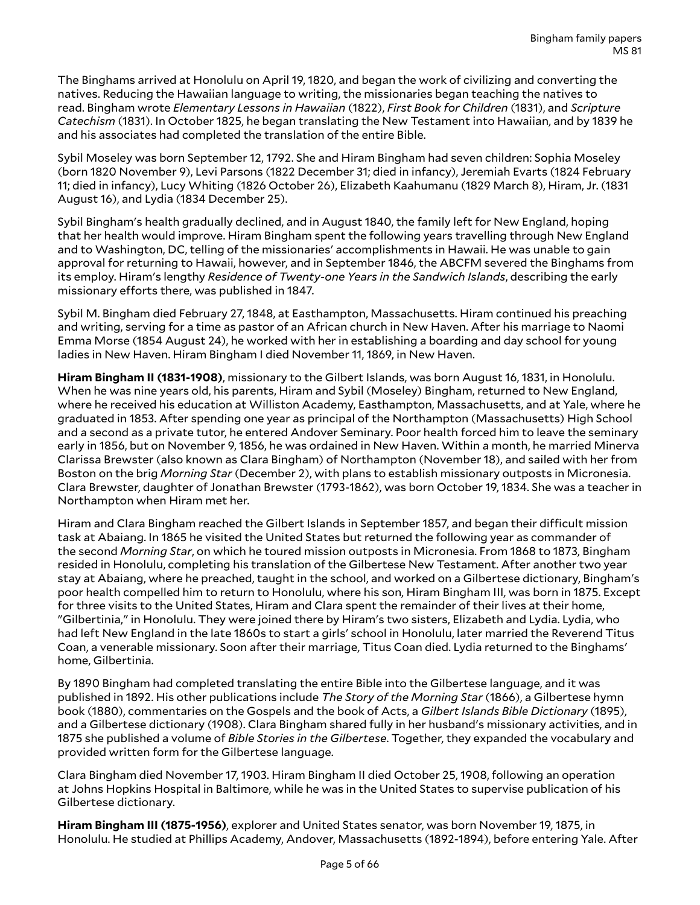The Binghams arrived at Honolulu on April 19, 1820, and began the work of civilizing and converting the natives. Reducing the Hawaiian language to writing, the missionaries began teaching the natives to read. Bingham wrote *Elementary Lessons in Hawaiian* (1822), *First Book for Children* (1831), and *Scripture Catechism* (1831). In October 1825, he began translating the New Testament into Hawaiian, and by 1839 he and his associates had completed the translation of the entire Bible.

Sybil Moseley was born September 12, 1792. She and Hiram Bingham had seven children: Sophia Moseley (born 1820 November 9), Levi Parsons (1822 December 31; died in infancy), Jeremiah Evarts (1824 February 11; died in infancy), Lucy Whiting (1826 October 26), Elizabeth Kaahumanu (1829 March 8), Hiram, Jr. (1831 August 16), and Lydia (1834 December 25).

Sybil Bingham's health gradually declined, and in August 1840, the family left for New England, hoping that her health would improve. Hiram Bingham spent the following years travelling through New England and to Washington, DC, telling of the missionaries' accomplishments in Hawaii. He was unable to gain approval for returning to Hawaii, however, and in September 1846, the ABCFM severed the Binghams from its employ. Hiram's lengthy *Residence of Twenty-one Years in the Sandwich Islands*, describing the early missionary efforts there, was published in 1847.

Sybil M. Bingham died February 27, 1848, at Easthampton, Massachusetts. Hiram continued his preaching and writing, serving for a time as pastor of an African church in New Haven. After his marriage to Naomi Emma Morse (1854 August 24), he worked with her in establishing a boarding and day school for young ladies in New Haven. Hiram Bingham I died November 11, 1869, in New Haven.

**Hiram Bingham II (1831-1908)**, missionary to the Gilbert Islands, was born August 16, 1831, in Honolulu. When he was nine years old, his parents, Hiram and Sybil (Moseley) Bingham, returned to New England, where he received his education at Williston Academy, Easthampton, Massachusetts, and at Yale, where he graduated in 1853. After spending one year as principal of the Northampton (Massachusetts) High School and a second as a private tutor, he entered Andover Seminary. Poor health forced him to leave the seminary early in 1856, but on November 9, 1856, he was ordained in New Haven. Within a month, he married Minerva Clarissa Brewster (also known as Clara Bingham) of Northampton (November 18), and sailed with her from Boston on the brig *Morning Star* (December 2), with plans to establish missionary outposts in Micronesia. Clara Brewster, daughter of Jonathan Brewster (1793-1862), was born October 19, 1834. She was a teacher in Northampton when Hiram met her.

Hiram and Clara Bingham reached the Gilbert Islands in September 1857, and began their difficult mission task at Abaiang. In 1865 he visited the United States but returned the following year as commander of the second *Morning Star*, on which he toured mission outposts in Micronesia. From 1868 to 1873, Bingham resided in Honolulu, completing his translation of the Gilbertese New Testament. After another two year stay at Abaiang, where he preached, taught in the school, and worked on a Gilbertese dictionary, Bingham's poor health compelled him to return to Honolulu, where his son, Hiram Bingham III, was born in 1875. Except for three visits to the United States, Hiram and Clara spent the remainder of their lives at their home, "Gilbertinia," in Honolulu. They were joined there by Hiram's two sisters, Elizabeth and Lydia. Lydia, who had left New England in the late 1860s to start a girls' school in Honolulu, later married the Reverend Titus Coan, a venerable missionary. Soon after their marriage, Titus Coan died. Lydia returned to the Binghams' home, Gilbertinia.

By 1890 Bingham had completed translating the entire Bible into the Gilbertese language, and it was published in 1892. His other publications include *The Story of the Morning Star* (1866), a Gilbertese hymn book (1880), commentaries on the Gospels and the book of Acts, a *Gilbert Islands Bible Dictionary* (1895), and a Gilbertese dictionary (1908). Clara Bingham shared fully in her husband's missionary activities, and in 1875 she published a volume of *Bible Stories in the Gilbertese*. Together, they expanded the vocabulary and provided written form for the Gilbertese language.

Clara Bingham died November 17, 1903. Hiram Bingham II died October 25, 1908, following an operation at Johns Hopkins Hospital in Baltimore, while he was in the United States to supervise publication of his Gilbertese dictionary.

**Hiram Bingham III (1875-1956)**, explorer and United States senator, was born November 19, 1875, in Honolulu. He studied at Phillips Academy, Andover, Massachusetts (1892-1894), before entering Yale. After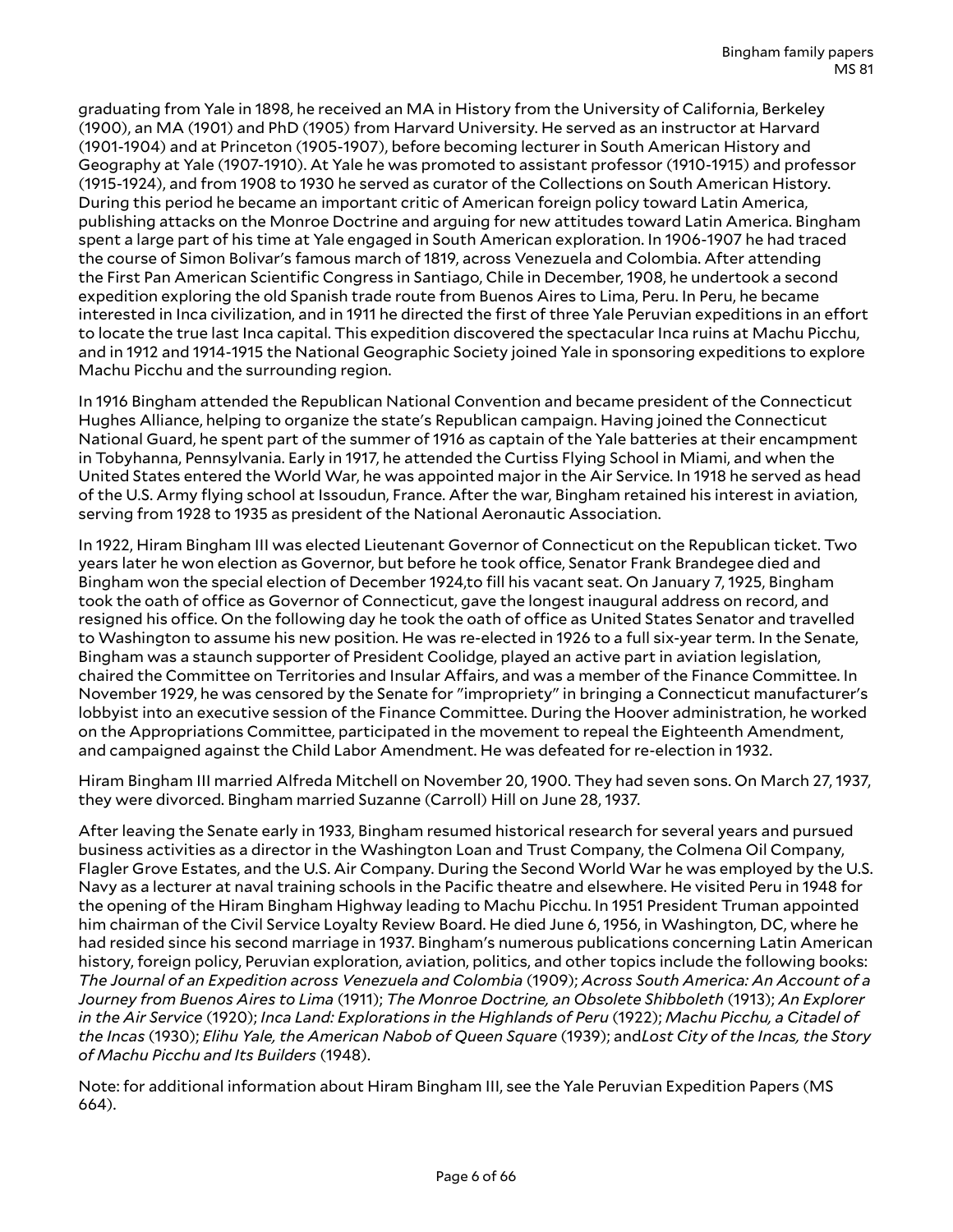graduating from Yale in 1898, he received an MA in History from the University of California, Berkeley (1900), an MA (1901) and PhD (1905) from Harvard University. He served as an instructor at Harvard (1901-1904) and at Princeton (1905-1907), before becoming lecturer in South American History and Geography at Yale (1907-1910). At Yale he was promoted to assistant professor (1910-1915) and professor (1915-1924), and from 1908 to 1930 he served as curator of the Collections on South American History. During this period he became an important critic of American foreign policy toward Latin America, publishing attacks on the Monroe Doctrine and arguing for new attitudes toward Latin America. Bingham spent a large part of his time at Yale engaged in South American exploration. In 1906-1907 he had traced the course of Simon Bolivar's famous march of 1819, across Venezuela and Colombia. After attending the First Pan American Scientific Congress in Santiago, Chile in December, 1908, he undertook a second expedition exploring the old Spanish trade route from Buenos Aires to Lima, Peru. In Peru, he became interested in Inca civilization, and in 1911 he directed the first of three Yale Peruvian expeditions in an effort to locate the true last Inca capital. This expedition discovered the spectacular Inca ruins at Machu Picchu, and in 1912 and 1914-1915 the National Geographic Society joined Yale in sponsoring expeditions to explore Machu Picchu and the surrounding region.

In 1916 Bingham attended the Republican National Convention and became president of the Connecticut Hughes Alliance, helping to organize the state's Republican campaign. Having joined the Connecticut National Guard, he spent part of the summer of 1916 as captain of the Yale batteries at their encampment in Tobyhanna, Pennsylvania. Early in 1917, he attended the Curtiss Flying School in Miami, and when the United States entered the World War, he was appointed major in the Air Service. In 1918 he served as head of the U.S. Army flying school at Issoudun, France. After the war, Bingham retained his interest in aviation, serving from 1928 to 1935 as president of the National Aeronautic Association.

In 1922, Hiram Bingham III was elected Lieutenant Governor of Connecticut on the Republican ticket. Two years later he won election as Governor, but before he took office, Senator Frank Brandegee died and Bingham won the special election of December 1924,to fill his vacant seat. On January 7, 1925, Bingham took the oath of office as Governor of Connecticut, gave the longest inaugural address on record, and resigned his office. On the following day he took the oath of office as United States Senator and travelled to Washington to assume his new position. He was re-elected in 1926 to a full six-year term. In the Senate, Bingham was a staunch supporter of President Coolidge, played an active part in aviation legislation, chaired the Committee on Territories and Insular Affairs, and was a member of the Finance Committee. In November 1929, he was censored by the Senate for "impropriety" in bringing a Connecticut manufacturer's lobbyist into an executive session of the Finance Committee. During the Hoover administration, he worked on the Appropriations Committee, participated in the movement to repeal the Eighteenth Amendment, and campaigned against the Child Labor Amendment. He was defeated for re-election in 1932.

Hiram Bingham III married Alfreda Mitchell on November 20, 1900. They had seven sons. On March 27, 1937, they were divorced. Bingham married Suzanne (Carroll) Hill on June 28, 1937.

After leaving the Senate early in 1933, Bingham resumed historical research for several years and pursued business activities as a director in the Washington Loan and Trust Company, the Colmena Oil Company, Flagler Grove Estates, and the U.S. Air Company. During the Second World War he was employed by the U.S. Navy as a lecturer at naval training schools in the Pacific theatre and elsewhere. He visited Peru in 1948 for the opening of the Hiram Bingham Highway leading to Machu Picchu. In 1951 President Truman appointed him chairman of the Civil Service Loyalty Review Board. He died June 6, 1956, in Washington, DC, where he had resided since his second marriage in 1937. Bingham's numerous publications concerning Latin American history, foreign policy, Peruvian exploration, aviation, politics, and other topics include the following books: *The Journal of an Expedition across Venezuela and Colombia* (1909); *Across South America: An Account of a Journey from Buenos Aires to Lima* (1911); *The Monroe Doctrine, an Obsolete Shibboleth* (1913); *An Explorer in the Air Service* (1920); *Inca Land: Explorations in the Highlands of Peru* (1922); *Machu Picchu, a Citadel of the Incas* (1930); *Elihu Yale, the American Nabob of Queen Square* (1939); and*Lost City of the Incas, the Story of Machu Picchu and Its Builders* (1948).

Note: for additional information about Hiram Bingham III, see the Yale Peruvian Expedition Papers (MS 664).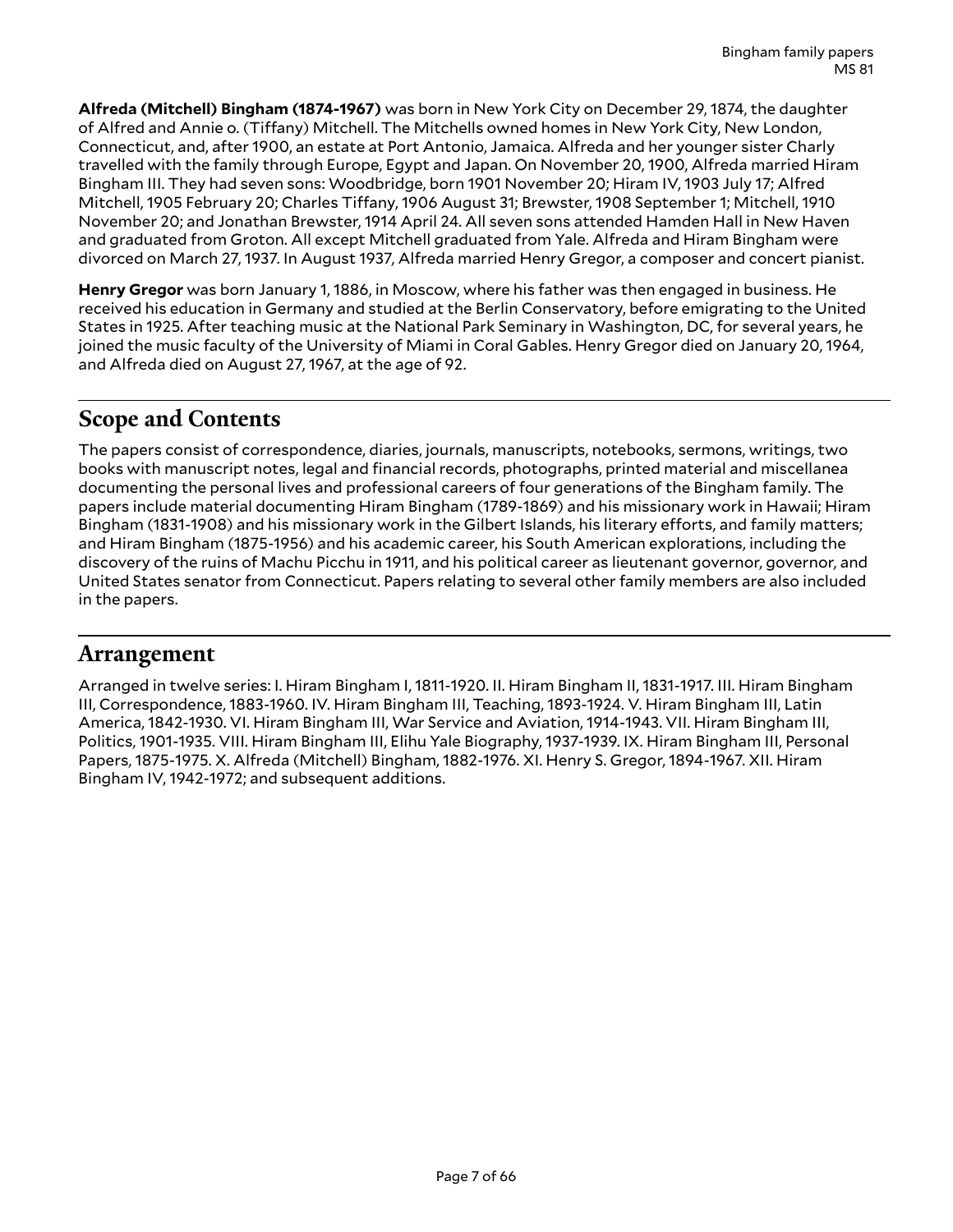**Alfreda (Mitchell) Bingham (1874-1967)** was born in New York City on December 29, 1874, the daughter of Alfred and Annie o. (Tiffany) Mitchell. The Mitchells owned homes in New York City, New London, Connecticut, and, after 1900, an estate at Port Antonio, Jamaica. Alfreda and her younger sister Charly travelled with the family through Europe, Egypt and Japan. On November 20, 1900, Alfreda married Hiram Bingham III. They had seven sons: Woodbridge, born 1901 November 20; Hiram IV, 1903 July 17; Alfred Mitchell, 1905 February 20; Charles Tiffany, 1906 August 31; Brewster, 1908 September 1; Mitchell, 1910 November 20; and Jonathan Brewster, 1914 April 24. All seven sons attended Hamden Hall in New Haven and graduated from Groton. All except Mitchell graduated from Yale. Alfreda and Hiram Bingham were divorced on March 27, 1937. In August 1937, Alfreda married Henry Gregor, a composer and concert pianist.

**Henry Gregor** was born January 1, 1886, in Moscow, where his father was then engaged in business. He received his education in Germany and studied at the Berlin Conservatory, before emigrating to the United States in 1925. After teaching music at the National Park Seminary in Washington, DC, for several years, he joined the music faculty of the University of Miami in Coral Gables. Henry Gregor died on January 20, 1964, and Alfreda died on August 27, 1967, at the age of 92.

## Scope and Contents

The papers consist of correspondence, diaries, journals, manuscripts, notebooks, sermons, writings, two books with manuscript notes, legal and financial records, photographs, printed material and miscellanea documenting the personal lives and professional careers of four generations of the Bingham family. The papers include material documenting Hiram Bingham (1789-1869) and his missionary work in Hawaii; Hiram Bingham (1831-1908) and his missionary work in the Gilbert Islands, his literary efforts, and family matters; and Hiram Bingham (1875-1956) and his academic career, his South American explorations, including the discovery of the ruins of Machu Picchu in 1911, and his political career as lieutenant governor, governor, and United States senator from Connecticut. Papers relating to several other family members are also included in the papers.

## Arrangement

Arranged in twelve series: I. Hiram Bingham I, 1811-1920. II. Hiram Bingham II, 1831-1917. III. Hiram Bingham III, Correspondence, 1883-1960. IV. Hiram Bingham III, Teaching, 1893-1924. V. Hiram Bingham III, Latin America, 1842-1930. VI. Hiram Bingham III, War Service and Aviation, 1914-1943. VII. Hiram Bingham III, Politics, 1901-1935. VIII. Hiram Bingham III, Elihu Yale Biography, 1937-1939. IX. Hiram Bingham III, Personal Papers, 1875-1975. X. Alfreda (Mitchell) Bingham, 1882-1976. XI. Henry S. Gregor, 1894-1967. XII. Hiram Bingham IV, 1942-1972; and subsequent additions.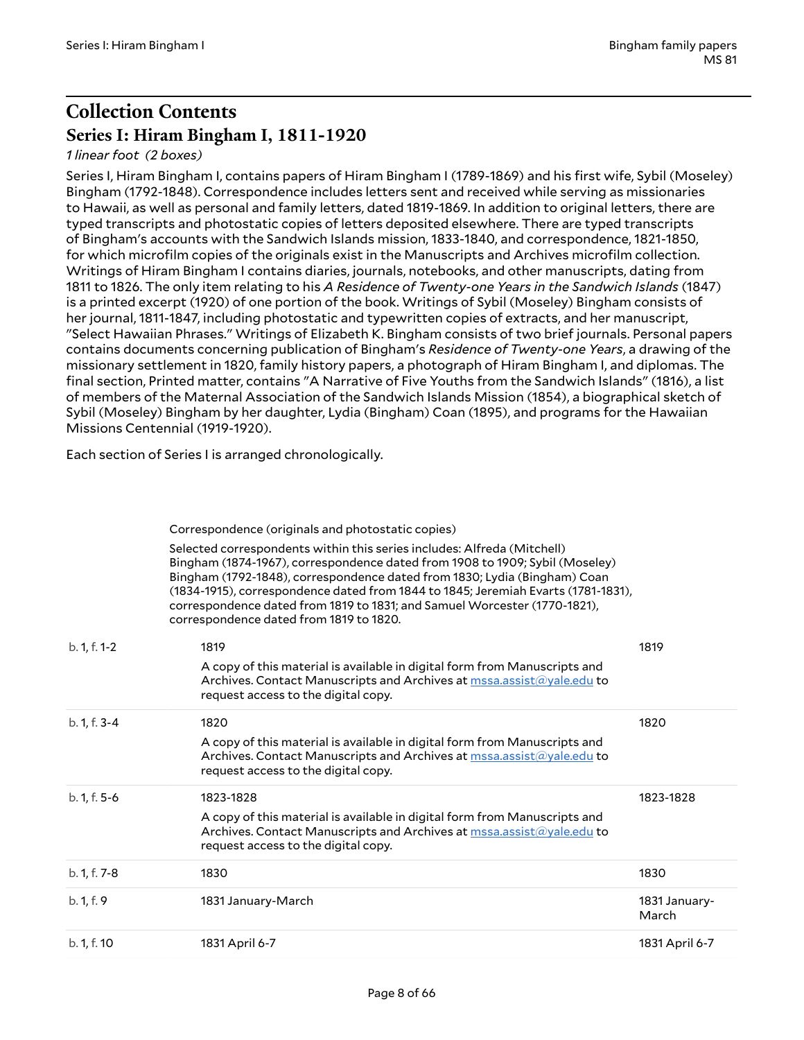# Collection Contents

## Series I: Hiram Bingham I, 1811-1920

*1 linear foot (2 boxes)*

Series I, Hiram Bingham I, contains papers of Hiram Bingham I (1789-1869) and his first wife, Sybil (Moseley) Bingham (1792-1848). Correspondence includes letters sent and received while serving as missionaries to Hawaii, as well as personal and family letters, dated 1819-1869. In addition to original letters, there are typed transcripts and photostatic copies of letters deposited elsewhere. There are typed transcripts of Bingham's accounts with the Sandwich Islands mission, 1833-1840, and correspondence, 1821-1850, for which microfilm copies of the originals exist in the Manuscripts and Archives microfilm collection. Writings of Hiram Bingham I contains diaries, journals, notebooks, and other manuscripts, dating from 1811 to 1826. The only item relating to his *A Residence of Twenty-one Years in the Sandwich Islands* (1847) is a printed excerpt (1920) of one portion of the book. Writings of Sybil (Moseley) Bingham consists of her journal, 1811-1847, including photostatic and typewritten copies of extracts, and her manuscript, "Select Hawaiian Phrases." Writings of Elizabeth K. Bingham consists of two brief journals. Personal papers contains documents concerning publication of Bingham's *Residence of Twenty-one Years*, a drawing of the missionary settlement in 1820, family history papers, a photograph of Hiram Bingham I, and diplomas. The final section, Printed matter, contains "A Narrative of Five Youths from the Sandwich Islands" (1816), a list of members of the Maternal Association of the Sandwich Islands Mission (1854), a biographical sketch of Sybil (Moseley) Bingham by her daughter, Lydia (Bingham) Coan (1895), and programs for the Hawaiian Missions Centennial (1919-1920).

Each section of Series I is arranged chronologically.

Correspondence (originals and photostatic copies)

Selected correspondents within this series includes: Alfreda (Mitchell) Bingham (1874-1967), correspondence dated from 1908 to 1909; Sybil (Moseley) Bingham (1792-1848), correspondence dated from 1830; Lydia (Bingham) Coan (1834-1915), correspondence dated from 1844 to 1845; Jeremiah Evarts (1781-1831), correspondence dated from 1819 to 1831; and Samuel Worcester (1770-1821), correspondence dated from 1819 to 1820.

| Location | Title | Date |
| --- | --- | --- |
| b. 1, f. 1-2 | 1819<br>A copy of this material is available in digital form from Manuscripts and Archives. Contact Manuscripts and Archives at mssa.assist@yale.edu to request access to the digital copy. | 1819 |
| b. 1, f. 3-4 | 1820<br>A copy of this material is available in digital form from Manuscripts and Archives. Contact Manuscripts and Archives at mssa.assist@yale.edu to request access to the digital copy. | 1820 |
| b. 1, f. 5-6 | 1823-1828<br>A copy of this material is available in digital form from Manuscripts and Archives. Contact Manuscripts and Archives at mssa.assist@yale.edu to request access to the digital copy. | 1823-1828 |
| b. 1, f. 7-8 | 1830 | 1830 |
| b. 1, f. 9 | 1831 January-March | 1831 January-March |
| b. 1, f. 10 | 1831 April 6-7 | 1831 April 6-7 |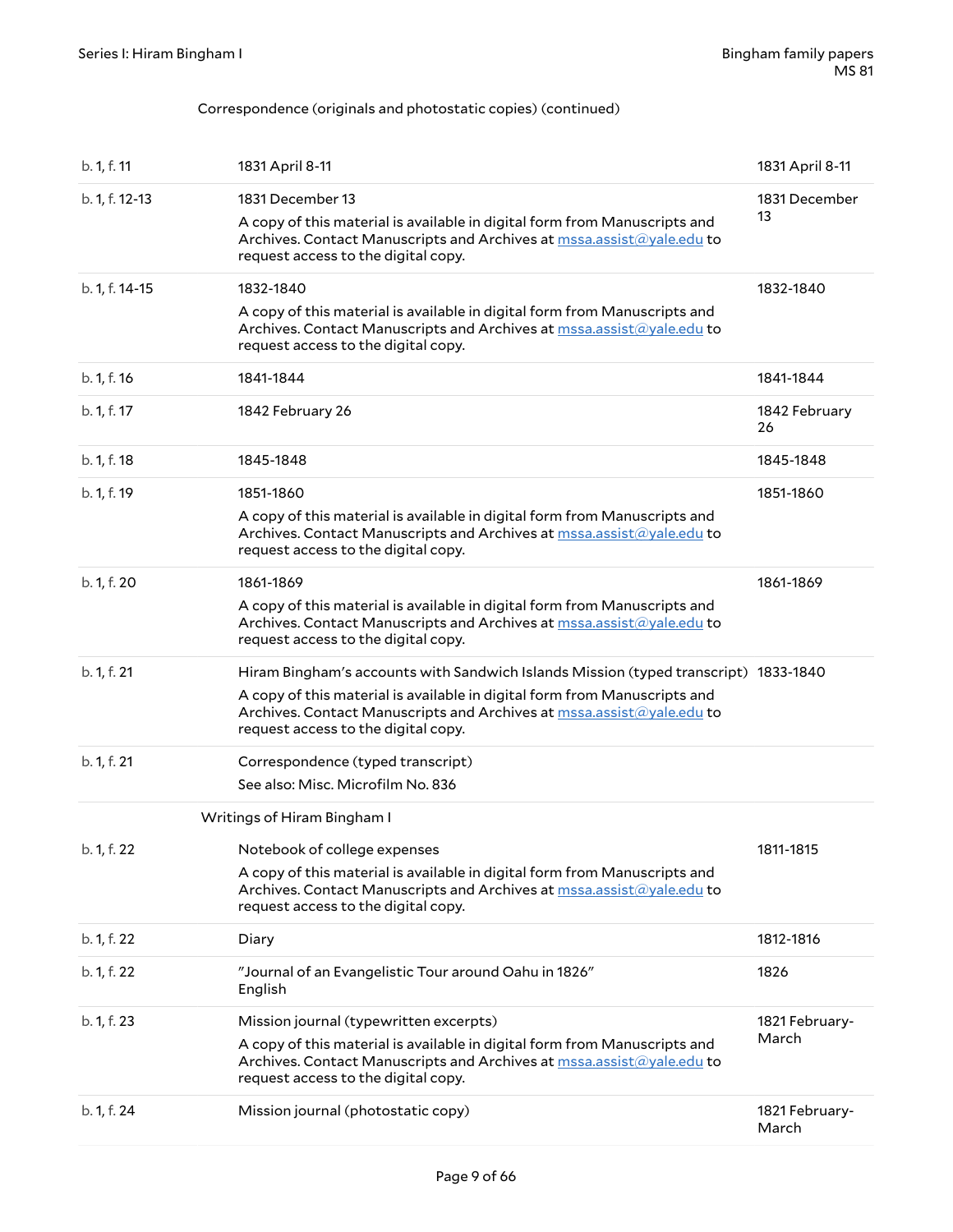Correspondence (originals and photostatic copies) (continued)

| | | |
|---|---|---|
| b. 1, f. 11 | 1831 April 8-11 | 1831 April 8-11 |
| b. 1, f. 12-13 | 1831 December 13<br>A copy of this material is available in digital form from Manuscripts and Archives. Contact Manuscripts and Archives at mssa.assist@yale.edu to request access to the digital copy. | 1831 December 13 |
| b. 1, f. 14-15 | 1832-1840<br>A copy of this material is available in digital form from Manuscripts and Archives. Contact Manuscripts and Archives at mssa.assist@yale.edu to request access to the digital copy. | 1832-1840 |
| b. 1, f. 16 | 1841-1844 | 1841-1844 |
| b. 1, f. 17 | 1842 February 26 | 1842 February 26 |
| b. 1, f. 18 | 1845-1848 | 1845-1848 |
| b. 1, f. 19 | 1851-1860<br>A copy of this material is available in digital form from Manuscripts and Archives. Contact Manuscripts and Archives at mssa.assist@yale.edu to request access to the digital copy. | 1851-1860 |
| b. 1, f. 20 | 1861-1869<br>A copy of this material is available in digital form from Manuscripts and Archives. Contact Manuscripts and Archives at mssa.assist@yale.edu to request access to the digital copy. | 1861-1869 |
| b. 1, f. 21 | Hiram Bingham's accounts with Sandwich Islands Mission (typed transcript)<br>A copy of this material is available in digital form from Manuscripts and Archives. Contact Manuscripts and Archives at mssa.assist@yale.edu to request access to the digital copy. | 1833-1840 |
| b. 1, f. 21 | Correspondence (typed transcript)<br>See also: Misc. Microfilm No. 836 | |

Writings of Hiram Bingham I

| | | |
|---|---|---|
| b. 1, f. 22 | Notebook of college expenses<br>A copy of this material is available in digital form from Manuscripts and Archives. Contact Manuscripts and Archives at mssa.assist@yale.edu to request access to the digital copy. | 1811-1815 |
| b. 1, f. 22 | Diary | 1812-1816 |
| b. 1, f. 22 | "Journal of an Evangelistic Tour around Oahu in 1826"<br>English | 1826 |
| b. 1, f. 23 | Mission journal (typewritten excerpts)<br>A copy of this material is available in digital form from Manuscripts and Archives. Contact Manuscripts and Archives at mssa.assist@yale.edu to request access to the digital copy. | 1821 February-March |
| b. 1, f. 24 | Mission journal (photostatic copy) | 1821 February-March |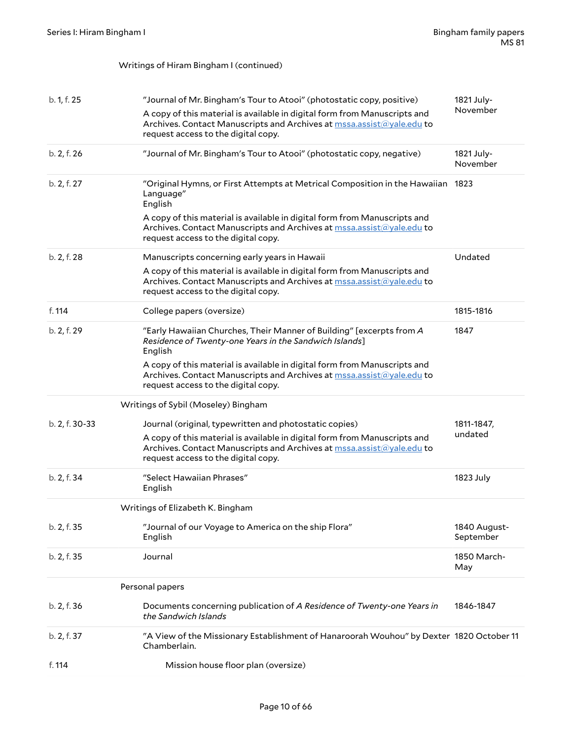Writings of Hiram Bingham I (continued)

| | | |
|---|---|---|
| b. 1, f. 25 | "Journal of Mr. Bingham's Tour to Atooi" (photostatic copy, positive)<br><br>A copy of this material is available in digital form from Manuscripts and Archives. Contact Manuscripts and Archives at mssa.assist@yale.edu to request access to the digital copy. | 1821 July-November |
| b. 2, f. 26 | "Journal of Mr. Bingham's Tour to Atooi" (photostatic copy, negative) | 1821 July-November |
| b. 2, f. 27 | "Original Hymns, or First Attempts at Metrical Composition in the Hawaiian Language"<br>English<br><br>A copy of this material is available in digital form from Manuscripts and Archives. Contact Manuscripts and Archives at mssa.assist@yale.edu to request access to the digital copy. | 1823 |
| b. 2, f. 28 | Manuscripts concerning early years in Hawaii<br><br>A copy of this material is available in digital form from Manuscripts and Archives. Contact Manuscripts and Archives at mssa.assist@yale.edu to request access to the digital copy. | Undated |
| f. 114 | College papers (oversize) | 1815-1816 |
| b. 2, f. 29 | "Early Hawaiian Churches, Their Manner of Building" [excerpts from *A Residence of Twenty-one Years in the Sandwich Islands*]<br>English<br><br>A copy of this material is available in digital form from Manuscripts and Archives. Contact Manuscripts and Archives at mssa.assist@yale.edu to request access to the digital copy. | 1847 |

Writings of Sybil (Moseley) Bingham

| | | |
|---|---|---|
| b. 2, f. 30-33 | Journal (original, typewritten and photostatic copies)<br><br>A copy of this material is available in digital form from Manuscripts and Archives. Contact Manuscripts and Archives at mssa.assist@yale.edu to request access to the digital copy. | 1811-1847, undated |
| b. 2, f. 34 | "Select Hawaiian Phrases"<br>English | 1823 July |

Writings of Elizabeth K. Bingham

| | | |
|---|---|---|
| b. 2, f. 35 | "Journal of our Voyage to America on the ship Flora"<br>English | 1840 August-September |
| b. 2, f. 35 | Journal | 1850 March-May |

Personal papers

| | | |
|---|---|---|
| b. 2, f. 36 | Documents concerning publication of *A Residence of Twenty-one Years in the Sandwich Islands* | 1846-1847 |
| b. 2, f. 37 | "A View of the Missionary Establishment of Hanaroorah Wouhou" by Dexter Chamberlain. | 1820 October 11 |
| f. 114 | Mission house floor plan (oversize) | |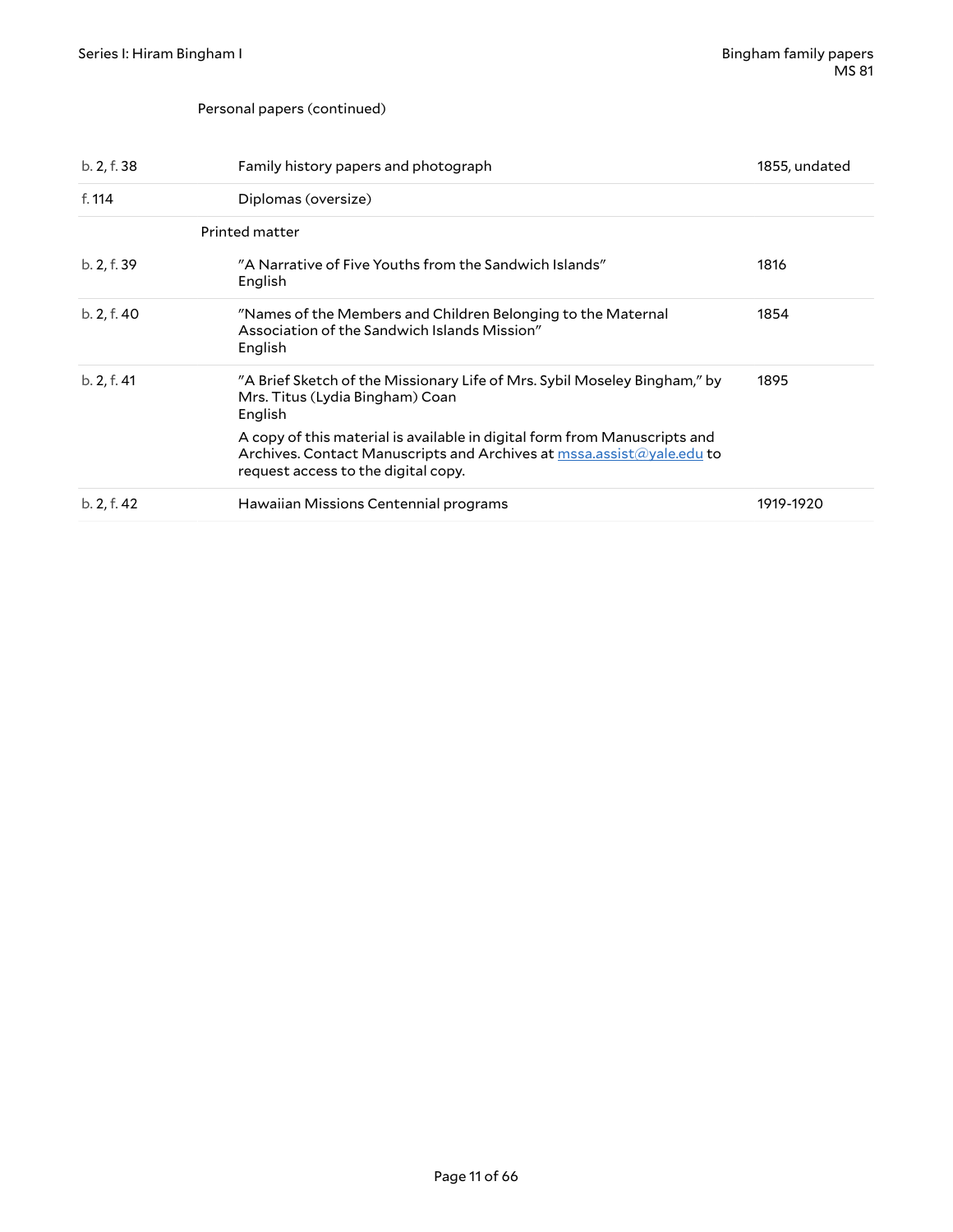Personal papers (continued)

| | | |
|---|---|---|
| b. 2, f. 38 | Family history papers and photograph | 1855, undated |
| f. 114 | Diplomas (oversize) | |
| | **Printed matter** | |
| b. 2, f. 39 | "A Narrative of Five Youths from the Sandwich Islands"<br>English | 1816 |
| b. 2, f. 40 | "Names of the Members and Children Belonging to the Maternal Association of the Sandwich Islands Mission"<br>English | 1854 |
| b. 2, f. 41 | "A Brief Sketch of the Missionary Life of Mrs. Sybil Moseley Bingham," by Mrs. Titus (Lydia Bingham) Coan<br>English<br><br>A copy of this material is available in digital form from Manuscripts and Archives. Contact Manuscripts and Archives at mssa.assist@yale.edu to request access to the digital copy. | 1895 |
| b. 2, f. 42 | Hawaiian Missions Centennial programs | 1919-1920 |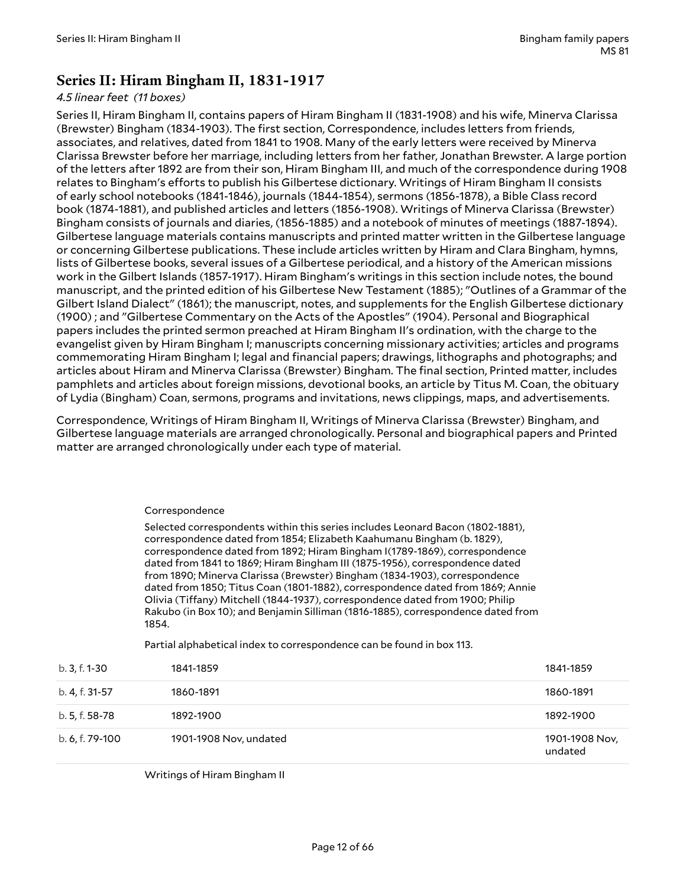## Series II: Hiram Bingham II, 1831-1917

*4.5 linear feet (11 boxes)*

Series II, Hiram Bingham II, contains papers of Hiram Bingham II (1831-1908) and his wife, Minerva Clarissa (Brewster) Bingham (1834-1903). The first section, Correspondence, includes letters from friends, associates, and relatives, dated from 1841 to 1908. Many of the early letters were received by Minerva Clarissa Brewster before her marriage, including letters from her father, Jonathan Brewster. A large portion of the letters after 1892 are from their son, Hiram Bingham III, and much of the correspondence during 1908 relates to Bingham's efforts to publish his Gilbertese dictionary. Writings of Hiram Bingham II consists of early school notebooks (1841-1846), journals (1844-1854), sermons (1856-1878), a Bible Class record book (1874-1881), and published articles and letters (1856-1908). Writings of Minerva Clarissa (Brewster) Bingham consists of journals and diaries, (1856-1885) and a notebook of minutes of meetings (1887-1894). Gilbertese language materials contains manuscripts and printed matter written in the Gilbertese language or concerning Gilbertese publications. These include articles written by Hiram and Clara Bingham, hymns, lists of Gilbertese books, several issues of a Gilbertese periodical, and a history of the American missions work in the Gilbert Islands (1857-1917). Hiram Bingham's writings in this section include notes, the bound manuscript, and the printed edition of his Gilbertese New Testament (1885); "Outlines of a Grammar of the Gilbert Island Dialect" (1861); the manuscript, notes, and supplements for the English Gilbertese dictionary (1900) ; and "Gilbertese Commentary on the Acts of the Apostles" (1904). Personal and Biographical papers includes the printed sermon preached at Hiram Bingham II's ordination, with the charge to the evangelist given by Hiram Bingham I; manuscripts concerning missionary activities; articles and programs commemorating Hiram Bingham I; legal and financial papers; drawings, lithographs and photographs; and articles about Hiram and Minerva Clarissa (Brewster) Bingham. The final section, Printed matter, includes pamphlets and articles about foreign missions, devotional books, an article by Titus M. Coan, the obituary of Lydia (Bingham) Coan, sermons, programs and invitations, news clippings, maps, and advertisements.

Correspondence, Writings of Hiram Bingham II, Writings of Minerva Clarissa (Brewster) Bingham, and Gilbertese language materials are arranged chronologically. Personal and biographical papers and Printed matter are arranged chronologically under each type of material.

### Correspondence

Selected correspondents within this series includes Leonard Bacon (1802-1881), correspondence dated from 1854; Elizabeth Kaahumanu Bingham (b. 1829), correspondence dated from 1892; Hiram Bingham I(1789-1869), correspondence dated from 1841 to 1869; Hiram Bingham III (1875-1956), correspondence dated from 1890; Minerva Clarissa (Brewster) Bingham (1834-1903), correspondence dated from 1850; Titus Coan (1801-1882), correspondence dated from 1869; Annie Olivia (Tiffany) Mitchell (1844-1937), correspondence dated from 1900; Philip Rakubo (in Box 10); and Benjamin Silliman (1816-1885), correspondence dated from 1854.

Partial alphabetical index to correspondence can be found in box 113.

| | | |
|---|---|---|
| b. 3, f. 1-30 | 1841-1859 | 1841-1859 |
| b. 4, f. 31-57 | 1860-1891 | 1860-1891 |
| b. 5, f. 58-78 | 1892-1900 | 1892-1900 |
| b. 6, f. 79-100 | 1901-1908 Nov, undated | 1901-1908 Nov, undated |

### Writings of Hiram Bingham II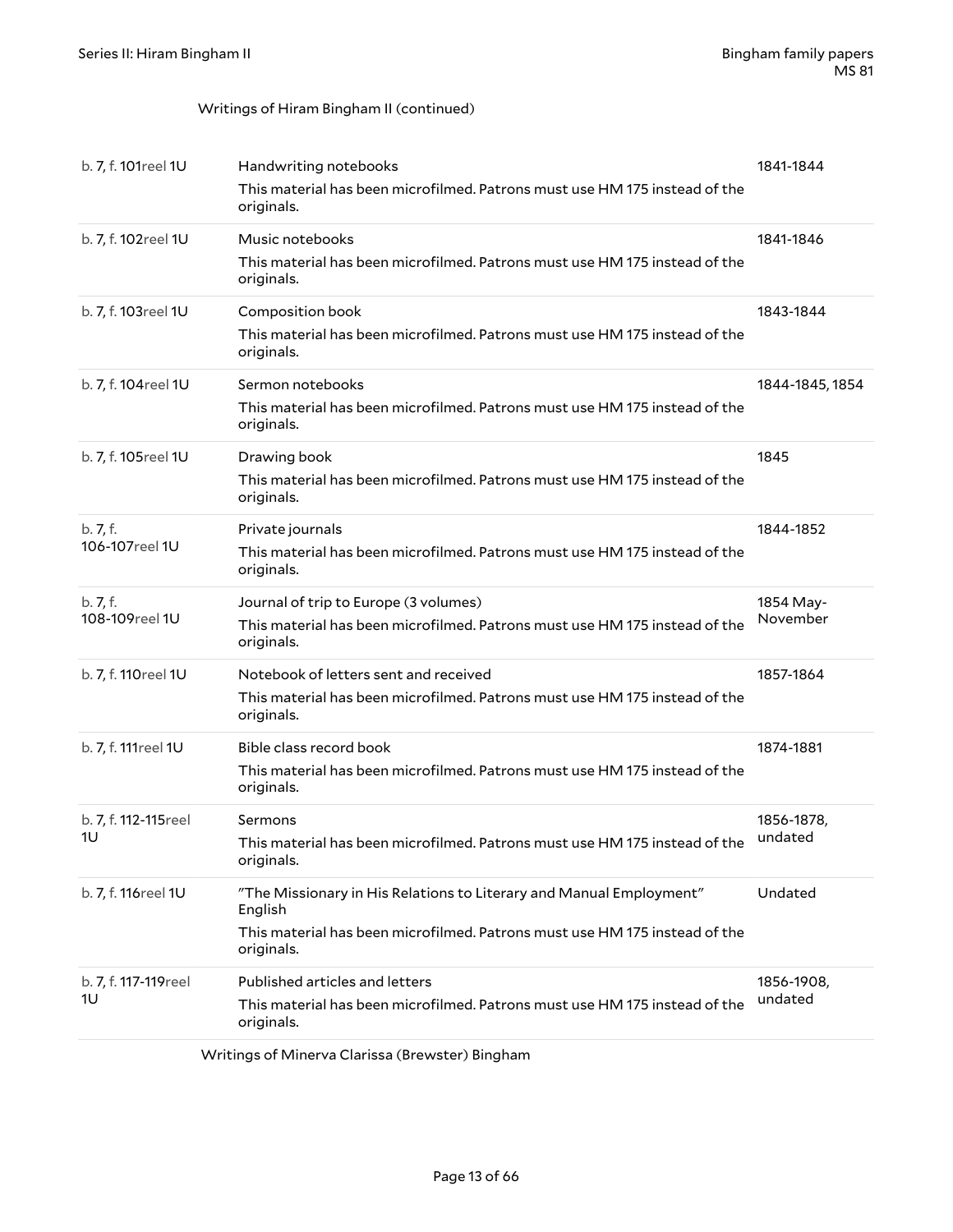Writings of Hiram Bingham II (continued)

| | | |
|---|---|---|
| b. 7, f. 101reel 1U | Handwriting notebooks<br>This material has been microfilmed. Patrons must use HM 175 instead of the originals. | 1841-1844 |
| b. 7, f. 102reel 1U | Music notebooks<br>This material has been microfilmed. Patrons must use HM 175 instead of the originals. | 1841-1846 |
| b. 7, f. 103reel 1U | Composition book<br>This material has been microfilmed. Patrons must use HM 175 instead of the originals. | 1843-1844 |
| b. 7, f. 104reel 1U | Sermon notebooks<br>This material has been microfilmed. Patrons must use HM 175 instead of the originals. | 1844-1845, 1854 |
| b. 7, f. 105reel 1U | Drawing book<br>This material has been microfilmed. Patrons must use HM 175 instead of the originals. | 1845 |
| b. 7, f. 106-107reel 1U | Private journals<br>This material has been microfilmed. Patrons must use HM 175 instead of the originals. | 1844-1852 |
| b. 7, f. 108-109reel 1U | Journal of trip to Europe (3 volumes)<br>This material has been microfilmed. Patrons must use HM 175 instead of the originals. | 1854 May-November |
| b. 7, f. 110reel 1U | Notebook of letters sent and received<br>This material has been microfilmed. Patrons must use HM 175 instead of the originals. | 1857-1864 |
| b. 7, f. 111reel 1U | Bible class record book<br>This material has been microfilmed. Patrons must use HM 175 instead of the originals. | 1874-1881 |
| b. 7, f. 112-115reel 1U | Sermons<br>This material has been microfilmed. Patrons must use HM 175 instead of the originals. | 1856-1878, undated |
| b. 7, f. 116reel 1U | "The Missionary in His Relations to Literary and Manual Employment" English<br>This material has been microfilmed. Patrons must use HM 175 instead of the originals. | Undated |
| b. 7, f. 117-119reel 1U | Published articles and letters<br>This material has been microfilmed. Patrons must use HM 175 instead of the originals. | 1856-1908, undated |

Writings of Minerva Clarissa (Brewster) Bingham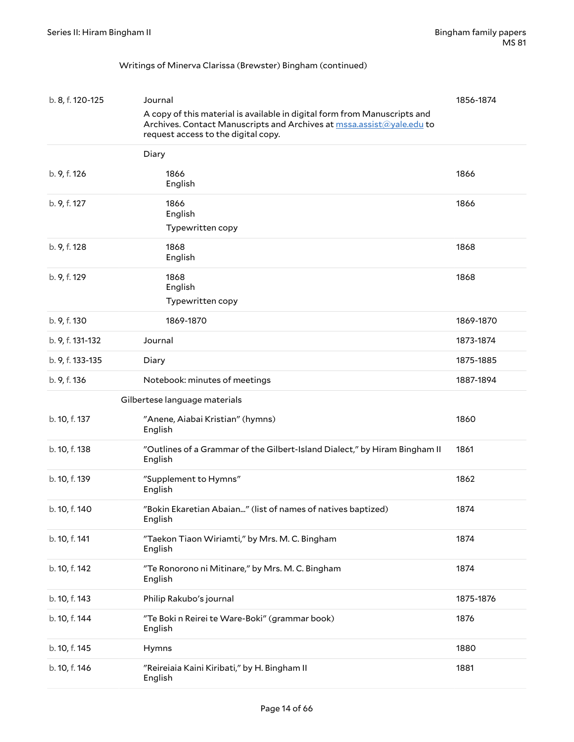Writings of Minerva Clarissa (Brewster) Bingham (continued)

| Location | Description | Date |
|---|---|---|
| b. 8, f. 120-125 | Journal<br>A copy of this material is available in digital form from Manuscripts and Archives. Contact Manuscripts and Archives at mssa.assist@yale.edu to request access to the digital copy. | 1856-1874 |
| | Diary | |
| b. 9, f. 126 | 1866<br>English | 1866 |
| b. 9, f. 127 | 1866<br>English<br>Typewritten copy | 1866 |
| b. 9, f. 128 | 1868<br>English | 1868 |
| b. 9, f. 129 | 1868<br>English<br>Typewritten copy | 1868 |
| b. 9, f. 130 | 1869-1870 | 1869-1870 |
| b. 9, f. 131-132 | Journal | 1873-1874 |
| b. 9, f. 133-135 | Diary | 1875-1885 |
| b. 9, f. 136 | Notebook: minutes of meetings | 1887-1894 |

Gilbertese language materials

| Location | Description | Date |
|---|---|---|
| b. 10, f. 137 | "Anene, Aiabai Kristian" (hymns)<br>English | 1860 |
| b. 10, f. 138 | "Outlines of a Grammar of the Gilbert-Island Dialect," by Hiram Bingham II<br>English | 1861 |
| b. 10, f. 139 | "Supplement to Hymns"<br>English | 1862 |
| b. 10, f. 140 | "Bokin Ekaretian Abaian..." (list of names of natives baptized)<br>English | 1874 |
| b. 10, f. 141 | "Taekon Tiaon Wiriamti," by Mrs. M. C. Bingham<br>English | 1874 |
| b. 10, f. 142 | "Te Ronorono ni Mitinare," by Mrs. M. C. Bingham<br>English | 1874 |
| b. 10, f. 143 | Philip Rakubo's journal | 1875-1876 |
| b. 10, f. 144 | "Te Boki n Reirei te Ware-Boki" (grammar book)<br>English | 1876 |
| b. 10, f. 145 | Hymns | 1880 |
| b. 10, f. 146 | "Reireiaia Kaini Kiribati," by H. Bingham II<br>English | 1881 |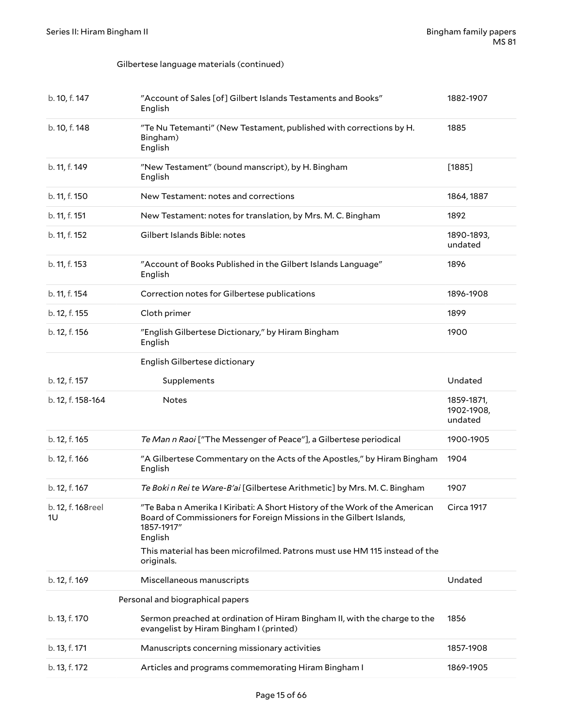Gilbertese language materials (continued)

| | | |
|---|---|---|
| b. 10, f. 147 | "Account of Sales [of] Gilbert Islands Testaments and Books"<br>English | 1882-1907 |
| b. 10, f. 148 | "Te Nu Tetemanti" (New Testament, published with corrections by H. Bingham)<br>English | 1885 |
| b. 11, f. 149 | "New Testament" (bound manscript), by H. Bingham<br>English | [1885] |
| b. 11, f. 150 | New Testament: notes and corrections | 1864, 1887 |
| b. 11, f. 151 | New Testament: notes for translation, by Mrs. M. C. Bingham | 1892 |
| b. 11, f. 152 | Gilbert Islands Bible: notes | 1890-1893, undated |
| b. 11, f. 153 | "Account of Books Published in the Gilbert Islands Language"<br>English | 1896 |
| b. 11, f. 154 | Correction notes for Gilbertese publications | 1896-1908 |
| b. 12, f. 155 | Cloth primer | 1899 |
| b. 12, f. 156 | "English Gilbertese Dictionary," by Hiram Bingham<br>English | 1900 |
| | English Gilbertese dictionary | |
| b. 12, f. 157 | Supplements | Undated |
| b. 12, f. 158-164 | Notes | 1859-1871, 1902-1908, undated |
| b. 12, f. 165 | *Te Man n Raoi* ["The Messenger of Peace"], a Gilbertese periodical | 1900-1905 |
| b. 12, f. 166 | "A Gilbertese Commentary on the Acts of the Apostles," by Hiram Bingham<br>English | 1904 |
| b. 12, f. 167 | *Te Boki n Rei te Ware-B'ai* [Gilbertese Arithmetic] by Mrs. M. C. Bingham | 1907 |
| b. 12, f. 168reel 1U | "Te Baba n Amerika I Kiribati: A Short History of the Work of the American Board of Commissioners for Foreign Missions in the Gilbert Islands, 1857-1917"<br>English<br>This material has been microfilmed. Patrons must use HM 115 instead of the originals. | Circa 1917 |
| b. 12, f. 169 | Miscellaneous manuscripts | Undated |

Personal and biographical papers

| | | |
|---|---|---|
| b. 13, f. 170 | Sermon preached at ordination of Hiram Bingham II, with the charge to the evangelist by Hiram Bingham I (printed) | 1856 |
| b. 13, f. 171 | Manuscripts concerning missionary activities | 1857-1908 |
| b. 13, f. 172 | Articles and programs commemorating Hiram Bingham I | 1869-1905 |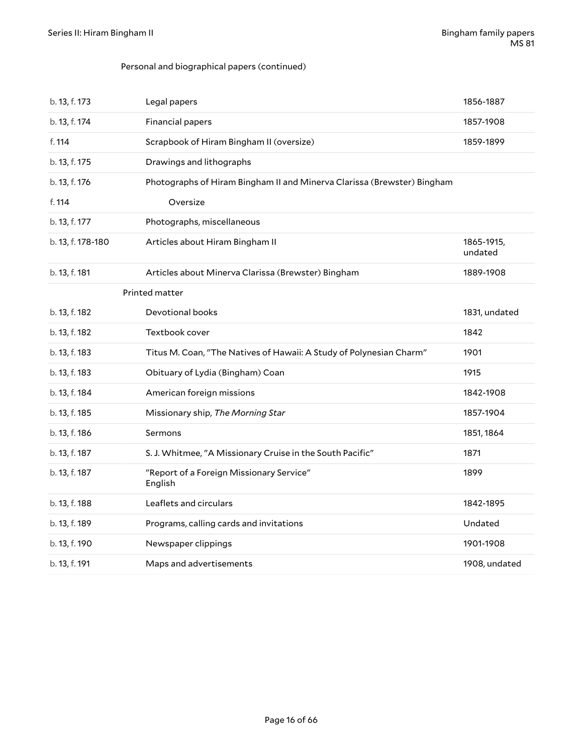Personal and biographical papers (continued)

| | | |
|---|---|---|
| b. 13, f. 173 | Legal papers | 1856-1887 |
| b. 13, f. 174 | Financial papers | 1857-1908 |
| f. 114 | Scrapbook of Hiram Bingham II (oversize) | 1859-1899 |
| b. 13, f. 175 | Drawings and lithographs | |
| b. 13, f. 176 | Photographs of Hiram Bingham II and Minerva Clarissa (Brewster) Bingham | |
| f. 114 | Oversize | |
| b. 13, f. 177 | Photographs, miscellaneous | |
| b. 13, f. 178-180 | Articles about Hiram Bingham II | 1865-1915, undated |
| b. 13, f. 181 | Articles about Minerva Clarissa (Brewster) Bingham | 1889-1908 |
| | Printed matter | |
| b. 13, f. 182 | Devotional books | 1831, undated |
| b. 13, f. 182 | Textbook cover | 1842 |
| b. 13, f. 183 | Titus M. Coan, "The Natives of Hawaii: A Study of Polynesian Charm" | 1901 |
| b. 13, f. 183 | Obituary of Lydia (Bingham) Coan | 1915 |
| b. 13, f. 184 | American foreign missions | 1842-1908 |
| b. 13, f. 185 | Missionary ship, *The Morning Star* | 1857-1904 |
| b. 13, f. 186 | Sermons | 1851, 1864 |
| b. 13, f. 187 | S. J. Whitmee, "A Missionary Cruise in the South Pacific" | 1871 |
| b. 13, f. 187 | "Report of a Foreign Missionary Service" English | 1899 |
| b. 13, f. 188 | Leaflets and circulars | 1842-1895 |
| b. 13, f. 189 | Programs, calling cards and invitations | Undated |
| b. 13, f. 190 | Newspaper clippings | 1901-1908 |
| b. 13, f. 191 | Maps and advertisements | 1908, undated |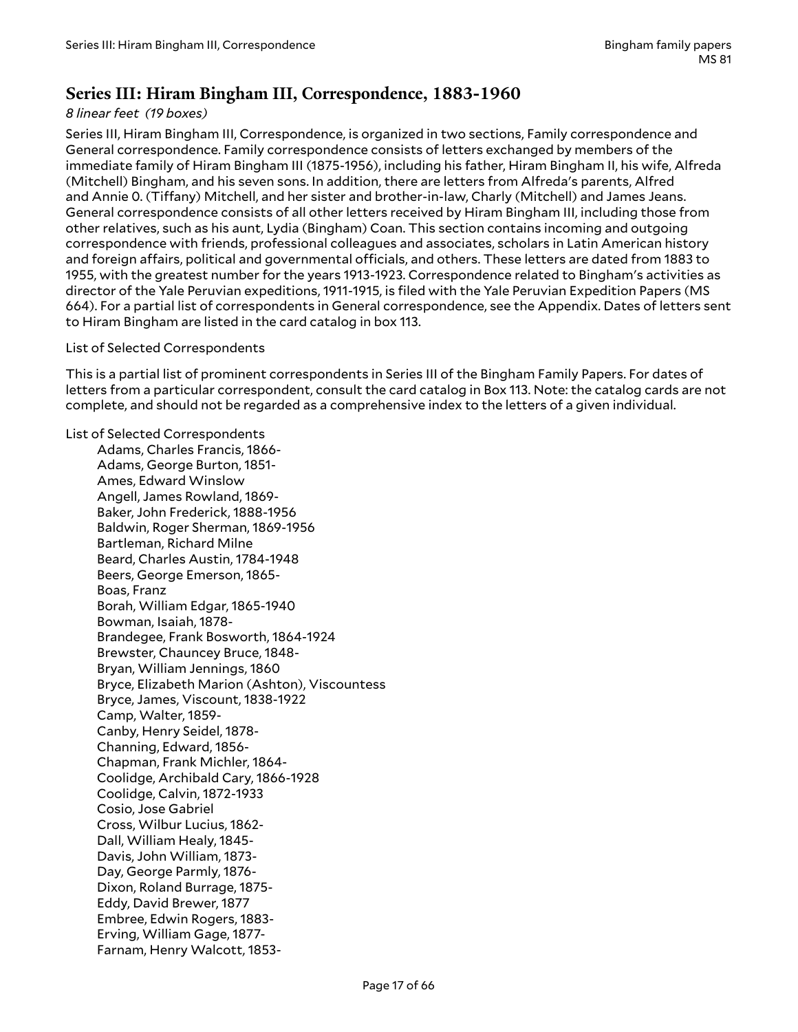## Series III: Hiram Bingham III, Correspondence, 1883-1960

*8 linear feet (19 boxes)*

Series III, Hiram Bingham III, Correspondence, is organized in two sections, Family correspondence and General correspondence. Family correspondence consists of letters exchanged by members of the immediate family of Hiram Bingham III (1875-1956), including his father, Hiram Bingham II, his wife, Alfreda (Mitchell) Bingham, and his seven sons. In addition, there are letters from Alfreda's parents, Alfred and Annie 0. (Tiffany) Mitchell, and her sister and brother-in-law, Charly (Mitchell) and James Jeans. General correspondence consists of all other letters received by Hiram Bingham III, including those from other relatives, such as his aunt, Lydia (Bingham) Coan. This section contains incoming and outgoing correspondence with friends, professional colleagues and associates, scholars in Latin American history and foreign affairs, political and governmental officials, and others. These letters are dated from 1883 to 1955, with the greatest number for the years 1913-1923. Correspondence related to Bingham's activities as director of the Yale Peruvian expeditions, 1911-1915, is filed with the Yale Peruvian Expedition Papers (MS 664). For a partial list of correspondents in General correspondence, see the Appendix. Dates of letters sent to Hiram Bingham are listed in the card catalog in box 113.

List of Selected Correspondents

This is a partial list of prominent correspondents in Series III of the Bingham Family Papers. For dates of letters from a particular correspondent, consult the card catalog in Box 113. Note: the catalog cards are not complete, and should not be regarded as a comprehensive index to the letters of a given individual.

List of Selected Correspondents

- Adams, Charles Francis, 1866-
- Adams, George Burton, 1851-
- Ames, Edward Winslow
- Angell, James Rowland, 1869-
- Baker, John Frederick, 1888-1956
- Baldwin, Roger Sherman, 1869-1956
- Bartleman, Richard Milne
- Beard, Charles Austin, 1784-1948
- Beers, George Emerson, 1865-
- Boas, Franz
- Borah, William Edgar, 1865-1940
- Bowman, Isaiah, 1878-
- Brandegee, Frank Bosworth, 1864-1924
- Brewster, Chauncey Bruce, 1848-
- Bryan, William Jennings, 1860
- Bryce, Elizabeth Marion (Ashton), Viscountess
- Bryce, James, Viscount, 1838-1922
- Camp, Walter, 1859-
- Canby, Henry Seidel, 1878-
- Channing, Edward, 1856-
- Chapman, Frank Michler, 1864-
- Coolidge, Archibald Cary, 1866-1928
- Coolidge, Calvin, 1872-1933
- Cosio, Jose Gabriel
- Cross, Wilbur Lucius, 1862-
- Dall, William Healy, 1845-
- Davis, John William, 1873-
- Day, George Parmly, 1876-
- Dixon, Roland Burrage, 1875-
- Eddy, David Brewer, 1877
- Embree, Edwin Rogers, 1883-
- Erving, William Gage, 1877-
- Farnam, Henry Walcott, 1853-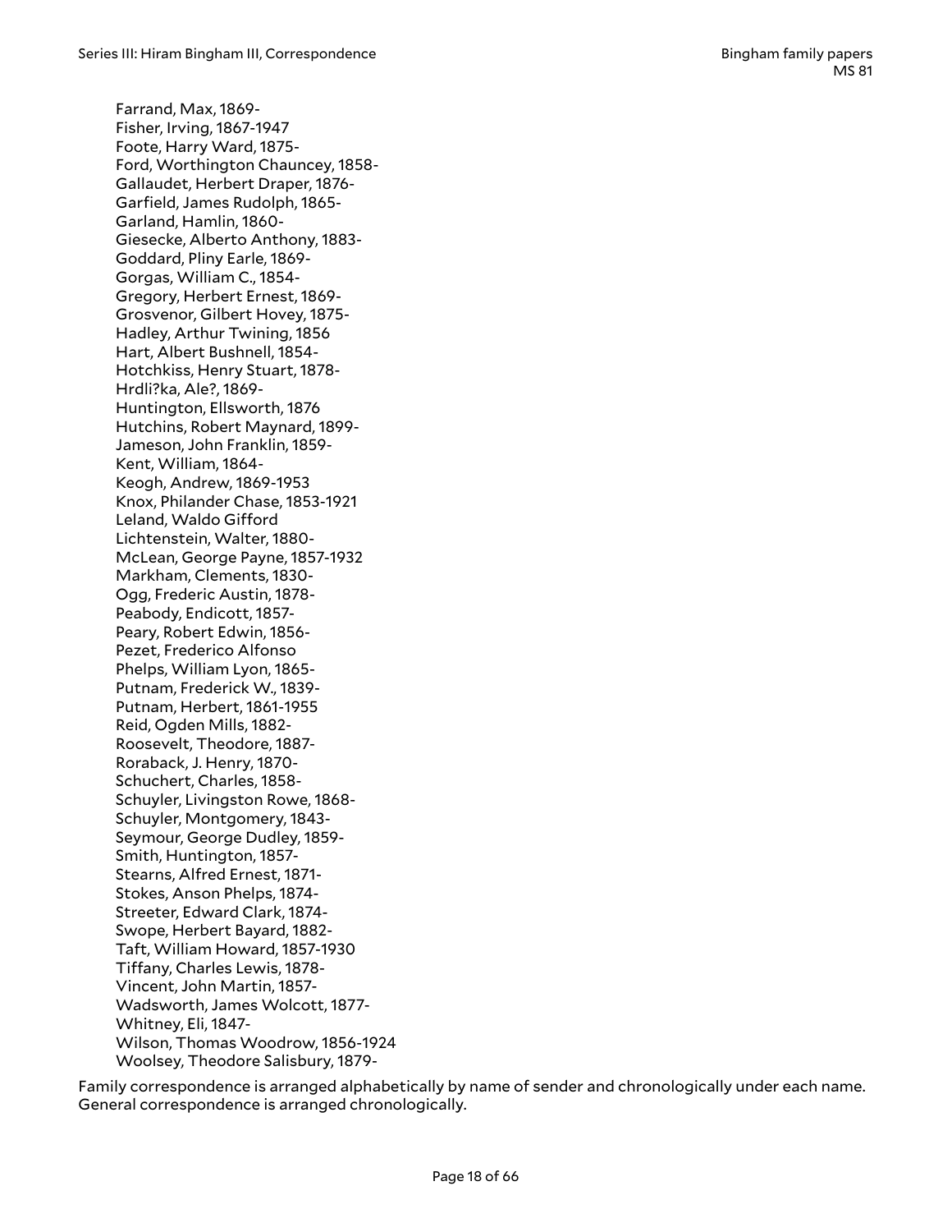Farrand, Max, 1869-
Fisher, Irving, 1867-1947
Foote, Harry Ward, 1875-
Ford, Worthington Chauncey, 1858-
Gallaudet, Herbert Draper, 1876-
Garfield, James Rudolph, 1865-
Garland, Hamlin, 1860-
Giesecke, Alberto Anthony, 1883-
Goddard, Pliny Earle, 1869-
Gorgas, William C., 1854-
Gregory, Herbert Ernest, 1869-
Grosvenor, Gilbert Hovey, 1875-
Hadley, Arthur Twining, 1856
Hart, Albert Bushnell, 1854-
Hotchkiss, Henry Stuart, 1878-
Hrdli?ka, Ale?, 1869-
Huntington, Ellsworth, 1876
Hutchins, Robert Maynard, 1899-
Jameson, John Franklin, 1859-
Kent, William, 1864-
Keogh, Andrew, 1869-1953
Knox, Philander Chase, 1853-1921
Leland, Waldo Gifford
Lichtenstein, Walter, 1880-
McLean, George Payne, 1857-1932
Markham, Clements, 1830-
Ogg, Frederic Austin, 1878-
Peabody, Endicott, 1857-
Peary, Robert Edwin, 1856-
Pezet, Frederico Alfonso
Phelps, William Lyon, 1865-
Putnam, Frederick W., 1839-
Putnam, Herbert, 1861-1955
Reid, Ogden Mills, 1882-
Roosevelt, Theodore, 1887-
Roraback, J. Henry, 1870-
Schuchert, Charles, 1858-
Schuyler, Livingston Rowe, 1868-
Schuyler, Montgomery, 1843-
Seymour, George Dudley, 1859-
Smith, Huntington, 1857-
Stearns, Alfred Ernest, 1871-
Stokes, Anson Phelps, 1874-
Streeter, Edward Clark, 1874-
Swope, Herbert Bayard, 1882-
Taft, William Howard, 1857-1930
Tiffany, Charles Lewis, 1878-
Vincent, John Martin, 1857-
Wadsworth, James Wolcott, 1877-
Whitney, Eli, 1847-
Wilson, Thomas Woodrow, 1856-1924
Woolsey, Theodore Salisbury, 1879-

Family correspondence is arranged alphabetically by name of sender and chronologically under each name. General correspondence is arranged chronologically.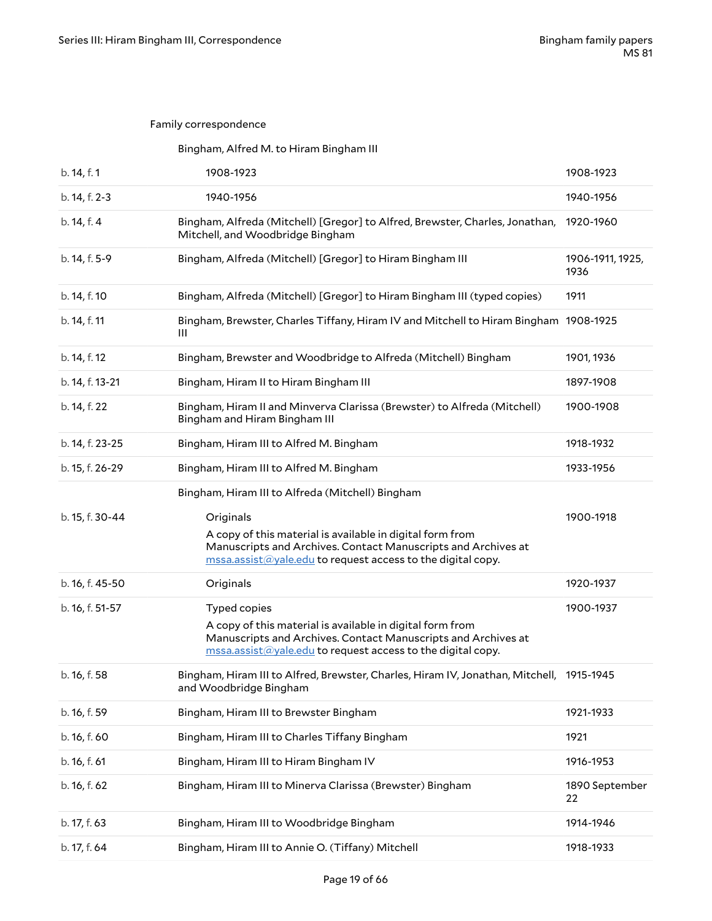Family correspondence

Bingham, Alfred M. to Hiram Bingham III

| | | |
|---|---|---|
| b. 14, f. 1 | 1908-1923 | 1908-1923 |
| b. 14, f. 2-3 | 1940-1956 | 1940-1956 |
| b. 14, f. 4 | Bingham, Alfreda (Mitchell) [Gregor] to Alfred, Brewster, Charles, Jonathan, Mitchell, and Woodbridge Bingham | 1920-1960 |
| b. 14, f. 5-9 | Bingham, Alfreda (Mitchell) [Gregor] to Hiram Bingham III | 1906-1911, 1925, 1936 |
| b. 14, f. 10 | Bingham, Alfreda (Mitchell) [Gregor] to Hiram Bingham III (typed copies) | 1911 |
| b. 14, f. 11 | Bingham, Brewster, Charles Tiffany, Hiram IV and Mitchell to Hiram Bingham III | 1908-1925 |
| b. 14, f. 12 | Bingham, Brewster and Woodbridge to Alfreda (Mitchell) Bingham | 1901, 1936 |
| b. 14, f. 13-21 | Bingham, Hiram II to Hiram Bingham III | 1897-1908 |
| b. 14, f. 22 | Bingham, Hiram II and Minverva Clarissa (Brewster) to Alfreda (Mitchell) Bingham and Hiram Bingham III | 1900-1908 |
| b. 14, f. 23-25 | Bingham, Hiram III to Alfred M. Bingham | 1918-1932 |
| b. 15, f. 26-29 | Bingham, Hiram III to Alfred M. Bingham | 1933-1956 |

Bingham, Hiram III to Alfreda (Mitchell) Bingham

| | | |
|---|---|---|
| b. 15, f. 30-44 | Originals<br>A copy of this material is available in digital form from Manuscripts and Archives. Contact Manuscripts and Archives at mssa.assist@yale.edu to request access to the digital copy. | 1900-1918 |
| b. 16, f. 45-50 | Originals | 1920-1937 |
| b. 16, f. 51-57 | Typed copies<br>A copy of this material is available in digital form from Manuscripts and Archives. Contact Manuscripts and Archives at mssa.assist@yale.edu to request access to the digital copy. | 1900-1937 |
| b. 16, f. 58 | Bingham, Hiram III to Alfred, Brewster, Charles, Hiram IV, Jonathan, Mitchell, and Woodbridge Bingham | 1915-1945 |
| b. 16, f. 59 | Bingham, Hiram III to Brewster Bingham | 1921-1933 |
| b. 16, f. 60 | Bingham, Hiram III to Charles Tiffany Bingham | 1921 |
| b. 16, f. 61 | Bingham, Hiram III to Hiram Bingham IV | 1916-1953 |
| b. 16, f. 62 | Bingham, Hiram III to Minerva Clarissa (Brewster) Bingham | 1890 September 22 |
| b. 17, f. 63 | Bingham, Hiram III to Woodbridge Bingham | 1914-1946 |
| b. 17, f. 64 | Bingham, Hiram III to Annie O. (Tiffany) Mitchell | 1918-1933 |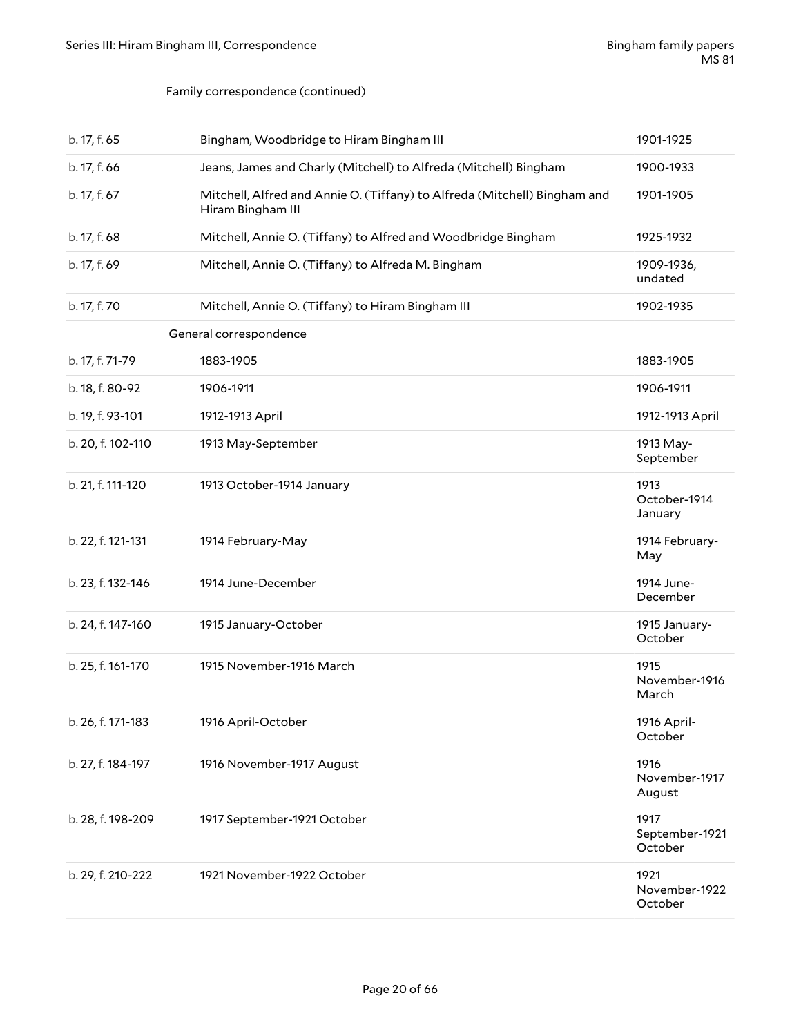Family correspondence (continued)

| | | |
|---|---|---|
| b. 17, f. 65 | Bingham, Woodbridge to Hiram Bingham III | 1901-1925 |
| b. 17, f. 66 | Jeans, James and Charly (Mitchell) to Alfreda (Mitchell) Bingham | 1900-1933 |
| b. 17, f. 67 | Mitchell, Alfred and Annie O. (Tiffany) to Alfreda (Mitchell) Bingham and Hiram Bingham III | 1901-1905 |
| b. 17, f. 68 | Mitchell, Annie O. (Tiffany) to Alfred and Woodbridge Bingham | 1925-1932 |
| b. 17, f. 69 | Mitchell, Annie O. (Tiffany) to Alfreda M. Bingham | 1909-1936, undated |
| b. 17, f. 70 | Mitchell, Annie O. (Tiffany) to Hiram Bingham III | 1902-1935 |
| | General correspondence | |
| b. 17, f. 71-79 | 1883-1905 | 1883-1905 |
| b. 18, f. 80-92 | 1906-1911 | 1906-1911 |
| b. 19, f. 93-101 | 1912-1913 April | 1912-1913 April |
| b. 20, f. 102-110 | 1913 May-September | 1913 May-September |
| b. 21, f. 111-120 | 1913 October-1914 January | 1913 October-1914 January |
| b. 22, f. 121-131 | 1914 February-May | 1914 February-May |
| b. 23, f. 132-146 | 1914 June-December | 1914 June-December |
| b. 24, f. 147-160 | 1915 January-October | 1915 January-October |
| b. 25, f. 161-170 | 1915 November-1916 March | 1915 November-1916 March |
| b. 26, f. 171-183 | 1916 April-October | 1916 April-October |
| b. 27, f. 184-197 | 1916 November-1917 August | 1916 November-1917 August |
| b. 28, f. 198-209 | 1917 September-1921 October | 1917 September-1921 October |
| b. 29, f. 210-222 | 1921 November-1922 October | 1921 November-1922 October |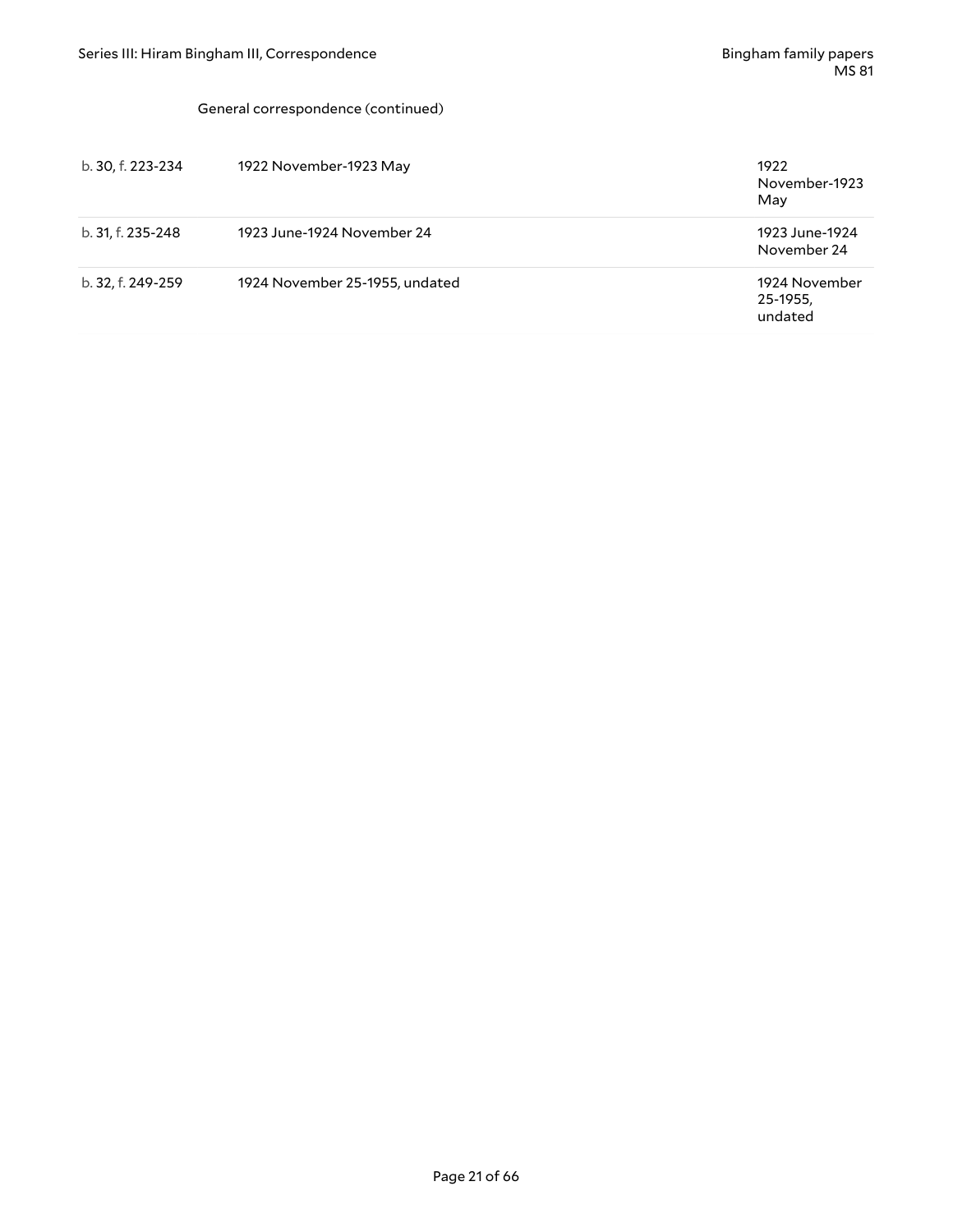General correspondence (continued)

| | | |
|---|---|---|
| b. 30, f. 223-234 | 1922 November-1923 May | 1922 November-1923 May |
| b. 31, f. 235-248 | 1923 June-1924 November 24 | 1923 June-1924 November 24 |
| b. 32, f. 249-259 | 1924 November 25-1955, undated | 1924 November 25-1955, undated |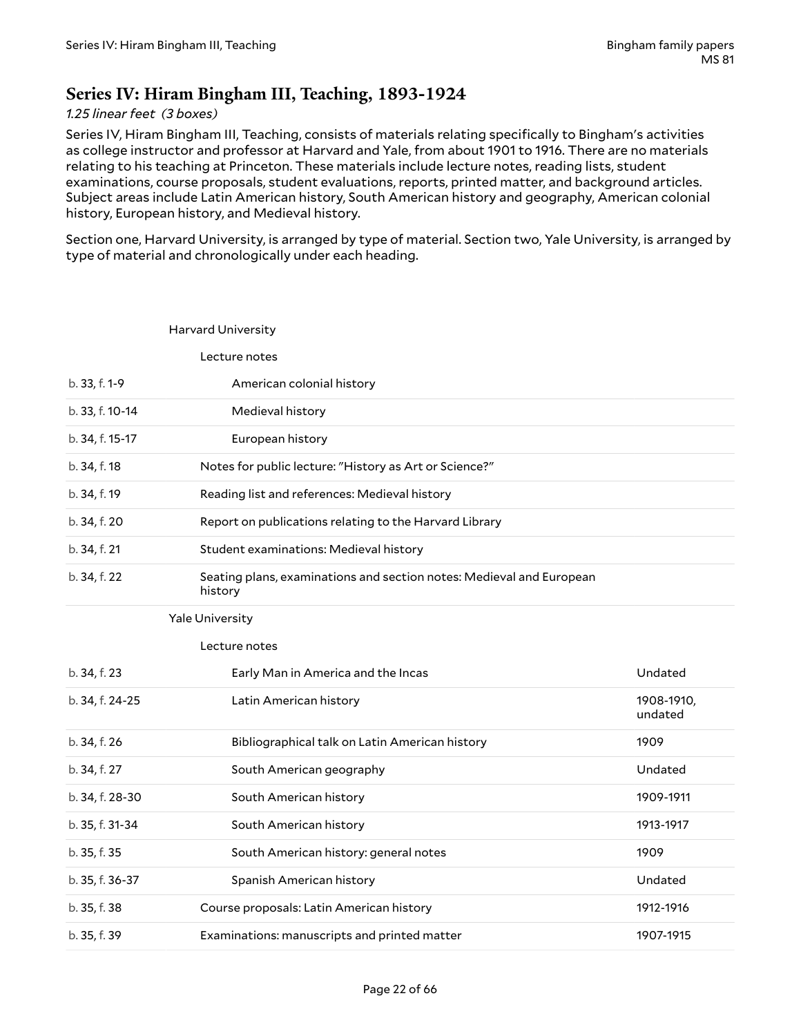## Series IV: Hiram Bingham III, Teaching, 1893-1924

*1.25 linear feet (3 boxes)*

Series IV, Hiram Bingham III, Teaching, consists of materials relating specifically to Bingham's activities as college instructor and professor at Harvard and Yale, from about 1901 to 1916. There are no materials relating to his teaching at Princeton. These materials include lecture notes, reading lists, student examinations, course proposals, student evaluations, reports, printed matter, and background articles. Subject areas include Latin American history, South American history and geography, American colonial history, European history, and Medieval history.

Section one, Harvard University, is arranged by type of material. Section two, Yale University, is arranged by type of material and chronologically under each heading.

| Location | Description | Date |
|---|---|---|
| | Harvard University | |
| | Lecture notes | |
| b. 33, f. 1-9 | American colonial history | |
| b. 33, f. 10-14 | Medieval history | |
| b. 34, f. 15-17 | European history | |
| b. 34, f. 18 | Notes for public lecture: "History as Art or Science?" | |
| b. 34, f. 19 | Reading list and references: Medieval history | |
| b. 34, f. 20 | Report on publications relating to the Harvard Library | |
| b. 34, f. 21 | Student examinations: Medieval history | |
| b. 34, f. 22 | Seating plans, examinations and section notes: Medieval and European history | |
| | Yale University | |
| | Lecture notes | |
| b. 34, f. 23 | Early Man in America and the Incas | Undated |
| b. 34, f. 24-25 | Latin American history | 1908-1910, undated |
| b. 34, f. 26 | Bibliographical talk on Latin American history | 1909 |
| b. 34, f. 27 | South American geography | Undated |
| b. 34, f. 28-30 | South American history | 1909-1911 |
| b. 35, f. 31-34 | South American history | 1913-1917 |
| b. 35, f. 35 | South American history: general notes | 1909 |
| b. 35, f. 36-37 | Spanish American history | Undated |
| b. 35, f. 38 | Course proposals: Latin American history | 1912-1916 |
| b. 35, f. 39 | Examinations: manuscripts and printed matter | 1907-1915 |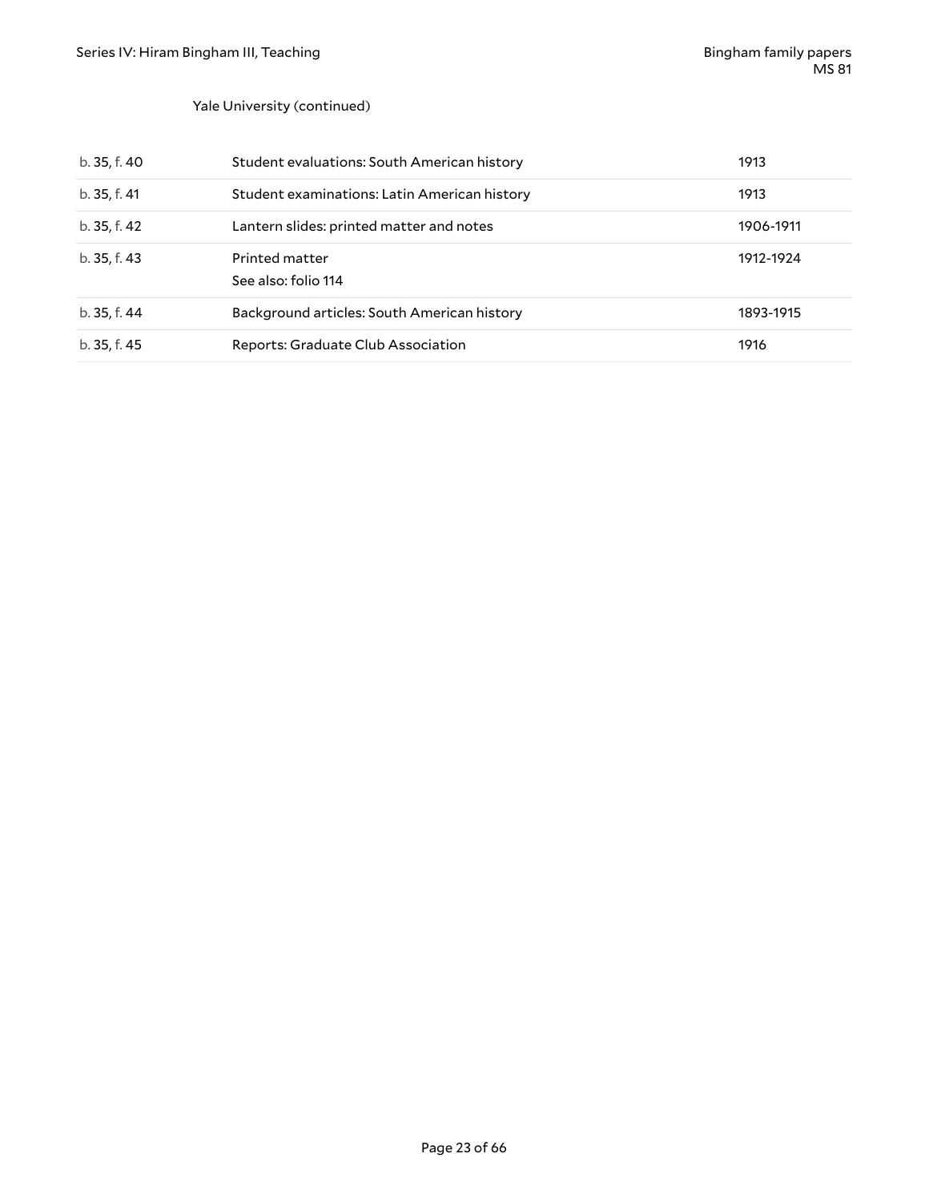Yale University (continued)

| | | |
|---|---|---|
| b. 35, f. 40 | Student evaluations: South American history | 1913 |
| b. 35, f. 41 | Student examinations: Latin American history | 1913 |
| b. 35, f. 42 | Lantern slides: printed matter and notes | 1906-1911 |
| b. 35, f. 43 | Printed matter<br>See also: folio 114 | 1912-1924 |
| b. 35, f. 44 | Background articles: South American history | 1893-1915 |
| b. 35, f. 45 | Reports: Graduate Club Association | 1916 |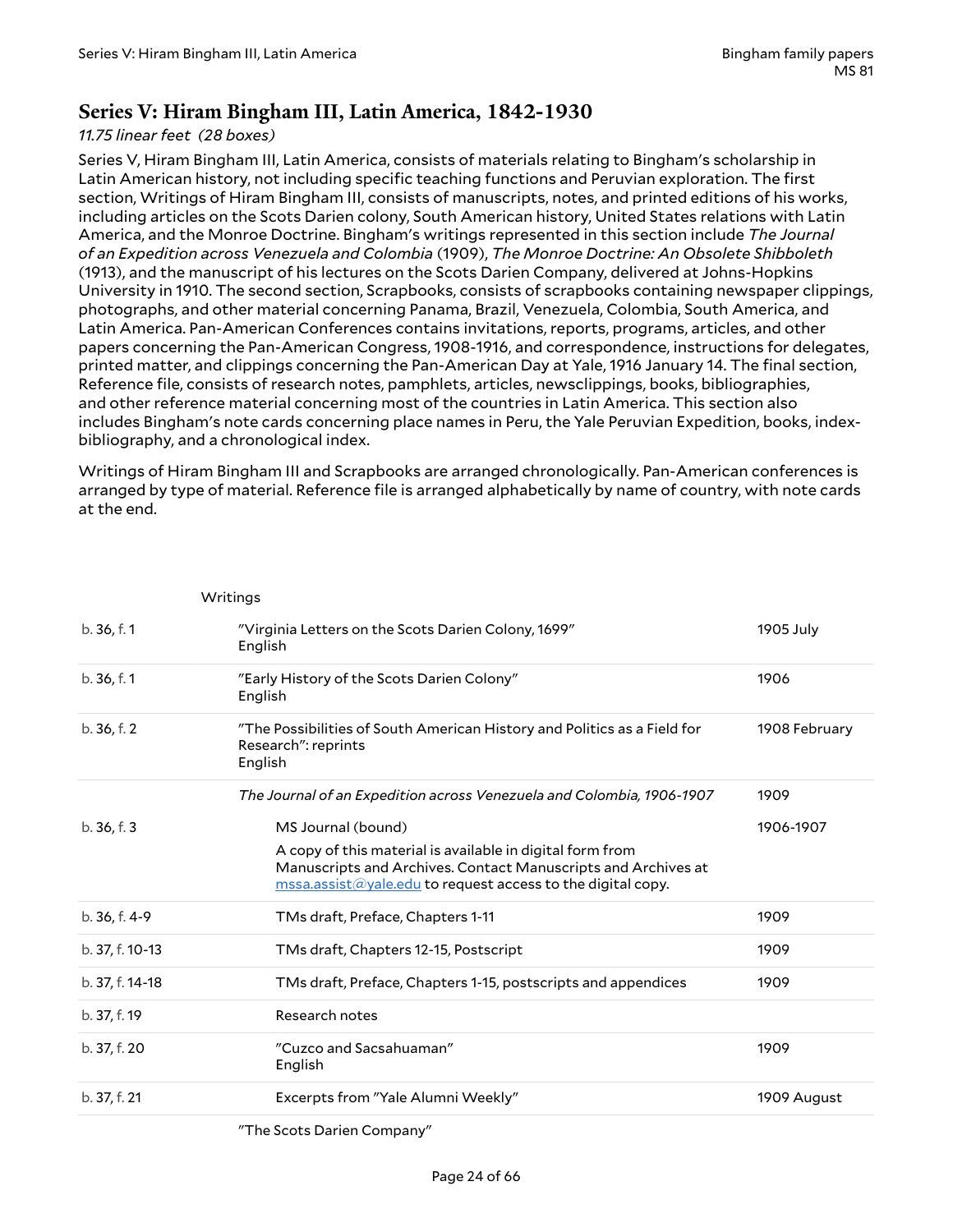## Series V: Hiram Bingham III, Latin America, 1842-1930

*11.75 linear feet (28 boxes)*

Series V, Hiram Bingham III, Latin America, consists of materials relating to Bingham's scholarship in Latin American history, not including specific teaching functions and Peruvian exploration. The first section, Writings of Hiram Bingham III, consists of manuscripts, notes, and printed editions of his works, including articles on the Scots Darien colony, South American history, United States relations with Latin America, and the Monroe Doctrine. Bingham's writings represented in this section include *The Journal of an Expedition across Venezuela and Colombia* (1909), *The Monroe Doctrine: An Obsolete Shibboleth* (1913), and the manuscript of his lectures on the Scots Darien Company, delivered at Johns-Hopkins University in 1910. The second section, Scrapbooks, consists of scrapbooks containing newspaper clippings, photographs, and other material concerning Panama, Brazil, Venezuela, Colombia, South America, and Latin America. Pan-American Conferences contains invitations, instructions, reports, programs, articles, and other papers concerning the Pan-American Congress, 1908-1916, and correspondence, instructions for delegates, printed matter, and clippings concerning the Pan-American Day at Yale, 1916 January 14. The final section, Reference file, consists of research notes, pamphlets, articles, newsclippings, books, bibliographies, and other reference material concerning most of the countries in Latin America. This section also includes Bingham's note cards concerning place names in Peru, the Yale Peruvian Expedition, books, index-bibliography, and a chronological index.

Writings of Hiram Bingham III and Scrapbooks are arranged chronologically. Pan-American conferences is arranged by type of material. Reference file is arranged alphabetically by name of country, with note cards at the end.

| | Writings | |
|---|---|---|
| b. 36, f. 1 | "Virginia Letters on the Scots Darien Colony, 1699" English | 1905 July |
| b. 36, f. 1 | "Early History of the Scots Darien Colony" English | 1906 |
| b. 36, f. 2 | "The Possibilities of South American History and Politics as a Field for Research": reprints English | 1908 February |
| | *The Journal of an Expedition across Venezuela and Colombia, 1906-1907* | 1909 |
| b. 36, f. 3 | MS Journal (bound) A copy of this material is available in digital form from Manuscripts and Archives. Contact Manuscripts and Archives at mssa.assist@yale.edu to request access to the digital copy. | 1906-1907 |
| b. 36, f. 4-9 | TMs draft, Preface, Chapters 1-11 | 1909 |
| b. 37, f. 10-13 | TMs draft, Chapters 12-15, Postscript | 1909 |
| b. 37, f. 14-18 | TMs draft, Preface, Chapters 1-15, postscripts and appendices | 1909 |
| b. 37, f. 19 | Research notes | |
| b. 37, f. 20 | "Cuzco and Sacsahuaman" English | 1909 |
| b. 37, f. 21 | Excerpts from "Yale Alumni Weekly" | 1909 August |
| | "The Scots Darien Company" | |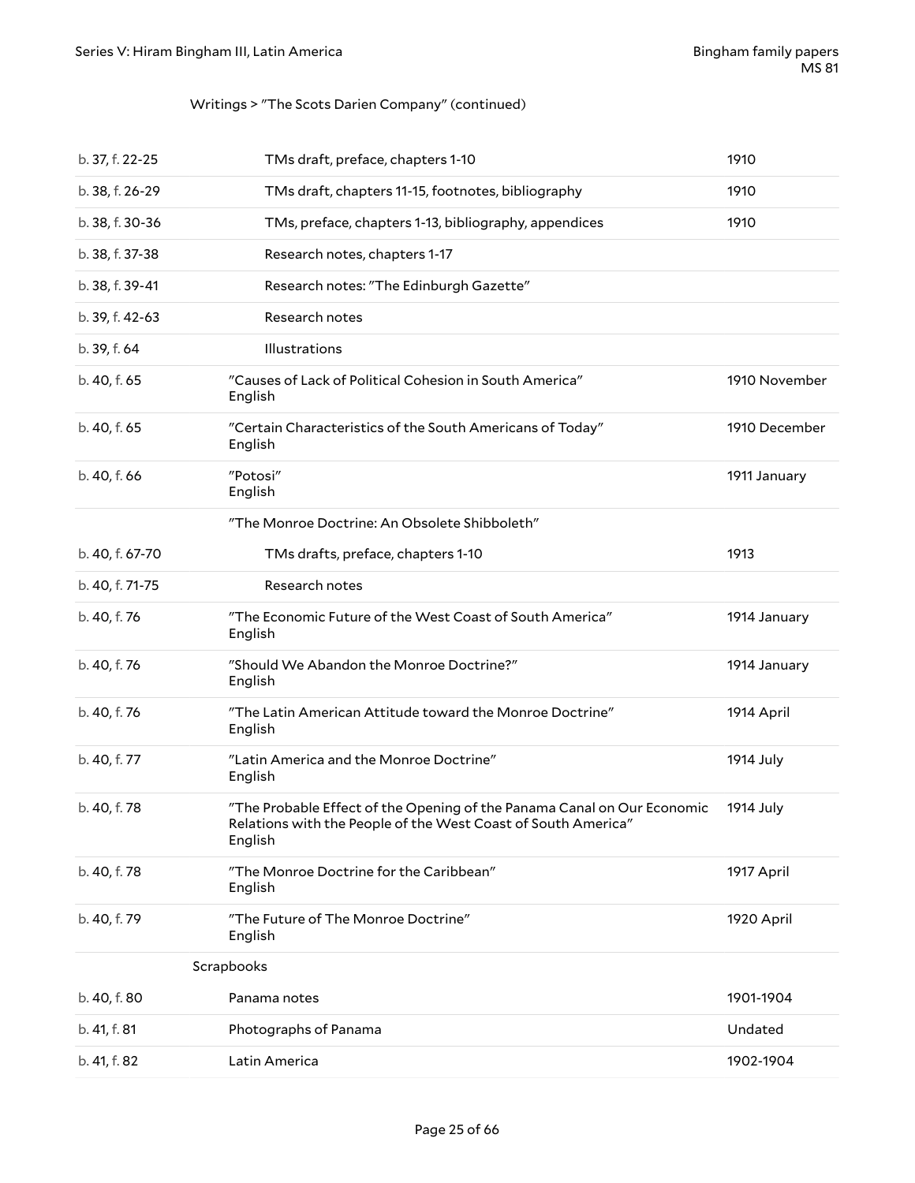Writings > "The Scots Darien Company" (continued)

| | | |
|---|---|---|
| b. 37, f. 22-25 | TMs draft, preface, chapters 1-10 | 1910 |
| b. 38, f. 26-29 | TMs draft, chapters 11-15, footnotes, bibliography | 1910 |
| b. 38, f. 30-36 | TMs, preface, chapters 1-13, bibliography, appendices | 1910 |
| b. 38, f. 37-38 | Research notes, chapters 1-17 | |
| b. 38, f. 39-41 | Research notes: "The Edinburgh Gazette" | |
| b. 39, f. 42-63 | Research notes | |
| b. 39, f. 64 | Illustrations | |
| b. 40, f. 65 | "Causes of Lack of Political Cohesion in South America" English | 1910 November |
| b. 40, f. 65 | "Certain Characteristics of the South Americans of Today" English | 1910 December |
| b. 40, f. 66 | "Potosi" English | 1911 January |
| | "The Monroe Doctrine: An Obsolete Shibboleth" | |
| b. 40, f. 67-70 | TMs drafts, preface, chapters 1-10 | 1913 |
| b. 40, f. 71-75 | Research notes | |
| b. 40, f. 76 | "The Economic Future of the West Coast of South America" English | 1914 January |
| b. 40, f. 76 | "Should We Abandon the Monroe Doctrine?" English | 1914 January |
| b. 40, f. 76 | "The Latin American Attitude toward the Monroe Doctrine" English | 1914 April |
| b. 40, f. 77 | "Latin America and the Monroe Doctrine" English | 1914 July |
| b. 40, f. 78 | "The Probable Effect of the Opening of the Panama Canal on Our Economic Relations with the People of the West Coast of South America" English | 1914 July |
| b. 40, f. 78 | "The Monroe Doctrine for the Caribbean" English | 1917 April |
| b. 40, f. 79 | "The Future of The Monroe Doctrine" English | 1920 April |
| | Scrapbooks | |
| b. 40, f. 80 | Panama notes | 1901-1904 |
| b. 41, f. 81 | Photographs of Panama | Undated |
| b. 41, f. 82 | Latin America | 1902-1904 |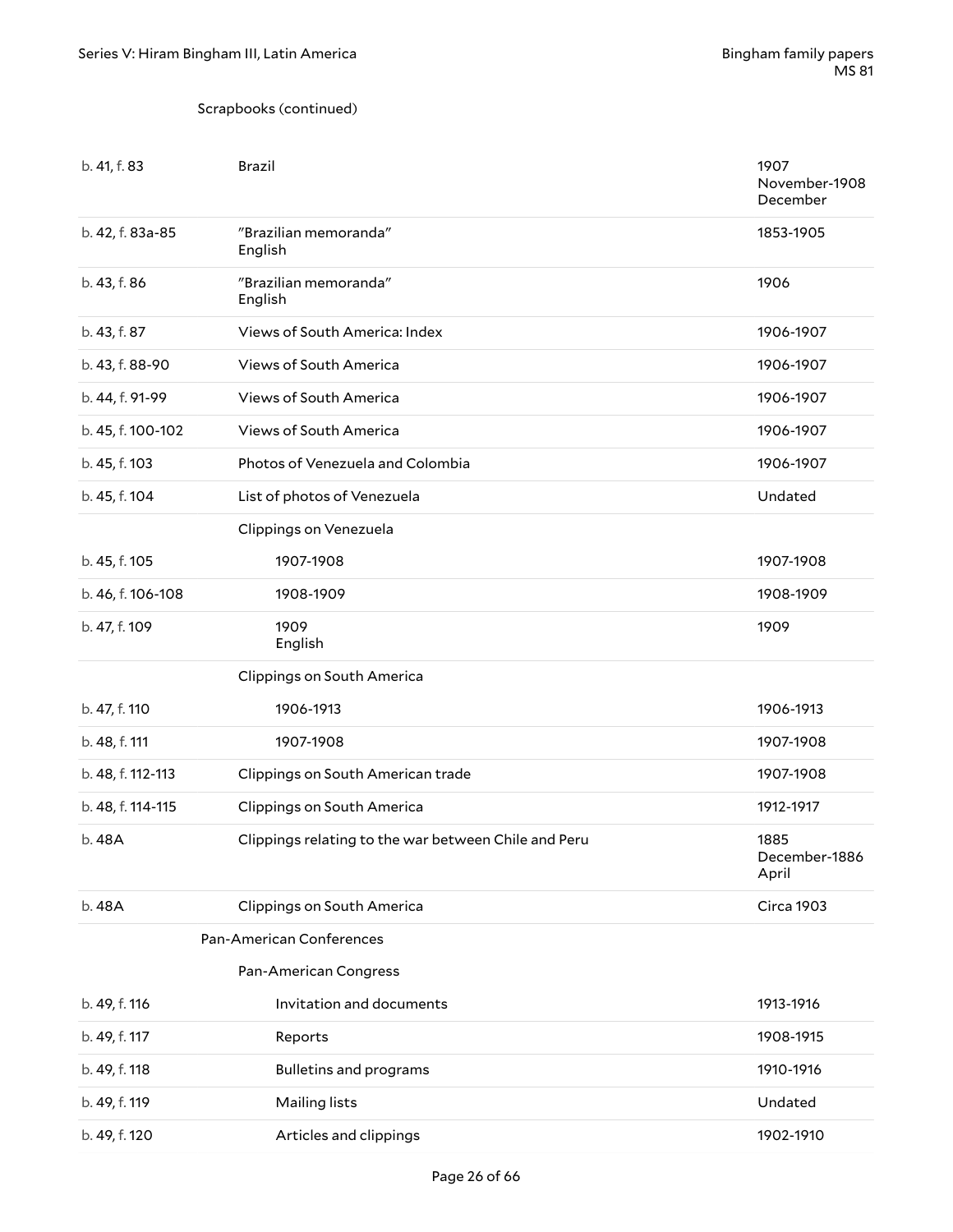Scrapbooks (continued)

| | | |
|---|---|---|
| b. 41, f. 83 | Brazil | 1907 November-1908 December |
| b. 42, f. 83a-85 | "Brazilian memoranda" English | 1853-1905 |
| b. 43, f. 86 | "Brazilian memoranda" English | 1906 |
| b. 43, f. 87 | Views of South America: Index | 1906-1907 |
| b. 43, f. 88-90 | Views of South America | 1906-1907 |
| b. 44, f. 91-99 | Views of South America | 1906-1907 |
| b. 45, f. 100-102 | Views of South America | 1906-1907 |
| b. 45, f. 103 | Photos of Venezuela and Colombia | 1906-1907 |
| b. 45, f. 104 | List of photos of Venezuela | Undated |
| | Clippings on Venezuela | |
| b. 45, f. 105 | 1907-1908 | 1907-1908 |
| b. 46, f. 106-108 | 1908-1909 | 1908-1909 |
| b. 47, f. 109 | 1909 English | 1909 |
| | Clippings on South America | |
| b. 47, f. 110 | 1906-1913 | 1906-1913 |
| b. 48, f. 111 | 1907-1908 | 1907-1908 |
| b. 48, f. 112-113 | Clippings on South American trade | 1907-1908 |
| b. 48, f. 114-115 | Clippings on South America | 1912-1917 |
| b. 48A | Clippings relating to the war between Chile and Peru | 1885 December-1886 April |
| b. 48A | Clippings on South America | Circa 1903 |

Pan-American Conferences

| | | |
|---|---|---|
| | Pan-American Congress | |
| b. 49, f. 116 | Invitation and documents | 1913-1916 |
| b. 49, f. 117 | Reports | 1908-1915 |
| b. 49, f. 118 | Bulletins and programs | 1910-1916 |
| b. 49, f. 119 | Mailing lists | Undated |
| b. 49, f. 120 | Articles and clippings | 1902-1910 |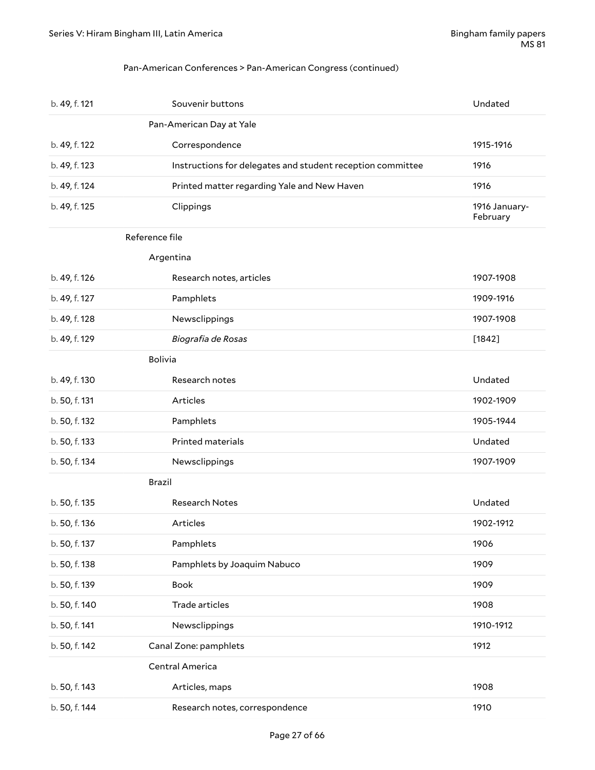Pan-American Conferences > Pan-American Congress (continued)

| | | |
|---|---|---|
| b. 49, f. 121 | Souvenir buttons | Undated |
| | **Pan-American Day at Yale** | |
| b. 49, f. 122 | Correspondence | 1915-1916 |
| b. 49, f. 123 | Instructions for delegates and student reception committee | 1916 |
| b. 49, f. 124 | Printed matter regarding Yale and New Haven | 1916 |
| b. 49, f. 125 | Clippings | 1916 January-February |
| | **Reference file** | |
| | **Argentina** | |
| b. 49, f. 126 | Research notes, articles | 1907-1908 |
| b. 49, f. 127 | Pamphlets | 1909-1916 |
| b. 49, f. 128 | Newsclippings | 1907-1908 |
| b. 49, f. 129 | *Biografia de Rosas* | [1842] |
| | **Bolivia** | |
| b. 49, f. 130 | Research notes | Undated |
| b. 50, f. 131 | Articles | 1902-1909 |
| b. 50, f. 132 | Pamphlets | 1905-1944 |
| b. 50, f. 133 | Printed materials | Undated |
| b. 50, f. 134 | Newsclippings | 1907-1909 |
| | **Brazil** | |
| b. 50, f. 135 | Research Notes | Undated |
| b. 50, f. 136 | Articles | 1902-1912 |
| b. 50, f. 137 | Pamphlets | 1906 |
| b. 50, f. 138 | Pamphlets by Joaquim Nabuco | 1909 |
| b. 50, f. 139 | Book | 1909 |
| b. 50, f. 140 | Trade articles | 1908 |
| b. 50, f. 141 | Newsclippings | 1910-1912 |
| b. 50, f. 142 | Canal Zone: pamphlets | 1912 |
| | **Central America** | |
| b. 50, f. 143 | Articles, maps | 1908 |
| b. 50, f. 144 | Research notes, correspondence | 1910 |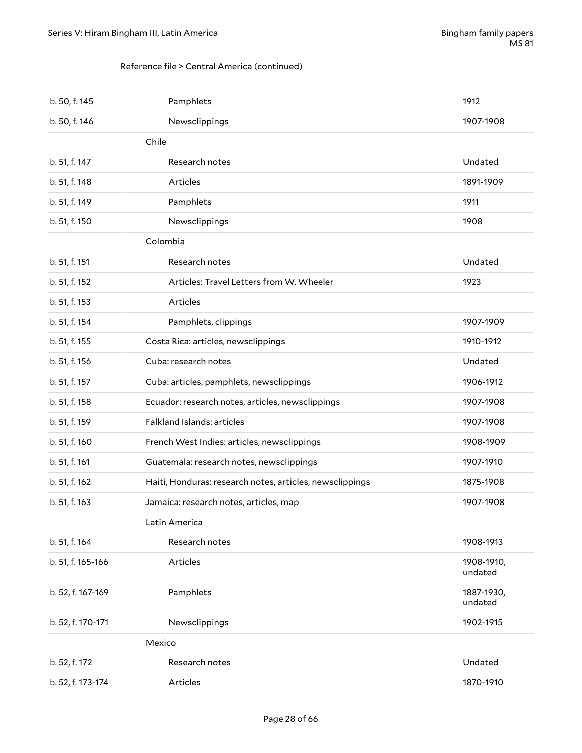Reference file > Central America (continued)

| | | |
|---|---|---|
| b. 50, f. 145 | Pamphlets | 1912 |
| b. 50, f. 146 | Newsclippings | 1907-1908 |
| | Chile | |
| b. 51, f. 147 | Research notes | Undated |
| b. 51, f. 148 | Articles | 1891-1909 |
| b. 51, f. 149 | Pamphlets | 1911 |
| b. 51, f. 150 | Newsclippings | 1908 |
| | Colombia | |
| b. 51, f. 151 | Research notes | Undated |
| b. 51, f. 152 | Articles: Travel Letters from W. Wheeler | 1923 |
| b. 51, f. 153 | Articles | |
| b. 51, f. 154 | Pamphlets, clippings | 1907-1909 |
| b. 51, f. 155 | Costa Rica: articles, newsclippings | 1910-1912 |
| b. 51, f. 156 | Cuba: research notes | Undated |
| b. 51, f. 157 | Cuba: articles, pamphlets, newsclippings | 1906-1912 |
| b. 51, f. 158 | Ecuador: research notes, articles, newsclippings | 1907-1908 |
| b. 51, f. 159 | Falkland Islands: articles | 1907-1908 |
| b. 51, f. 160 | French West Indies: articles, newsclippings | 1908-1909 |
| b. 51, f. 161 | Guatemala: research notes, newsclippings | 1907-1910 |
| b. 51, f. 162 | Haiti, Honduras: research notes, articles, newsclippings | 1875-1908 |
| b. 51, f. 163 | Jamaica: research notes, articles, map | 1907-1908 |
| | Latin America | |
| b. 51, f. 164 | Research notes | 1908-1913 |
| b. 51, f. 165-166 | Articles | 1908-1910, undated |
| b. 52, f. 167-169 | Pamphlets | 1887-1930, undated |
| b. 52, f. 170-171 | Newsclippings | 1902-1915 |
| | Mexico | |
| b. 52, f. 172 | Research notes | Undated |
| b. 52, f. 173-174 | Articles | 1870-1910 |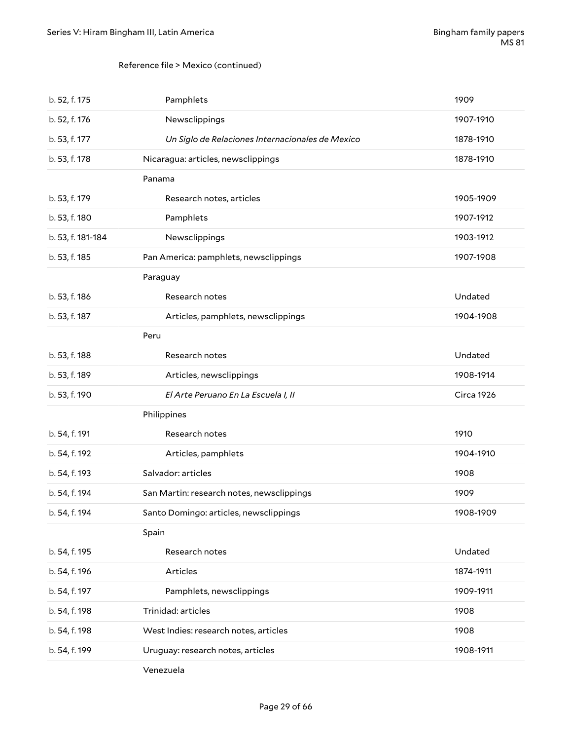Reference file > Mexico (continued)

| | | |
|---|---|---|
| b. 52, f. 175 | Pamphlets | 1909 |
| b. 52, f. 176 | Newsclippings | 1907-1910 |
| b. 53, f. 177 | *Un Siglo de Relaciones Internacionales de Mexico* | 1878-1910 |
| b. 53, f. 178 | Nicaragua: articles, newsclippings | 1878-1910 |
| | Panama | |
| b. 53, f. 179 | Research notes, articles | 1905-1909 |
| b. 53, f. 180 | Pamphlets | 1907-1912 |
| b. 53, f. 181-184 | Newsclippings | 1903-1912 |
| b. 53, f. 185 | Pan America: pamphlets, newsclippings | 1907-1908 |
| | Paraguay | |
| b. 53, f. 186 | Research notes | Undated |
| b. 53, f. 187 | Articles, pamphlets, newsclippings | 1904-1908 |
| | Peru | |
| b. 53, f. 188 | Research notes | Undated |
| b. 53, f. 189 | Articles, newsclippings | 1908-1914 |
| b. 53, f. 190 | *El Arte Peruano En La Escuela I, II* | Circa 1926 |
| | Philippines | |
| b. 54, f. 191 | Research notes | 1910 |
| b. 54, f. 192 | Articles, pamphlets | 1904-1910 |
| b. 54, f. 193 | Salvador: articles | 1908 |
| b. 54, f. 194 | San Martin: research notes, newsclippings | 1909 |
| b. 54, f. 194 | Santo Domingo: articles, newsclippings | 1908-1909 |
| | Spain | |
| b. 54, f. 195 | Research notes | Undated |
| b. 54, f. 196 | Articles | 1874-1911 |
| b. 54, f. 197 | Pamphlets, newsclippings | 1909-1911 |
| b. 54, f. 198 | Trinidad: articles | 1908 |
| b. 54, f. 198 | West Indies: research notes, articles | 1908 |
| b. 54, f. 199 | Uruguay: research notes, articles | 1908-1911 |
| | Venezuela | |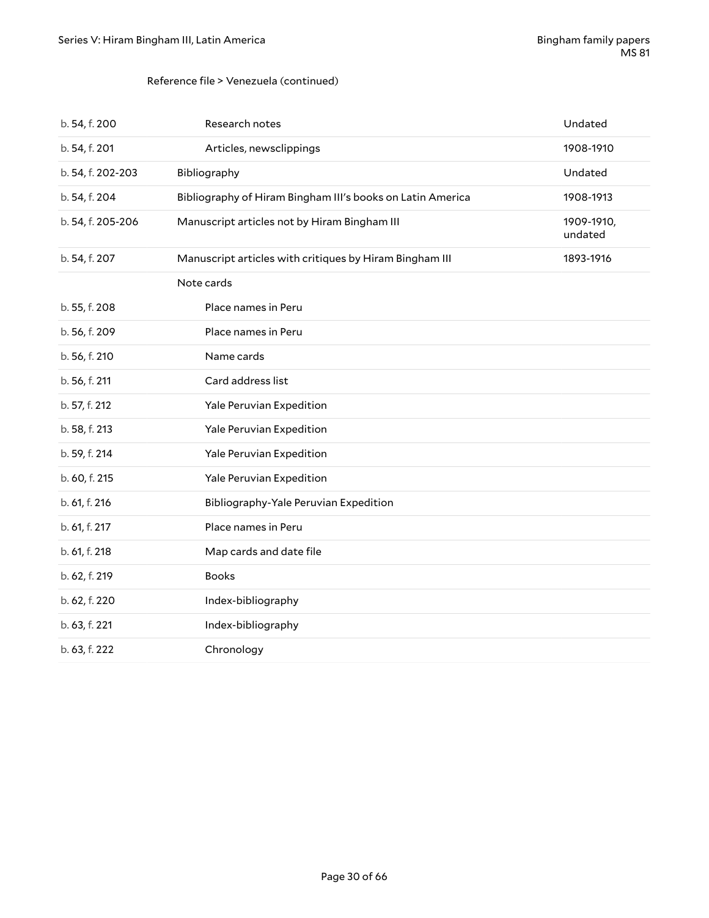Reference file > Venezuela (continued)

| | | |
|---|---|---|
| b. 54, f. 200 | Research notes | Undated |
| b. 54, f. 201 | Articles, newsclippings | 1908-1910 |
| b. 54, f. 202-203 | Bibliography | Undated |
| b. 54, f. 204 | Bibliography of Hiram Bingham III's books on Latin America | 1908-1913 |
| b. 54, f. 205-206 | Manuscript articles not by Hiram Bingham III | 1909-1910, undated |
| b. 54, f. 207 | Manuscript articles with critiques by Hiram Bingham III | 1893-1916 |
| | Note cards | |
| b. 55, f. 208 | Place names in Peru | |
| b. 56, f. 209 | Place names in Peru | |
| b. 56, f. 210 | Name cards | |
| b. 56, f. 211 | Card address list | |
| b. 57, f. 212 | Yale Peruvian Expedition | |
| b. 58, f. 213 | Yale Peruvian Expedition | |
| b. 59, f. 214 | Yale Peruvian Expedition | |
| b. 60, f. 215 | Yale Peruvian Expedition | |
| b. 61, f. 216 | Bibliography-Yale Peruvian Expedition | |
| b. 61, f. 217 | Place names in Peru | |
| b. 61, f. 218 | Map cards and date file | |
| b. 62, f. 219 | Books | |
| b. 62, f. 220 | Index-bibliography | |
| b. 63, f. 221 | Index-bibliography | |
| b. 63, f. 222 | Chronology | |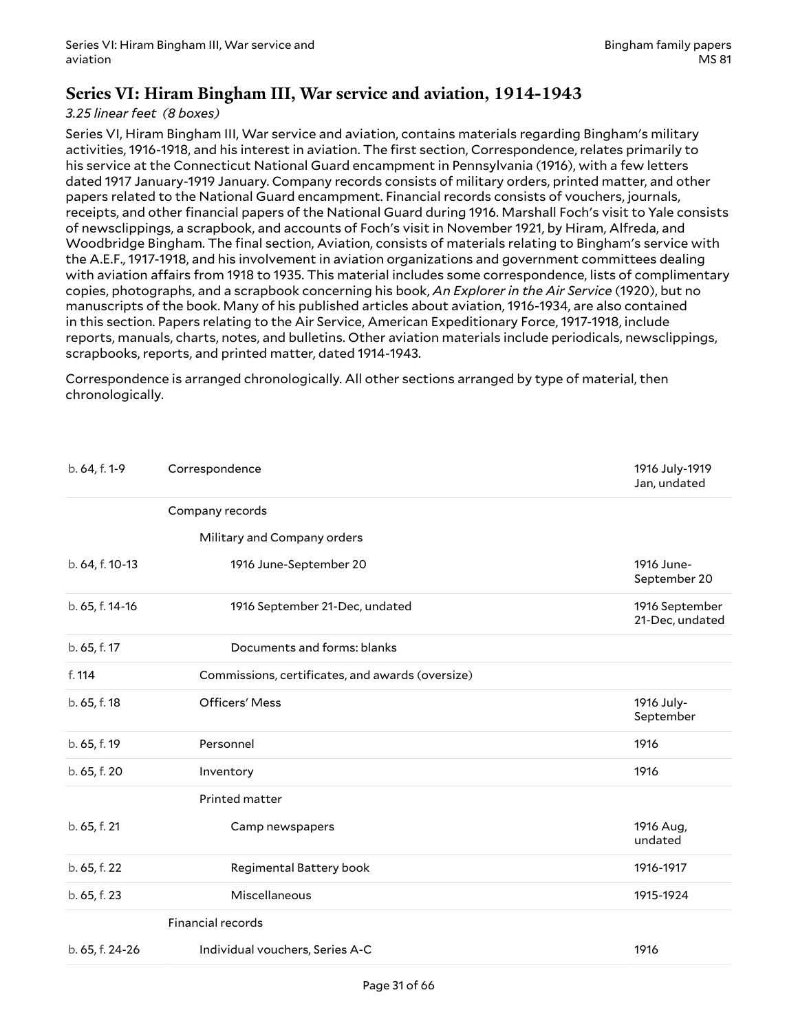## Series VI: Hiram Bingham III, War service and aviation, 1914-1943

*3.25 linear feet (8 boxes)*

Series VI, Hiram Bingham III, War service and aviation, contains materials regarding Bingham's military activities, 1916-1918, and his interest in aviation. The first section, Correspondence, relates primarily to his service at the Connecticut National Guard encampment in Pennsylvania (1916), with a few letters dated 1917 January-1919 January. Company records consists of military orders, printed matter, and other papers related to the National Guard encampment. Financial records consists of vouchers, journals, receipts, and other financial papers of the National Guard during 1916. Marshall Foch's visit to Yale consists of newsclippings, a scrapbook, and accounts of Foch's visit in November 1921, by Hiram, Alfreda, and Woodbridge Bingham. The final section, Aviation, consists of materials relating to Bingham's service with the A.E.F., 1917-1918, and his involvement in aviation organizations and government committees dealing with aviation affairs from 1918 to 1935. This material includes some correspondence, lists of complimentary copies, photographs, and a scrapbook concerning his book, *An Explorer in the Air Service* (1920), but no manuscripts of the book. Many of his published articles about aviation, 1916-1934, are also contained in this section. Papers relating to the Air Service, American Expeditionary Force, 1917-1918, include reports, manuals, charts, notes, and bulletins. Other aviation materials include periodicals, newsclippings, scrapbooks, reports, and printed matter, dated 1914-1943.

Correspondence is arranged chronologically. All other sections arranged by type of material, then chronologically.

| Location | Description | Date |
|---|---|---|
| b. 64, f. 1-9 | Correspondence | 1916 July-1919 Jan, undated |
| | Company records | |
| | Military and Company orders | |
| b. 64, f. 10-13 | 1916 June-September 20 | 1916 June-September 20 |
| b. 65, f. 14-16 | 1916 September 21-Dec, undated | 1916 September 21-Dec, undated |
| b. 65, f. 17 | Documents and forms: blanks | |
| f. 114 | Commissions, certificates, and awards (oversize) | |
| b. 65, f. 18 | Officers' Mess | 1916 July-September |
| b. 65, f. 19 | Personnel | 1916 |
| b. 65, f. 20 | Inventory | 1916 |
| | Printed matter | |
| b. 65, f. 21 | Camp newspapers | 1916 Aug, undated |
| b. 65, f. 22 | Regimental Battery book | 1916-1917 |
| b. 65, f. 23 | Miscellaneous | 1915-1924 |
| | Financial records | |
| b. 65, f. 24-26 | Individual vouchers, Series A-C | 1916 |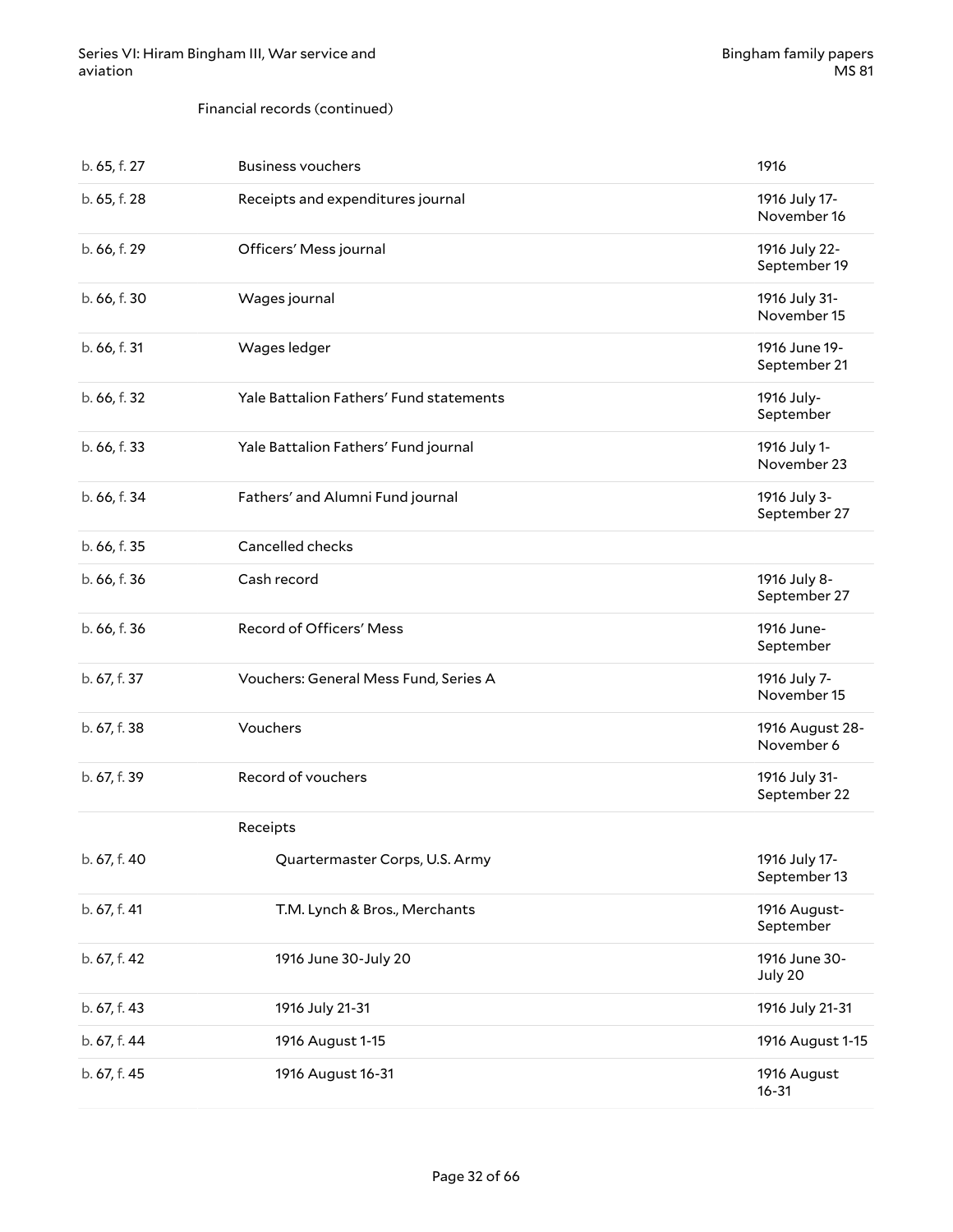Financial records (continued)

| | | |
|---|---|---|
| b. 65, f. 27 | Business vouchers | 1916 |
| b. 65, f. 28 | Receipts and expenditures journal | 1916 July 17-November 16 |
| b. 66, f. 29 | Officers' Mess journal | 1916 July 22-September 19 |
| b. 66, f. 30 | Wages journal | 1916 July 31-November 15 |
| b. 66, f. 31 | Wages ledger | 1916 June 19-September 21 |
| b. 66, f. 32 | Yale Battalion Fathers' Fund statements | 1916 July-September |
| b. 66, f. 33 | Yale Battalion Fathers' Fund journal | 1916 July 1-November 23 |
| b. 66, f. 34 | Fathers' and Alumni Fund journal | 1916 July 3-September 27 |
| b. 66, f. 35 | Cancelled checks | |
| b. 66, f. 36 | Cash record | 1916 July 8-September 27 |
| b. 66, f. 36 | Record of Officers' Mess | 1916 June-September |
| b. 67, f. 37 | Vouchers: General Mess Fund, Series A | 1916 July 7-November 15 |
| b. 67, f. 38 | Vouchers | 1916 August 28-November 6 |
| b. 67, f. 39 | Record of vouchers | 1916 July 31-September 22 |
| | Receipts | |
| b. 67, f. 40 | Quartermaster Corps, U.S. Army | 1916 July 17-September 13 |
| b. 67, f. 41 | T.M. Lynch & Bros., Merchants | 1916 August-September |
| b. 67, f. 42 | 1916 June 30-July 20 | 1916 June 30-July 20 |
| b. 67, f. 43 | 1916 July 21-31 | 1916 July 21-31 |
| b. 67, f. 44 | 1916 August 1-15 | 1916 August 1-15 |
| b. 67, f. 45 | 1916 August 16-31 | 1916 August 16-31 |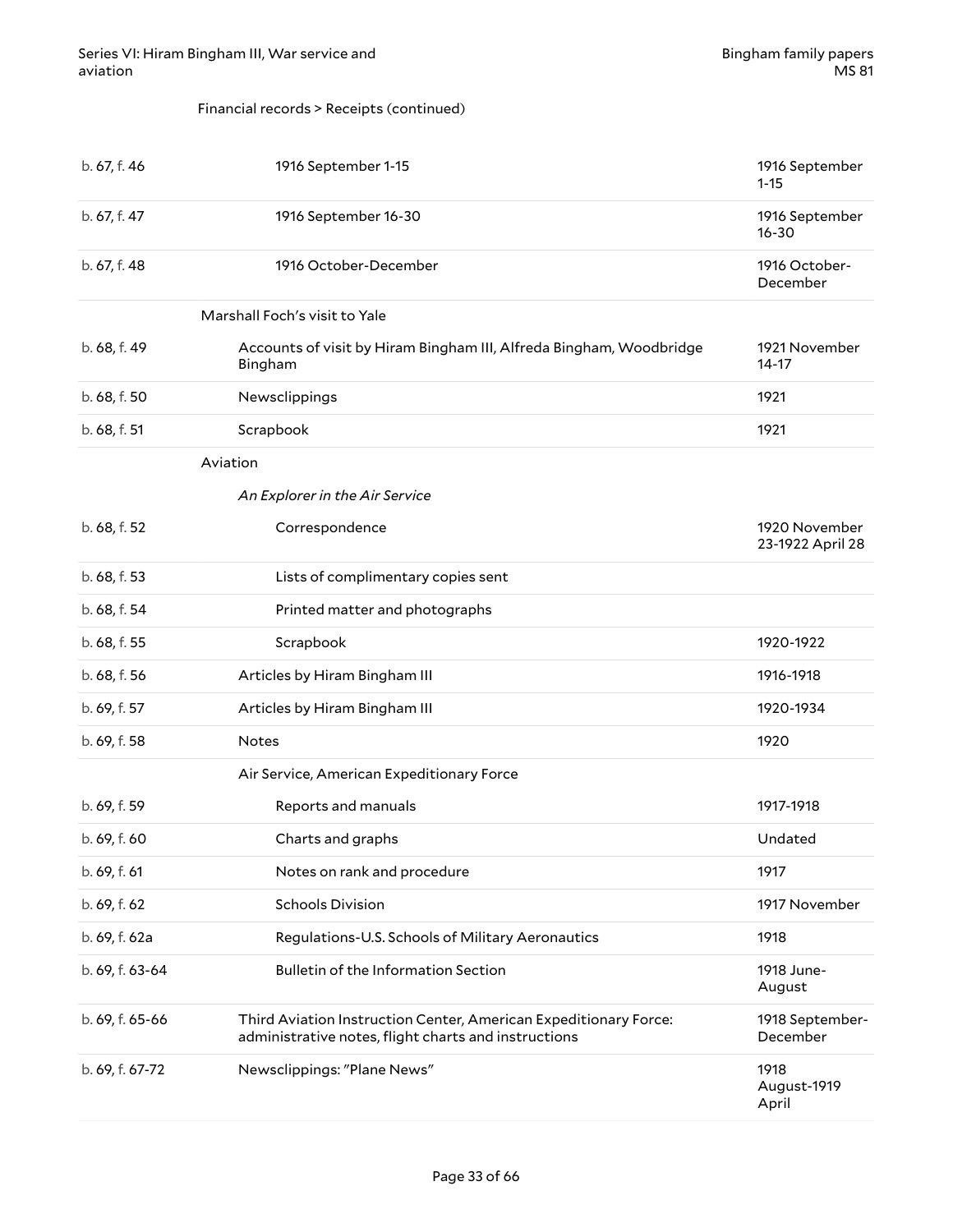Financial records > Receipts (continued)

| | | |
|---|---|---|
| b. 67, f. 46 | 1916 September 1-15 | 1916 September 1-15 |
| b. 67, f. 47 | 1916 September 16-30 | 1916 September 16-30 |
| b. 67, f. 48 | 1916 October-December | 1916 October-December |
| | Marshall Foch's visit to Yale | |
| b. 68, f. 49 | Accounts of visit by Hiram Bingham III, Alfreda Bingham, Woodbridge Bingham | 1921 November 14-17 |
| b. 68, f. 50 | Newsclippings | 1921 |
| b. 68, f. 51 | Scrapbook | 1921 |
| | Aviation | |
| | *An Explorer in the Air Service* | |
| b. 68, f. 52 | Correspondence | 1920 November 23-1922 April 28 |
| b. 68, f. 53 | Lists of complimentary copies sent | |
| b. 68, f. 54 | Printed matter and photographs | |
| b. 68, f. 55 | Scrapbook | 1920-1922 |
| b. 68, f. 56 | Articles by Hiram Bingham III | 1916-1918 |
| b. 69, f. 57 | Articles by Hiram Bingham III | 1920-1934 |
| b. 69, f. 58 | Notes | 1920 |
| | Air Service, American Expeditionary Force | |
| b. 69, f. 59 | Reports and manuals | 1917-1918 |
| b. 69, f. 60 | Charts and graphs | Undated |
| b. 69, f. 61 | Notes on rank and procedure | 1917 |
| b. 69, f. 62 | Schools Division | 1917 November |
| b. 69, f. 62a | Regulations-U.S. Schools of Military Aeronautics | 1918 |
| b. 69, f. 63-64 | Bulletin of the Information Section | 1918 June-August |
| b. 69, f. 65-66 | Third Aviation Instruction Center, American Expeditionary Force: administrative notes, flight charts and instructions | 1918 September-December |
| b. 69, f. 67-72 | Newsclippings: "Plane News" | 1918 August-1919 April |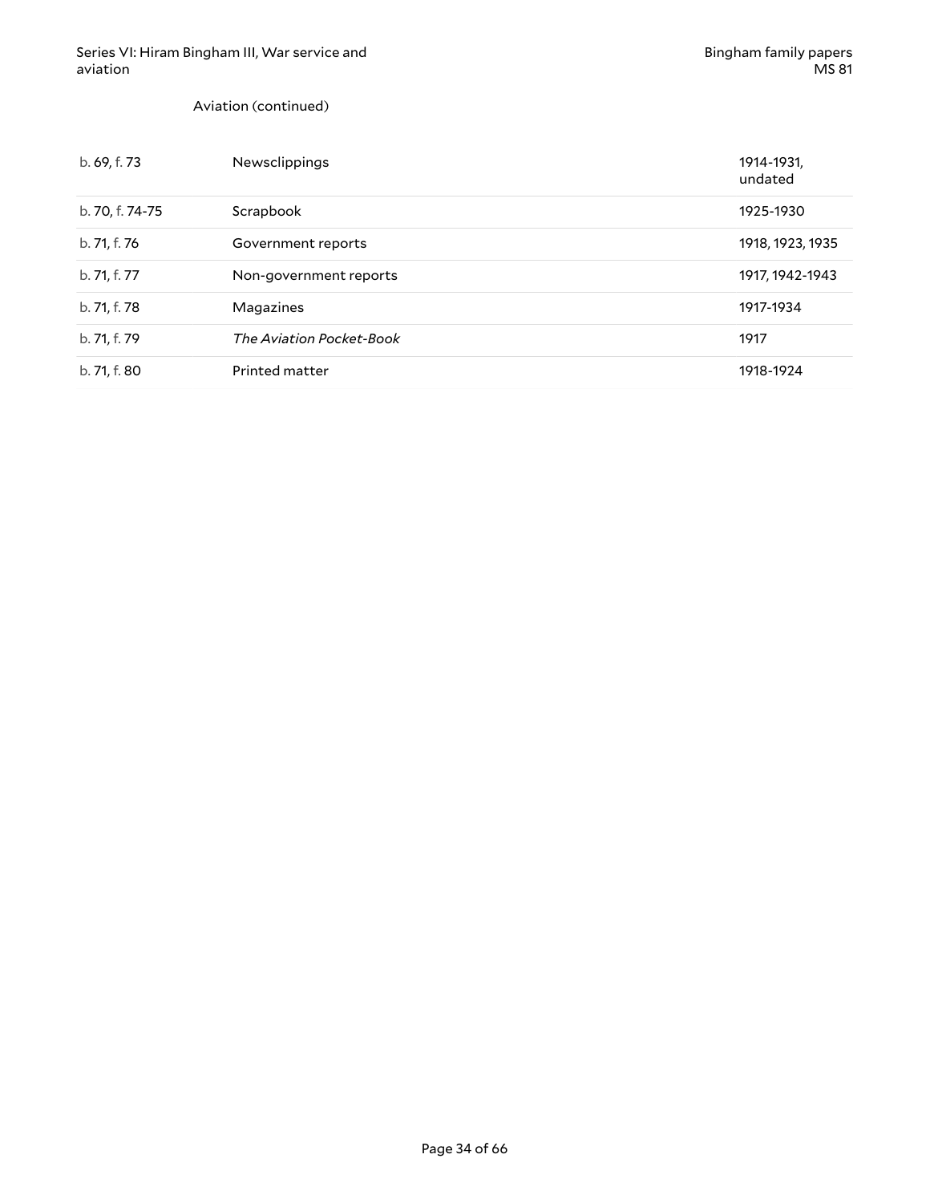Aviation (continued)

| | | |
|---|---|---|
| b. 69, f. 73 | Newsclippings | 1914-1931, undated |
| b. 70, f. 74-75 | Scrapbook | 1925-1930 |
| b. 71, f. 76 | Government reports | 1918, 1923, 1935 |
| b. 71, f. 77 | Non-government reports | 1917, 1942-1943 |
| b. 71, f. 78 | Magazines | 1917-1934 |
| b. 71, f. 79 | *The Aviation Pocket-Book* | 1917 |
| b. 71, f. 80 | Printed matter | 1918-1924 |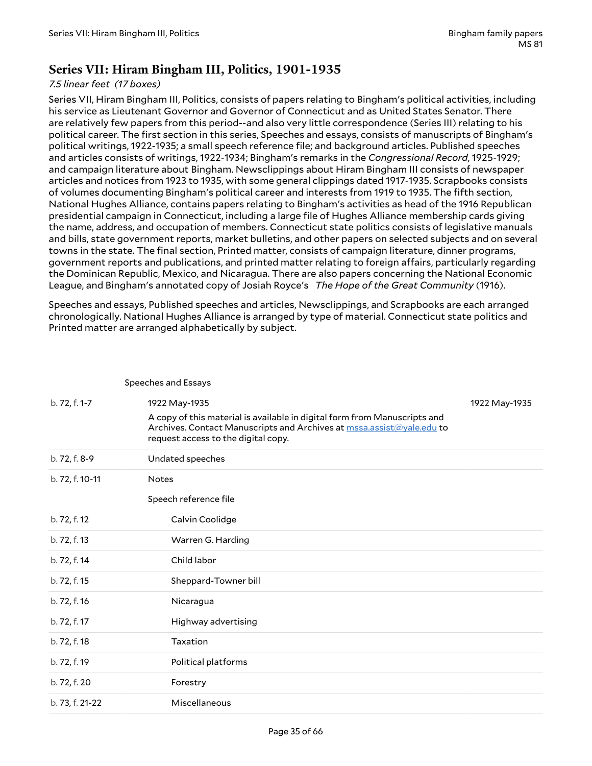## Series VII: Hiram Bingham III, Politics, 1901-1935

*7.5 linear feet (17 boxes)*

Series VII, Hiram Bingham III, Politics, consists of papers relating to Bingham's political activities, including his service as Lieutenant Governor and Governor of Connecticut and as United States Senator. There are relatively few papers from this period--and also very little correspondence (Series III) relating to his political career. The first section in this series, Speeches and essays, consists of manuscripts of Bingham's political writings, 1922-1935; a small speech reference file; and background articles. Published speeches and articles consists of writings, 1922-1934; Bingham's remarks in the *Congressional Record*, 1925-1929; and campaign literature about Bingham. Newsclippings about Hiram Bingham III consists of newspaper articles and notices from 1923 to 1935, with some general clippings dated 1917-1935. Scrapbooks consists of volumes documenting Bingham's political career and interests from 1919 to 1935. The fifth section, National Hughes Alliance, contains papers relating to Bingham's activities as head of the 1916 Republican presidential campaign in Connecticut, including a large file of Hughes Alliance membership cards giving the name, address, and occupation of members. Connecticut state politics consists of legislative manuals and bills, state government reports, market bulletins, and other papers on selected subjects and on several towns in the state. The final section, Printed matter, consists of campaign literature, dinner programs, government reports and publications, and printed matter relating to foreign affairs, particularly regarding the Dominican Republic, Mexico, and Nicaragua. There are also papers concerning the National Economic League, and Bingham's annotated copy of Josiah Royce's *The Hope of the Great Community* (1916).

Speeches and essays, Published speeches and articles, Newsclippings, and Scrapbooks are each arranged chronologically. National Hughes Alliance is arranged by type of material. Connecticut state politics and Printed matter are arranged alphabetically by subject.

| | Speeches and Essays | |
|---|---|---|
| b. 72, f. 1-7 | 1922 May-1935<br>A copy of this material is available in digital form from Manuscripts and Archives. Contact Manuscripts and Archives at mssa.assist@yale.edu to request access to the digital copy. | 1922 May-1935 |
| b. 72, f. 8-9 | Undated speeches | |
| b. 72, f. 10-11 | Notes | |
| | Speech reference file | |
| b. 72, f. 12 | Calvin Coolidge | |
| b. 72, f. 13 | Warren G. Harding | |
| b. 72, f. 14 | Child labor | |
| b. 72, f. 15 | Sheppard-Towner bill | |
| b. 72, f. 16 | Nicaragua | |
| b. 72, f. 17 | Highway advertising | |
| b. 72, f. 18 | Taxation | |
| b. 72, f. 19 | Political platforms | |
| b. 72, f. 20 | Forestry | |
| b. 73, f. 21-22 | Miscellaneous | |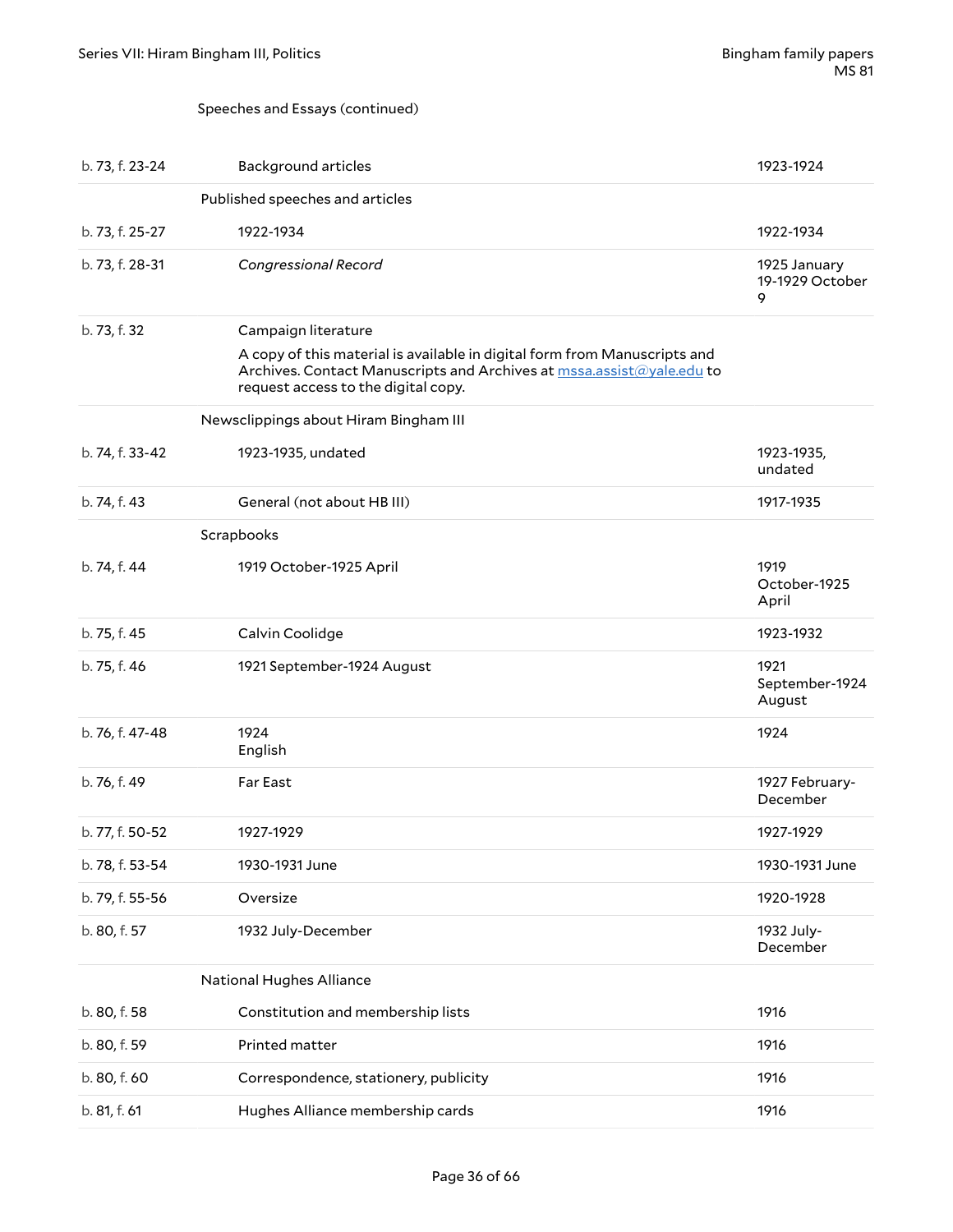Speeches and Essays (continued)

| | | |
|---|---|---|
| b. 73, f. 23-24 | Background articles | 1923-1924 |
| | **Published speeches and articles** | |
| b. 73, f. 25-27 | 1922-1934 | 1922-1934 |
| b. 73, f. 28-31 | *Congressional Record* | 1925 January 19-1929 October 9 |
| b. 73, f. 32 | Campaign literature<br>A copy of this material is available in digital form from Manuscripts and Archives. Contact Manuscripts and Archives at mssa.assist@yale.edu to request access to the digital copy. | |
| | **Newsclippings about Hiram Bingham III** | |
| b. 74, f. 33-42 | 1923-1935, undated | 1923-1935, undated |
| b. 74, f. 43 | General (not about HB III) | 1917-1935 |
| | **Scrapbooks** | |
| b. 74, f. 44 | 1919 October-1925 April | 1919 October-1925 April |
| b. 75, f. 45 | Calvin Coolidge | 1923-1932 |
| b. 75, f. 46 | 1921 September-1924 August | 1921 September-1924 August |
| b. 76, f. 47-48 | 1924<br>English | 1924 |
| b. 76, f. 49 | Far East | 1927 February-December |
| b. 77, f. 50-52 | 1927-1929 | 1927-1929 |
| b. 78, f. 53-54 | 1930-1931 June | 1930-1931 June |
| b. 79, f. 55-56 | Oversize | 1920-1928 |
| b. 80, f. 57 | 1932 July-December | 1932 July-December |
| | **National Hughes Alliance** | |
| b. 80, f. 58 | Constitution and membership lists | 1916 |
| b. 80, f. 59 | Printed matter | 1916 |
| b. 80, f. 60 | Correspondence, stationery, publicity | 1916 |
| b. 81, f. 61 | Hughes Alliance membership cards | 1916 |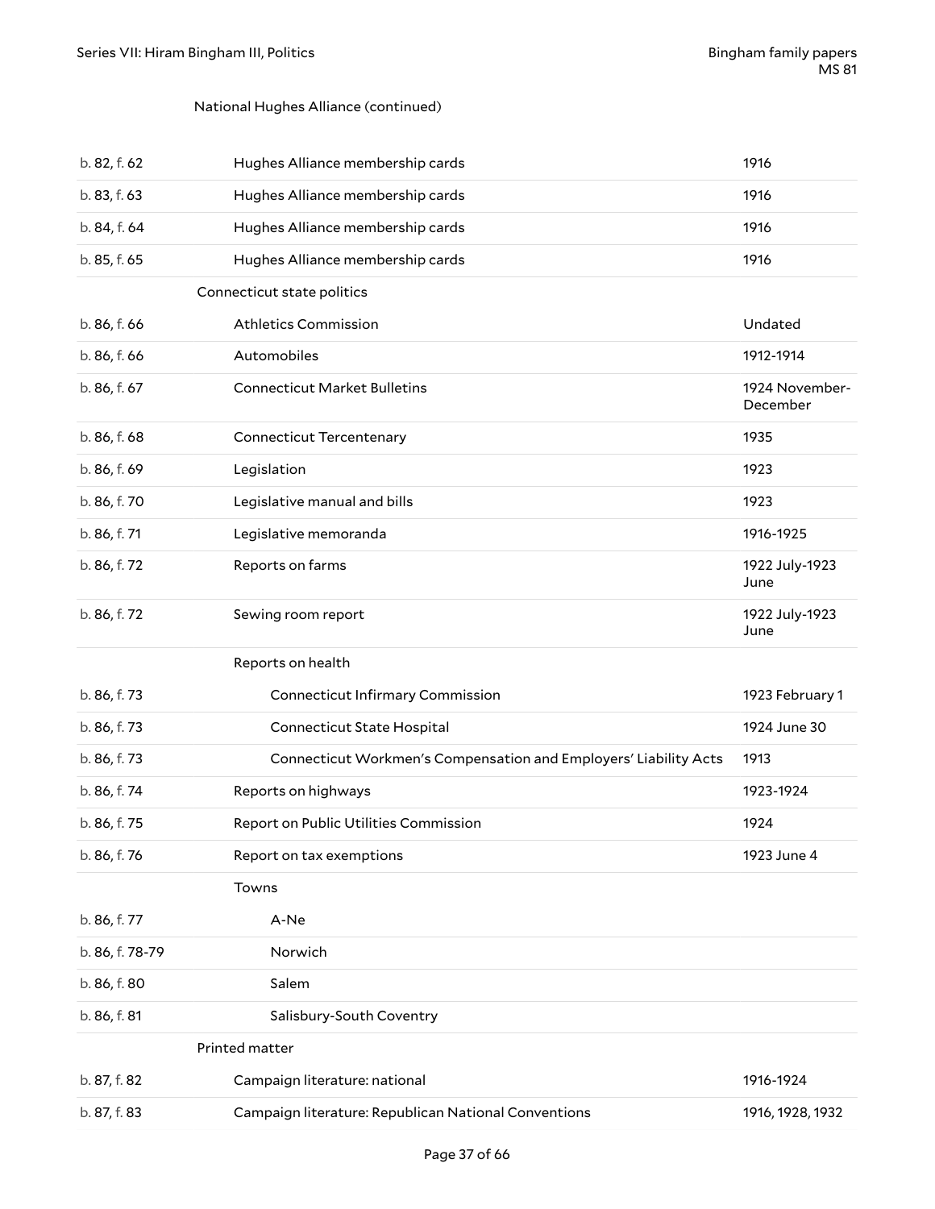National Hughes Alliance (continued)

| | | |
|---|---|---|
| b. 82, f. 62 | Hughes Alliance membership cards | 1916 |
| b. 83, f. 63 | Hughes Alliance membership cards | 1916 |
| b. 84, f. 64 | Hughes Alliance membership cards | 1916 |
| b. 85, f. 65 | Hughes Alliance membership cards | 1916 |
| | **Connecticut state politics** | |
| b. 86, f. 66 | Athletics Commission | Undated |
| b. 86, f. 66 | Automobiles | 1912-1914 |
| b. 86, f. 67 | Connecticut Market Bulletins | 1924 November-December |
| b. 86, f. 68 | Connecticut Tercentenary | 1935 |
| b. 86, f. 69 | Legislation | 1923 |
| b. 86, f. 70 | Legislative manual and bills | 1923 |
| b. 86, f. 71 | Legislative memoranda | 1916-1925 |
| b. 86, f. 72 | Reports on farms | 1922 July-1923 June |
| b. 86, f. 72 | Sewing room report | 1922 July-1923 June |
| | Reports on health | |
| b. 86, f. 73 | Connecticut Infirmary Commission | 1923 February 1 |
| b. 86, f. 73 | Connecticut State Hospital | 1924 June 30 |
| b. 86, f. 73 | Connecticut Workmen's Compensation and Employers' Liability Acts | 1913 |
| b. 86, f. 74 | Reports on highways | 1923-1924 |
| b. 86, f. 75 | Report on Public Utilities Commission | 1924 |
| b. 86, f. 76 | Report on tax exemptions | 1923 June 4 |
| | Towns | |
| b. 86, f. 77 | A-Ne | |
| b. 86, f. 78-79 | Norwich | |
| b. 86, f. 80 | Salem | |
| b. 86, f. 81 | Salisbury-South Coventry | |
| | **Printed matter** | |
| b. 87, f. 82 | Campaign literature: national | 1916-1924 |
| b. 87, f. 83 | Campaign literature: Republican National Conventions | 1916, 1928, 1932 |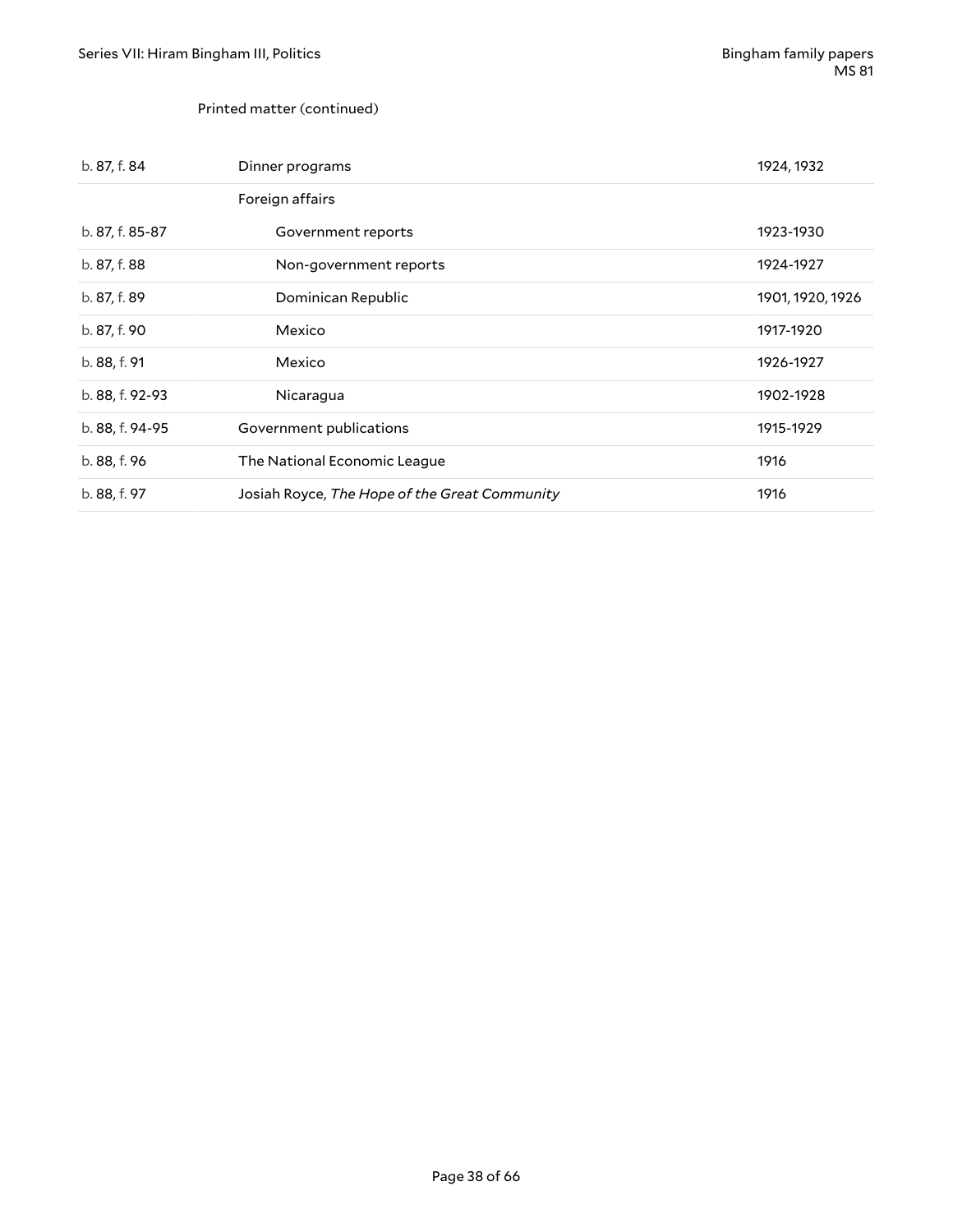Printed matter (continued)

| | | |
|---|---|---|
| b. 87, f. 84 | Dinner programs | 1924, 1932 |
| | Foreign affairs | |
| b. 87, f. 85-87 | Government reports | 1923-1930 |
| b. 87, f. 88 | Non-government reports | 1924-1927 |
| b. 87, f. 89 | Dominican Republic | 1901, 1920, 1926 |
| b. 87, f. 90 | Mexico | 1917-1920 |
| b. 88, f. 91 | Mexico | 1926-1927 |
| b. 88, f. 92-93 | Nicaragua | 1902-1928 |
| b. 88, f. 94-95 | Government publications | 1915-1929 |
| b. 88, f. 96 | The National Economic League | 1916 |
| b. 88, f. 97 | Josiah Royce, *The Hope of the Great Community* | 1916 |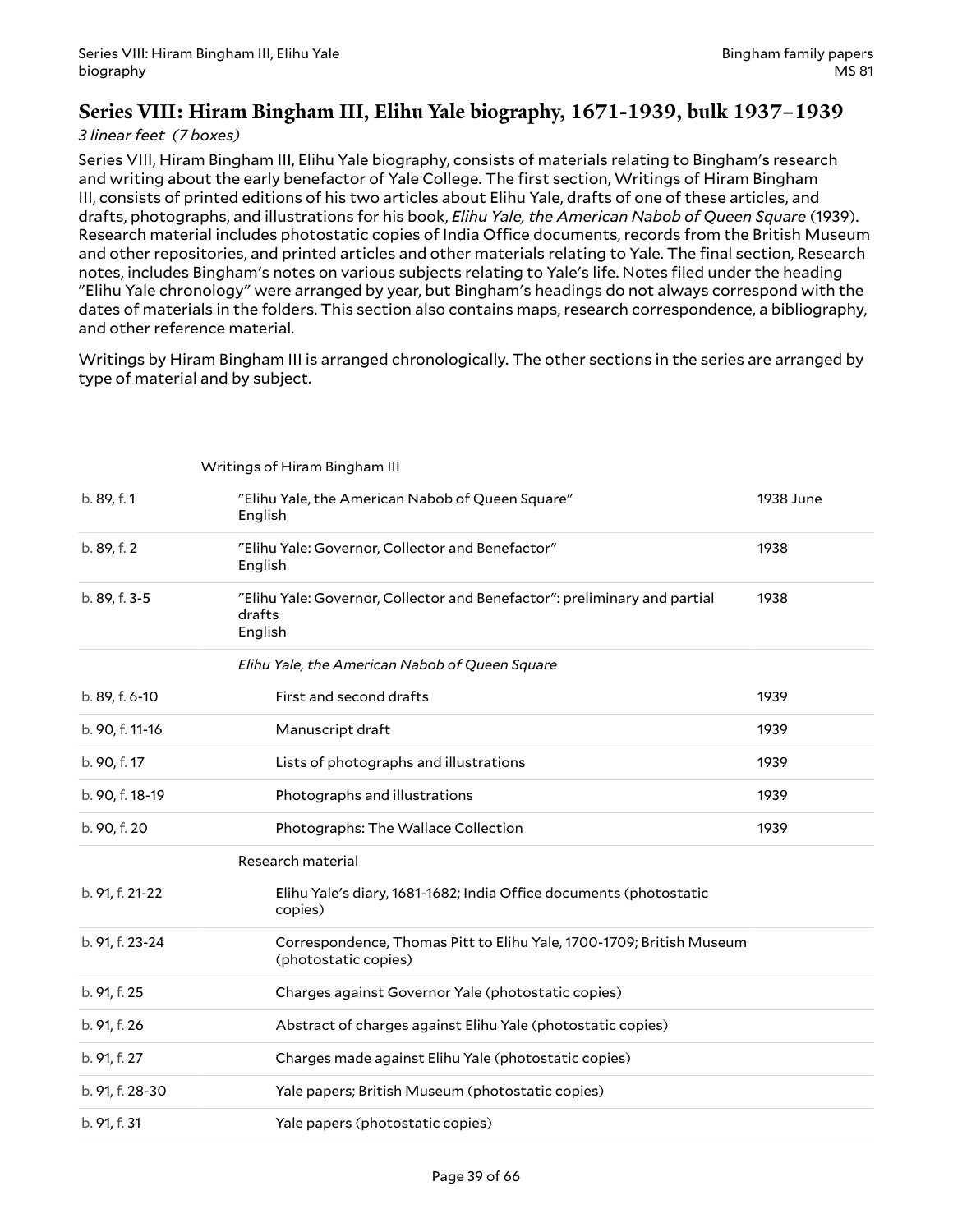## Series VIII: Hiram Bingham III, Elihu Yale biography, 1671-1939, bulk 1937–1939

*3 linear feet (7 boxes)*

Series VIII, Hiram Bingham III, Elihu Yale biography, consists of materials relating to Bingham's research and writing about the early benefactor of Yale College. The first section, Writings of Hiram Bingham III, consists of printed editions of his two articles about Elihu Yale, drafts of one of these articles, and drafts, photographs, and illustrations for his book, *Elihu Yale, the American Nabob of Queen Square* (1939). Research material includes photostatic copies of India Office documents, records from the British Museum and other repositories, and printed articles and other materials relating to Yale. The final section, Research notes, includes Bingham's notes on various subjects relating to Yale's life. Notes filed under the heading "Elihu Yale chronology" were arranged by year, but Bingham's headings do not always correspond with the dates of materials in the folders. This section also contains maps, research correspondence, a bibliography, and other reference material.

Writings by Hiram Bingham III is arranged chronologically. The other sections in the series are arranged by type of material and by subject.

| | | |
|---|---|---|
| | Writings of Hiram Bingham III | |
| b. 89, f. 1 | "Elihu Yale, the American Nabob of Queen Square" English | 1938 June |
| b. 89, f. 2 | "Elihu Yale: Governor, Collector and Benefactor" English | 1938 |
| b. 89, f. 3-5 | "Elihu Yale: Governor, Collector and Benefactor": preliminary and partial drafts English | 1938 |
| | *Elihu Yale, the American Nabob of Queen Square* | |
| b. 89, f. 6-10 | First and second drafts | 1939 |
| b. 90, f. 11-16 | Manuscript draft | 1939 |
| b. 90, f. 17 | Lists of photographs and illustrations | 1939 |
| b. 90, f. 18-19 | Photographs and illustrations | 1939 |
| b. 90, f. 20 | Photographs: The Wallace Collection | 1939 |
| | Research material | |
| b. 91, f. 21-22 | Elihu Yale's diary, 1681-1682; India Office documents (photostatic copies) | |
| b. 91, f. 23-24 | Correspondence, Thomas Pitt to Elihu Yale, 1700-1709; British Museum (photostatic copies) | |
| b. 91, f. 25 | Charges against Governor Yale (photostatic copies) | |
| b. 91, f. 26 | Abstract of charges against Elihu Yale (photostatic copies) | |
| b. 91, f. 27 | Charges made against Elihu Yale (photostatic copies) | |
| b. 91, f. 28-30 | Yale papers; British Museum (photostatic copies) | |
| b. 91, f. 31 | Yale papers (photostatic copies) | |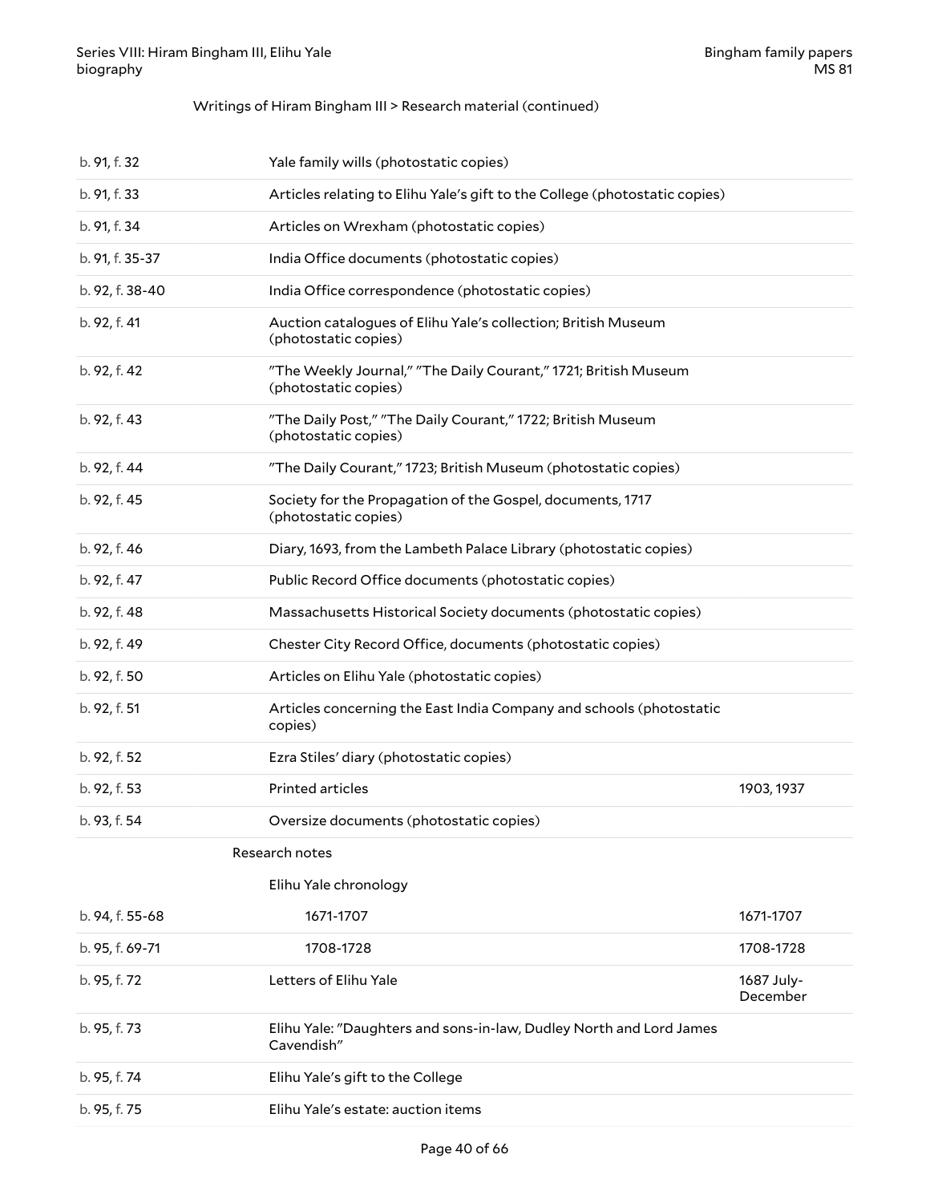Writings of Hiram Bingham III > Research material (continued)

| | | |
|---|---|---|
| b. 91, f. 32 | Yale family wills (photostatic copies) | |
| b. 91, f. 33 | Articles relating to Elihu Yale's gift to the College (photostatic copies) | |
| b. 91, f. 34 | Articles on Wrexham (photostatic copies) | |
| b. 91, f. 35-37 | India Office documents (photostatic copies) | |
| b. 92, f. 38-40 | India Office correspondence (photostatic copies) | |
| b. 92, f. 41 | Auction catalogues of Elihu Yale's collection; British Museum (photostatic copies) | |
| b. 92, f. 42 | "The Weekly Journal," "The Daily Courant," 1721; British Museum (photostatic copies) | |
| b. 92, f. 43 | "The Daily Post," "The Daily Courant," 1722; British Museum (photostatic copies) | |
| b. 92, f. 44 | "The Daily Courant," 1723; British Museum (photostatic copies) | |
| b. 92, f. 45 | Society for the Propagation of the Gospel, documents, 1717 (photostatic copies) | |
| b. 92, f. 46 | Diary, 1693, from the Lambeth Palace Library (photostatic copies) | |
| b. 92, f. 47 | Public Record Office documents (photostatic copies) | |
| b. 92, f. 48 | Massachusetts Historical Society documents (photostatic copies) | |
| b. 92, f. 49 | Chester City Record Office, documents (photostatic copies) | |
| b. 92, f. 50 | Articles on Elihu Yale (photostatic copies) | |
| b. 92, f. 51 | Articles concerning the East India Company and schools (photostatic copies) | |
| b. 92, f. 52 | Ezra Stiles' diary (photostatic copies) | |
| b. 92, f. 53 | Printed articles | 1903, 1937 |
| b. 93, f. 54 | Oversize documents (photostatic copies) | |
| | **Research notes** | |
| | Elihu Yale chronology | |
| b. 94, f. 55-68 | 1671-1707 | 1671-1707 |
| b. 95, f. 69-71 | 1708-1728 | 1708-1728 |
| b. 95, f. 72 | Letters of Elihu Yale | 1687 July-December |
| b. 95, f. 73 | Elihu Yale: "Daughters and sons-in-law, Dudley North and Lord James Cavendish" | |
| b. 95, f. 74 | Elihu Yale's gift to the College | |
| b. 95, f. 75 | Elihu Yale's estate: auction items | |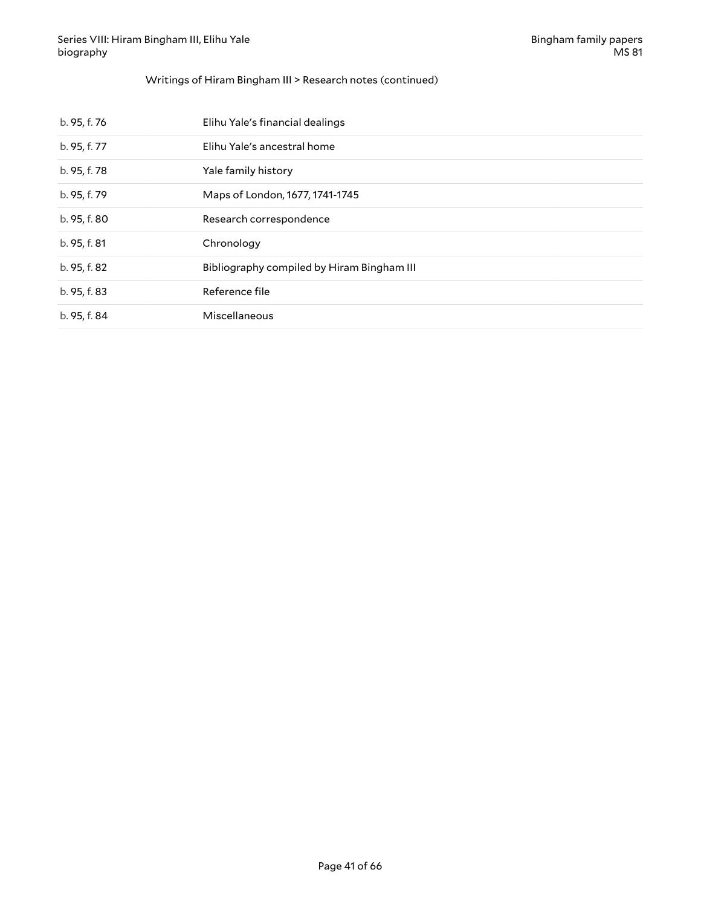Writings of Hiram Bingham III > Research notes (continued)

| | |
|---|---|
| b. 95, f. 76 | Elihu Yale's financial dealings |
| b. 95, f. 77 | Elihu Yale's ancestral home |
| b. 95, f. 78 | Yale family history |
| b. 95, f. 79 | Maps of London, 1677, 1741-1745 |
| b. 95, f. 80 | Research correspondence |
| b. 95, f. 81 | Chronology |
| b. 95, f. 82 | Bibliography compiled by Hiram Bingham III |
| b. 95, f. 83 | Reference file |
| b. 95, f. 84 | Miscellaneous |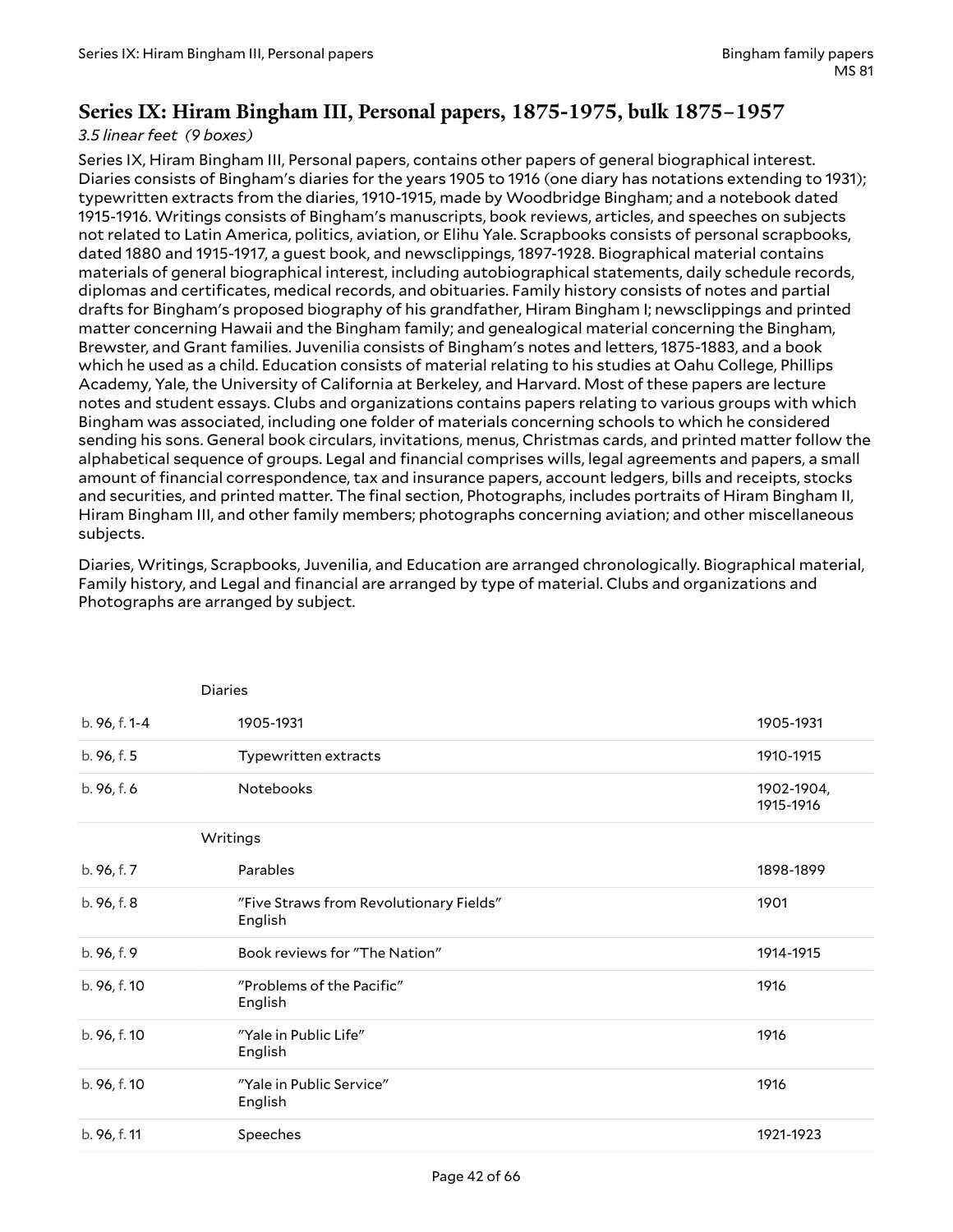## Series IX: Hiram Bingham III, Personal papers, 1875-1975, bulk 1875–1957

*3.5 linear feet (9 boxes)*

Series IX, Hiram Bingham III, Personal papers, contains other papers of general biographical interest. Diaries consists of Bingham's diaries for the years 1905 to 1916 (one diary has notations extending to 1931); typewritten extracts from the diaries, 1910-1915, made by Woodbridge Bingham; and a notebook dated 1915-1916. Writings consists of Bingham's manuscripts, book reviews, articles, and speeches on subjects not related to Latin America, politics, aviation, or Elihu Yale. Scrapbooks consists of personal scrapbooks, dated 1880 and 1915-1917, a guest book, and newsclippings, 1897-1928. Biographical material contains materials of general biographical interest, including autobiographical statements, daily schedule records, diplomas and certificates, medical records, and obituaries. Family history consists of notes and partial drafts for Bingham's proposed biography of his grandfather, Hiram Bingham I; newsclippings and printed matter concerning Hawaii and the Bingham family; and genealogical material concerning the Bingham, Brewster, and Grant families. Juvenilia consists of Bingham's notes and letters, 1875-1883, and a book which he used as a child. Education consists of material relating to his studies at Oahu College, Phillips Academy, Yale, the University of California at Berkeley, and Harvard. Most of these papers are lecture notes and student essays. Clubs and organizations contains papers relating to various groups with which Bingham was associated, including one folder of materials concerning schools to which he considered sending his sons. General book circulars, invitations, menus, Christmas cards, and printed matter follow the alphabetical sequence of groups. Legal and financial comprises wills, legal agreements and papers, a small amount of financial correspondence, tax and insurance papers, account ledgers, bills and receipts, stocks and securities, and printed matter. The final section, Photographs, includes portraits of Hiram Bingham II, Hiram Bingham III, and other family members; photographs concerning aviation; and other miscellaneous subjects.

Diaries, Writings, Scrapbooks, Juvenilia, and Education are arranged chronologically. Biographical material, Family history, and Legal and financial are arranged by type of material. Clubs and organizations and Photographs are arranged by subject.

| | | |
|---|---|---|
| | **Diaries** | |
| b. 96, f. 1-4 | 1905-1931 | 1905-1931 |
| b. 96, f. 5 | Typewritten extracts | 1910-1915 |
| b. 96, f. 6 | Notebooks | 1902-1904, 1915-1916 |
| | **Writings** | |
| b. 96, f. 7 | Parables | 1898-1899 |
| b. 96, f. 8 | "Five Straws from Revolutionary Fields" English | 1901 |
| b. 96, f. 9 | Book reviews for "The Nation" | 1914-1915 |
| b. 96, f. 10 | "Problems of the Pacific" English | 1916 |
| b. 96, f. 10 | "Yale in Public Life" English | 1916 |
| b. 96, f. 10 | "Yale in Public Service" English | 1916 |
| b. 96, f. 11 | Speeches | 1921-1923 |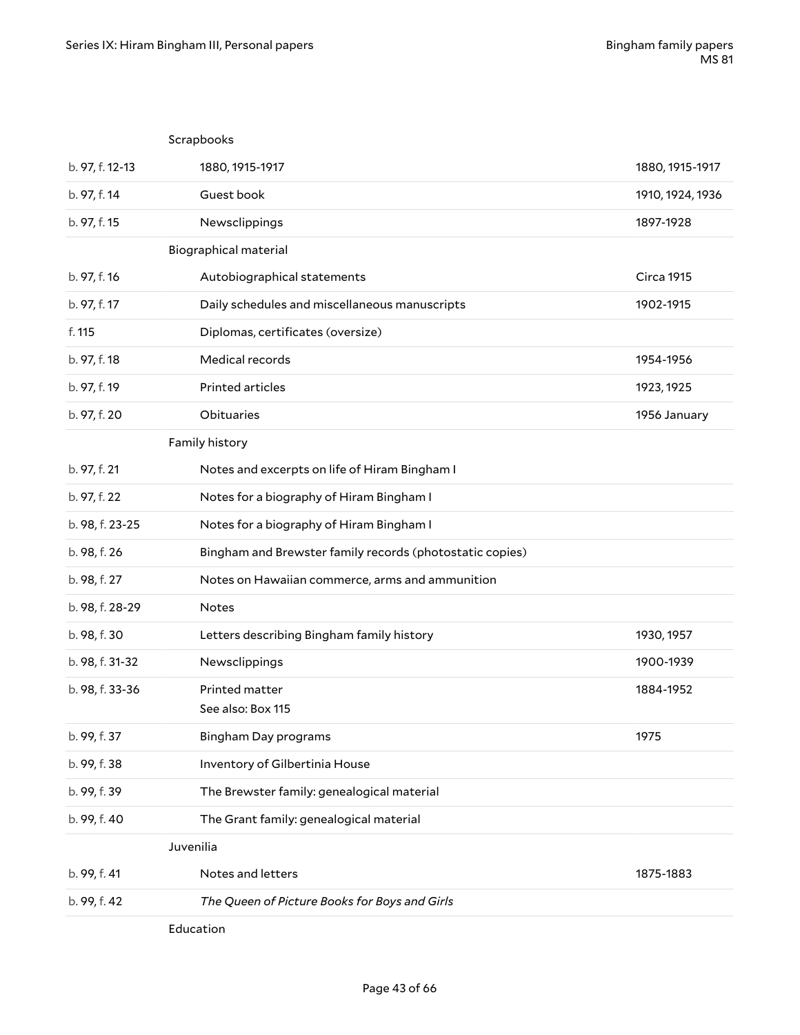| | | |
|---|---|---|
| | Scrapbooks | |
| b. 97, f. 12-13 | 1880, 1915-1917 | 1880, 1915-1917 |
| b. 97, f. 14 | Guest book | 1910, 1924, 1936 |
| b. 97, f. 15 | Newsclippings | 1897-1928 |
| | Biographical material | |
| b. 97, f. 16 | Autobiographical statements | Circa 1915 |
| b. 97, f. 17 | Daily schedules and miscellaneous manuscripts | 1902-1915 |
| f. 115 | Diplomas, certificates (oversize) | |
| b. 97, f. 18 | Medical records | 1954-1956 |
| b. 97, f. 19 | Printed articles | 1923, 1925 |
| b. 97, f. 20 | Obituaries | 1956 January |
| | Family history | |
| b. 97, f. 21 | Notes and excerpts on life of Hiram Bingham I | |
| b. 97, f. 22 | Notes for a biography of Hiram Bingham I | |
| b. 98, f. 23-25 | Notes for a biography of Hiram Bingham I | |
| b. 98, f. 26 | Bingham and Brewster family records (photostatic copies) | |
| b. 98, f. 27 | Notes on Hawaiian commerce, arms and ammunition | |
| b. 98, f. 28-29 | Notes | |
| b. 98, f. 30 | Letters describing Bingham family history | 1930, 1957 |
| b. 98, f. 31-32 | Newsclippings | 1900-1939 |
| b. 98, f. 33-36 | Printed matter<br>See also: Box 115 | 1884-1952 |
| b. 99, f. 37 | Bingham Day programs | 1975 |
| b. 99, f. 38 | Inventory of Gilbertinia House | |
| b. 99, f. 39 | The Brewster family: genealogical material | |
| b. 99, f. 40 | The Grant family: genealogical material | |
| | Juvenilia | |
| b. 99, f. 41 | Notes and letters | 1875-1883 |
| b. 99, f. 42 | *The Queen of Picture Books for Boys and Girls* | |
| | Education | |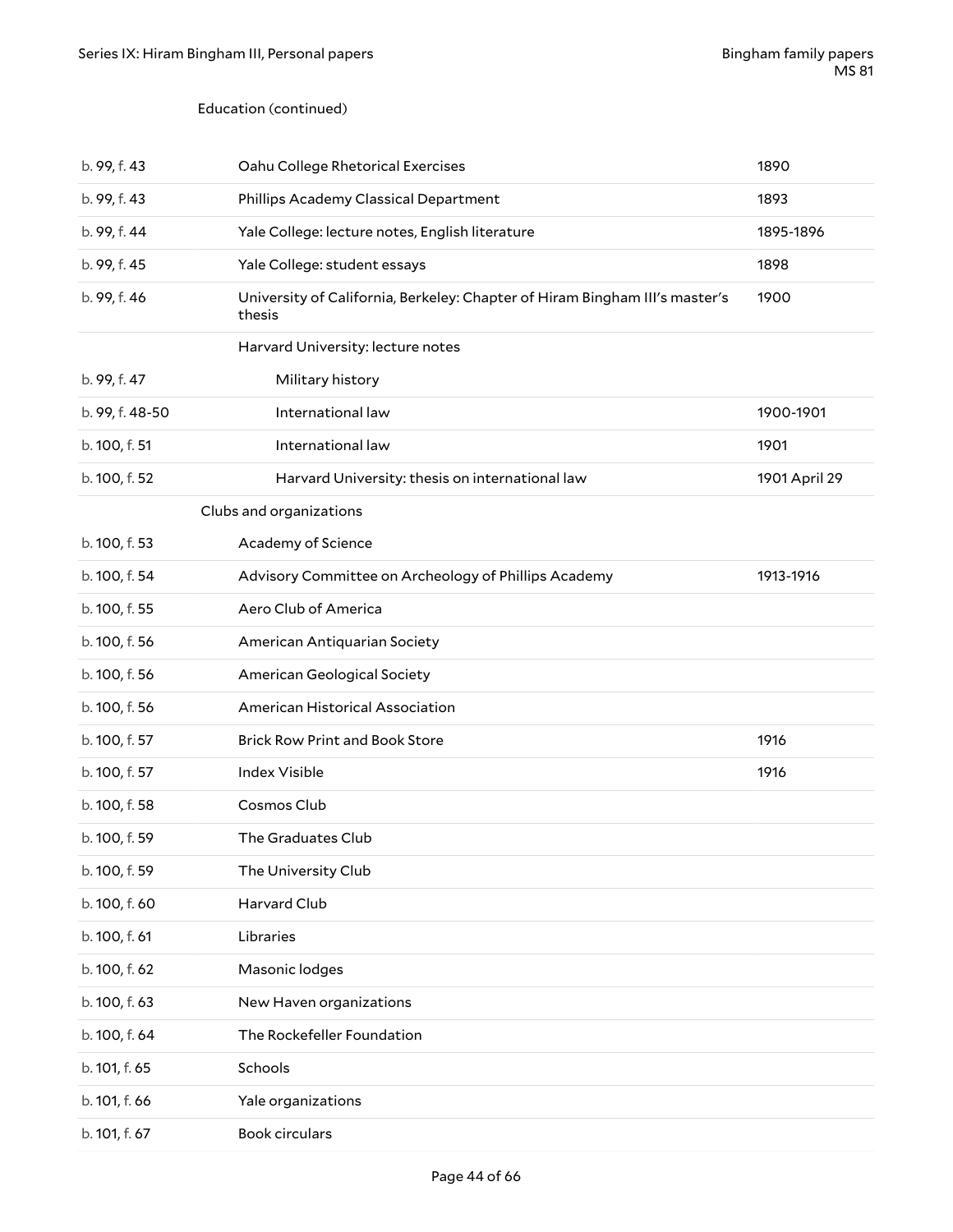Education (continued)

| | | |
|---|---|---|
| b. 99, f. 43 | Oahu College Rhetorical Exercises | 1890 |
| b. 99, f. 43 | Phillips Academy Classical Department | 1893 |
| b. 99, f. 44 | Yale College: lecture notes, English literature | 1895-1896 |
| b. 99, f. 45 | Yale College: student essays | 1898 |
| b. 99, f. 46 | University of California, Berkeley: Chapter of Hiram Bingham III's master's thesis | 1900 |
| | Harvard University: lecture notes | |
| b. 99, f. 47 | Military history | |
| b. 99, f. 48-50 | International law | 1900-1901 |
| b. 100, f. 51 | International law | 1901 |
| b. 100, f. 52 | Harvard University: thesis on international law | 1901 April 29 |

Clubs and organizations

| | | |
|---|---|---|
| b. 100, f. 53 | Academy of Science | |
| b. 100, f. 54 | Advisory Committee on Archeology of Phillips Academy | 1913-1916 |
| b. 100, f. 55 | Aero Club of America | |
| b. 100, f. 56 | American Antiquarian Society | |
| b. 100, f. 56 | American Geological Society | |
| b. 100, f. 56 | American Historical Association | |
| b. 100, f. 57 | Brick Row Print and Book Store | 1916 |
| b. 100, f. 57 | Index Visible | 1916 |
| b. 100, f. 58 | Cosmos Club | |
| b. 100, f. 59 | The Graduates Club | |
| b. 100, f. 59 | The University Club | |
| b. 100, f. 60 | Harvard Club | |
| b. 100, f. 61 | Libraries | |
| b. 100, f. 62 | Masonic lodges | |
| b. 100, f. 63 | New Haven organizations | |
| b. 100, f. 64 | The Rockefeller Foundation | |
| b. 101, f. 65 | Schools | |
| b. 101, f. 66 | Yale organizations | |
| b. 101, f. 67 | Book circulars | |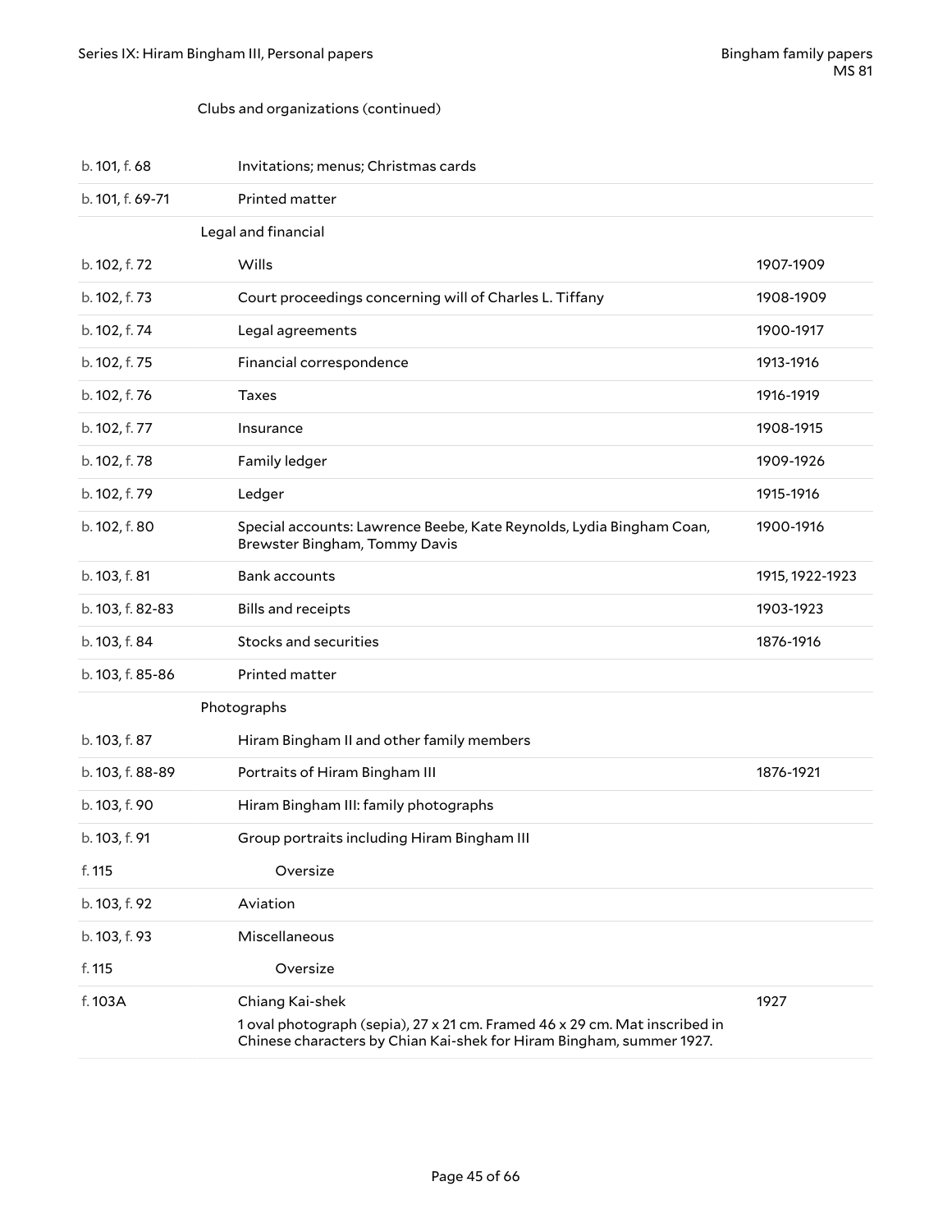Clubs and organizations (continued)

| | | |
|---|---|---|
| b. 101, f. 68 | Invitations; menus; Christmas cards | |
| b. 101, f. 69-71 | Printed matter | |
| | **Legal and financial** | |
| b. 102, f. 72 | Wills | 1907-1909 |
| b. 102, f. 73 | Court proceedings concerning will of Charles L. Tiffany | 1908-1909 |
| b. 102, f. 74 | Legal agreements | 1900-1917 |
| b. 102, f. 75 | Financial correspondence | 1913-1916 |
| b. 102, f. 76 | Taxes | 1916-1919 |
| b. 102, f. 77 | Insurance | 1908-1915 |
| b. 102, f. 78 | Family ledger | 1909-1926 |
| b. 102, f. 79 | Ledger | 1915-1916 |
| b. 102, f. 80 | Special accounts: Lawrence Beebe, Kate Reynolds, Lydia Bingham Coan, Brewster Bingham, Tommy Davis | 1900-1916 |
| b. 103, f. 81 | Bank accounts | 1915, 1922-1923 |
| b. 103, f. 82-83 | Bills and receipts | 1903-1923 |
| b. 103, f. 84 | Stocks and securities | 1876-1916 |
| b. 103, f. 85-86 | Printed matter | |
| | **Photographs** | |
| b. 103, f. 87 | Hiram Bingham II and other family members | |
| b. 103, f. 88-89 | Portraits of Hiram Bingham III | 1876-1921 |
| b. 103, f. 90 | Hiram Bingham III: family photographs | |
| b. 103, f. 91 | Group portraits including Hiram Bingham III | |
| f. 115 | Oversize | |
| b. 103, f. 92 | Aviation | |
| b. 103, f. 93 | Miscellaneous | |
| f. 115 | Oversize | |
| f. 103A | Chiang Kai-shek<br>1 oval photograph (sepia), 27 x 21 cm. Framed 46 x 29 cm. Mat inscribed in Chinese characters by Chian Kai-shek for Hiram Bingham, summer 1927. | 1927 |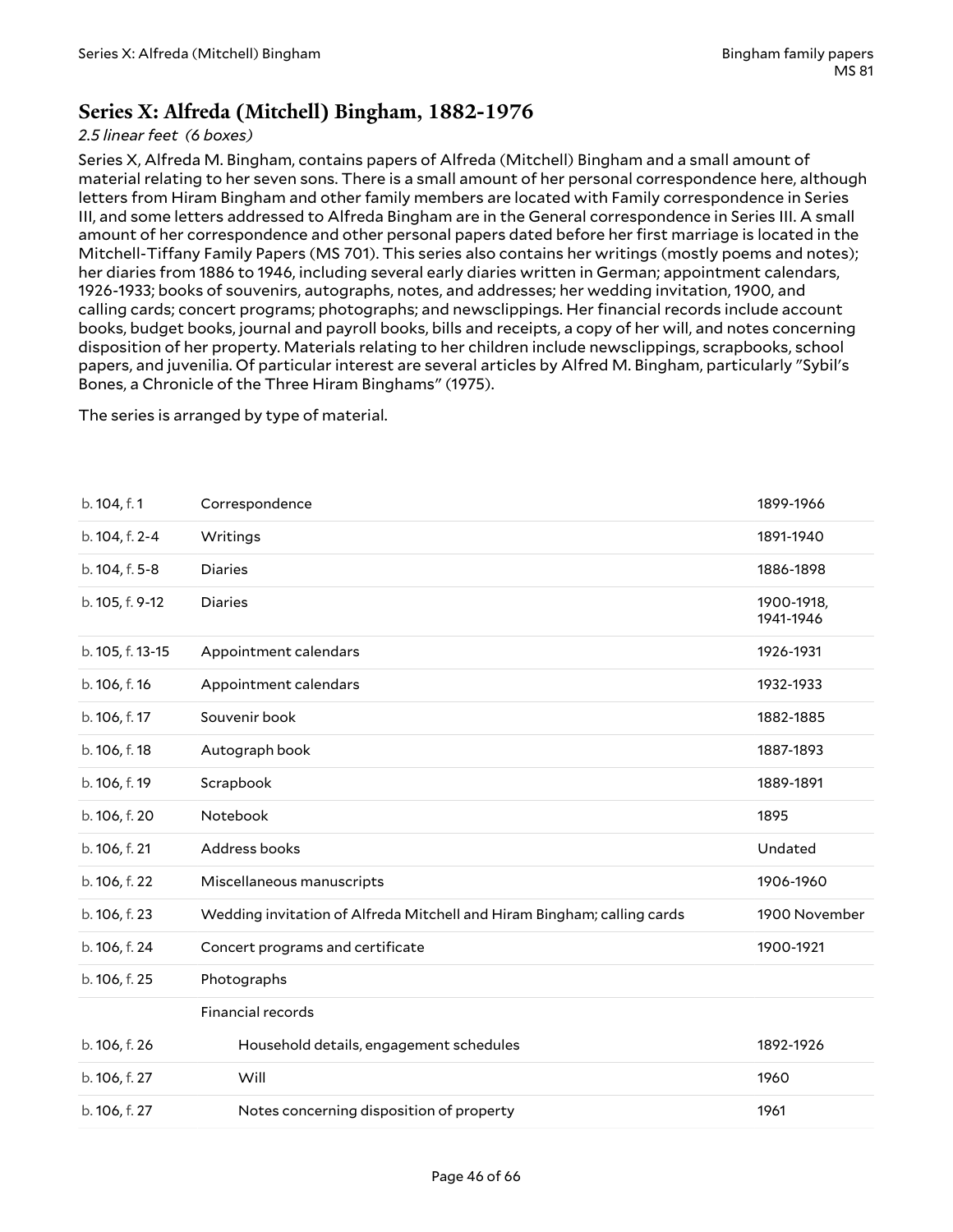## Series X: Alfreda (Mitchell) Bingham, 1882-1976

*2.5 linear feet (6 boxes)*

Series X, Alfreda M. Bingham, contains papers of Alfreda (Mitchell) Bingham and a small amount of material relating to her seven sons. There is a small amount of her personal correspondence here, although letters from Hiram Bingham and other family members are located with Family correspondence in Series III, and some letters addressed to Alfreda Bingham are in the General correspondence in Series III. A small amount of her correspondence and other personal papers dated before her first marriage is located in the Mitchell-Tiffany Family Papers (MS 701). This series also contains her writings (mostly poems and notes); her diaries from 1886 to 1946, including several early diaries written in German; appointment calendars, 1926-1933; books of souvenirs, autographs, notes, and addresses; her wedding invitation, 1900, and calling cards; concert programs; photographs; and newsclippings. Her financial records include account books, budget books, journal and payroll books, bills and receipts, a copy of her will, and notes concerning disposition of her property. Materials relating to her children include newsclippings, scrapbooks, school papers, and juvenilia. Of particular interest are several articles by Alfred M. Bingham, particularly "Sybil's Bones, a Chronicle of the Three Hiram Binghams" (1975).

The series is arranged by type of material.

| | | |
|---|---|---|
| b. 104, f. 1 | Correspondence | 1899-1966 |
| b. 104, f. 2-4 | Writings | 1891-1940 |
| b. 104, f. 5-8 | Diaries | 1886-1898 |
| b. 105, f. 9-12 | Diaries | 1900-1918, 1941-1946 |
| b. 105, f. 13-15 | Appointment calendars | 1926-1931 |
| b. 106, f. 16 | Appointment calendars | 1932-1933 |
| b. 106, f. 17 | Souvenir book | 1882-1885 |
| b. 106, f. 18 | Autograph book | 1887-1893 |
| b. 106, f. 19 | Scrapbook | 1889-1891 |
| b. 106, f. 20 | Notebook | 1895 |
| b. 106, f. 21 | Address books | Undated |
| b. 106, f. 22 | Miscellaneous manuscripts | 1906-1960 |
| b. 106, f. 23 | Wedding invitation of Alfreda Mitchell and Hiram Bingham; calling cards | 1900 November |
| b. 106, f. 24 | Concert programs and certificate | 1900-1921 |
| b. 106, f. 25 | Photographs | |
| | Financial records | |
| b. 106, f. 26 | Household details, engagement schedules | 1892-1926 |
| b. 106, f. 27 | Will | 1960 |
| b. 106, f. 27 | Notes concerning disposition of property | 1961 |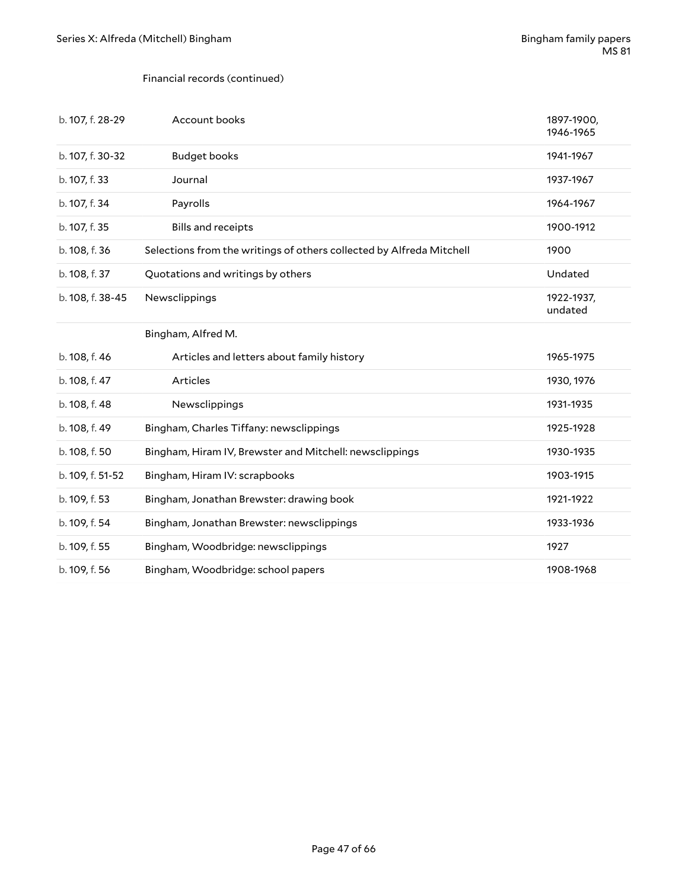Financial records (continued)

| | | |
|---|---|---|
| b. 107, f. 28-29 | Account books | 1897-1900, 1946-1965 |
| b. 107, f. 30-32 | Budget books | 1941-1967 |
| b. 107, f. 33 | Journal | 1937-1967 |
| b. 107, f. 34 | Payrolls | 1964-1967 |
| b. 107, f. 35 | Bills and receipts | 1900-1912 |
| b. 108, f. 36 | Selections from the writings of others collected by Alfreda Mitchell | 1900 |
| b. 108, f. 37 | Quotations and writings by others | Undated |
| b. 108, f. 38-45 | Newsclippings | 1922-1937, undated |
| | Bingham, Alfred M. | |
| b. 108, f. 46 | Articles and letters about family history | 1965-1975 |
| b. 108, f. 47 | Articles | 1930, 1976 |
| b. 108, f. 48 | Newsclippings | 1931-1935 |
| b. 108, f. 49 | Bingham, Charles Tiffany: newsclippings | 1925-1928 |
| b. 108, f. 50 | Bingham, Hiram IV, Brewster and Mitchell: newsclippings | 1930-1935 |
| b. 109, f. 51-52 | Bingham, Hiram IV: scrapbooks | 1903-1915 |
| b. 109, f. 53 | Bingham, Jonathan Brewster: drawing book | 1921-1922 |
| b. 109, f. 54 | Bingham, Jonathan Brewster: newsclippings | 1933-1936 |
| b. 109, f. 55 | Bingham, Woodbridge: newsclippings | 1927 |
| b. 109, f. 56 | Bingham, Woodbridge: school papers | 1908-1968 |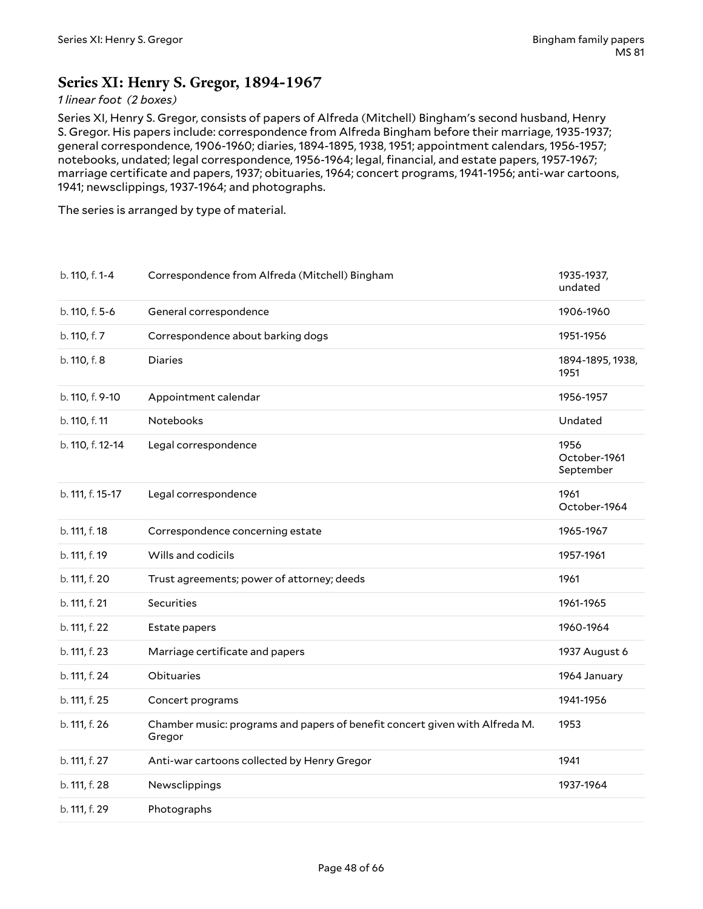## Series XI: Henry S. Gregor, 1894-1967

*1 linear foot (2 boxes)*

Series XI, Henry S. Gregor, consists of papers of Alfreda (Mitchell) Bingham's second husband, Henry S. Gregor. His papers include: correspondence from Alfreda Bingham before their marriage, 1935-1937; general correspondence, 1906-1960; diaries, 1894-1895, 1938, 1951; appointment calendars, 1956-1957; notebooks, undated; legal correspondence, 1956-1964; legal, financial, and estate papers, 1957-1967; marriage certificate and papers, 1937; obituaries, 1964; concert programs, 1941-1956; anti-war cartoons, 1941; newsclippings, 1937-1964; and photographs.

The series is arranged by type of material.

| | | |
|---|---|---|
| b. 110, f. 1-4 | Correspondence from Alfreda (Mitchell) Bingham | 1935-1937, undated |
| b. 110, f. 5-6 | General correspondence | 1906-1960 |
| b. 110, f. 7 | Correspondence about barking dogs | 1951-1956 |
| b. 110, f. 8 | Diaries | 1894-1895, 1938, 1951 |
| b. 110, f. 9-10 | Appointment calendar | 1956-1957 |
| b. 110, f. 11 | Notebooks | Undated |
| b. 110, f. 12-14 | Legal correspondence | 1956 October-1961 September |
| b. 111, f. 15-17 | Legal correspondence | 1961 October-1964 |
| b. 111, f. 18 | Correspondence concerning estate | 1965-1967 |
| b. 111, f. 19 | Wills and codicils | 1957-1961 |
| b. 111, f. 20 | Trust agreements; power of attorney; deeds | 1961 |
| b. 111, f. 21 | Securities | 1961-1965 |
| b. 111, f. 22 | Estate papers | 1960-1964 |
| b. 111, f. 23 | Marriage certificate and papers | 1937 August 6 |
| b. 111, f. 24 | Obituaries | 1964 January |
| b. 111, f. 25 | Concert programs | 1941-1956 |
| b. 111, f. 26 | Chamber music: programs and papers of benefit concert given with Alfreda M. Gregor | 1953 |
| b. 111, f. 27 | Anti-war cartoons collected by Henry Gregor | 1941 |
| b. 111, f. 28 | Newsclippings | 1937-1964 |
| b. 111, f. 29 | Photographs | |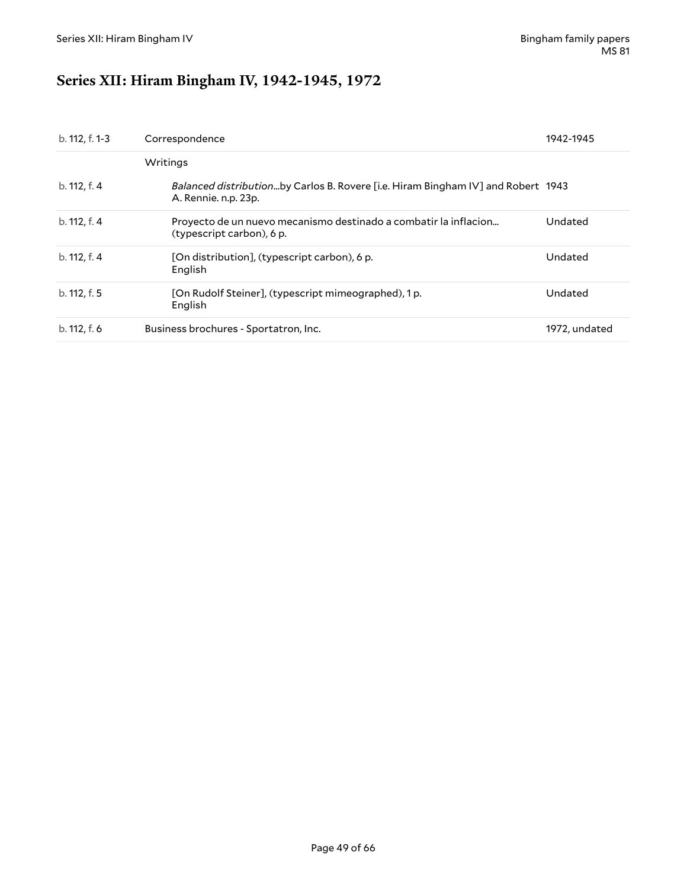# Series XII: Hiram Bingham IV, 1942-1945, 1972

| | | |
|---|---|---|
| b. 112, f. 1-3 | Correspondence | 1942-1945 |
| | Writings | |
| b. 112, f. 4 | *Balanced distribution*...by Carlos B. Rovere [i.e. Hiram Bingham IV] and Robert A. Rennie. n.p. 23p. | 1943 |
| b. 112, f. 4 | Proyecto de un nuevo mecanismo destinado a combatir la inflacion... (typescript carbon), 6 p. | Undated |
| b. 112, f. 4 | [On distribution], (typescript carbon), 6 p.<br>English | Undated |
| b. 112, f. 5 | [On Rudolf Steiner], (typescript mimeographed), 1 p.<br>English | Undated |
| b. 112, f. 6 | Business brochures - Sportatron, Inc. | 1972, undated |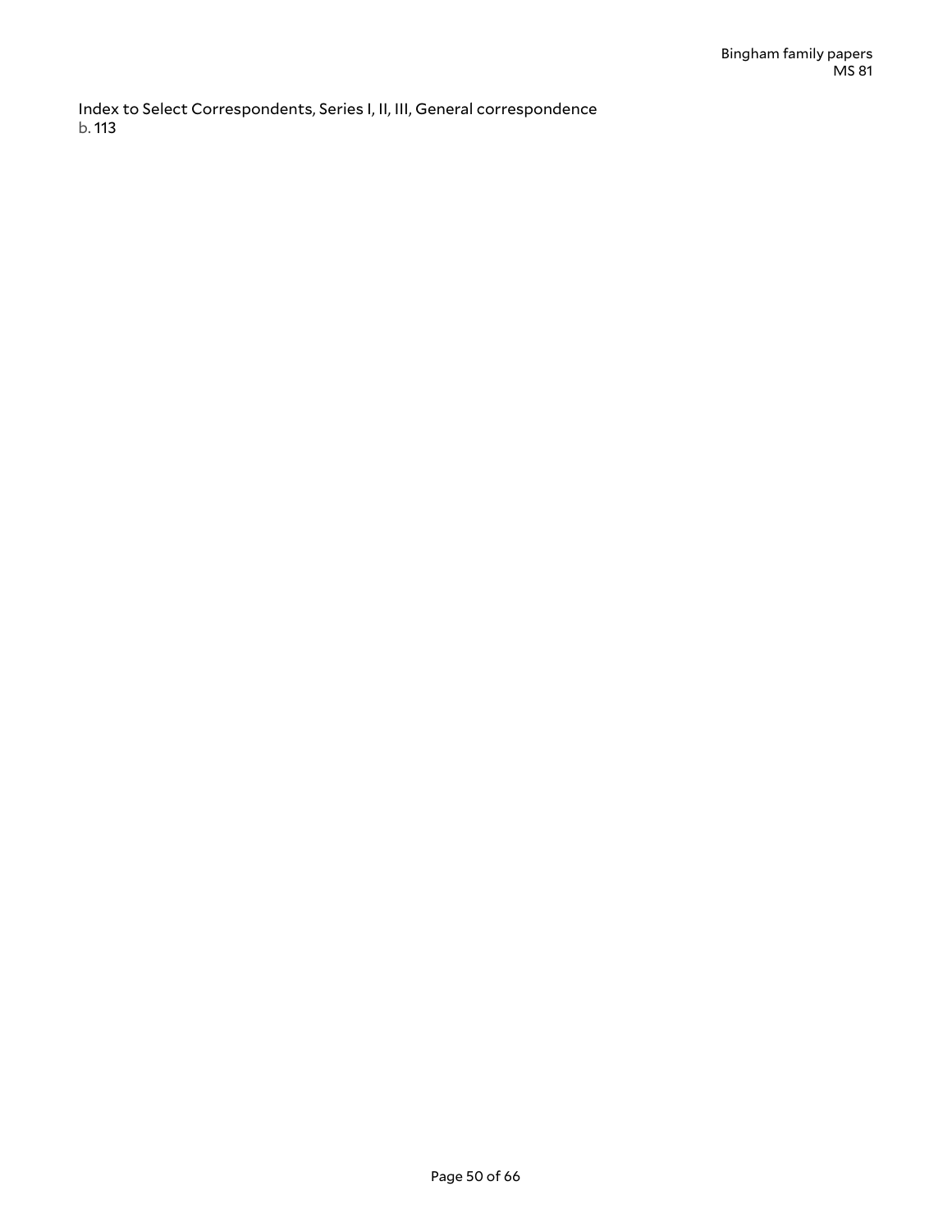Index to Select Correspondents, Series I, II, III, General correspondence
b. 113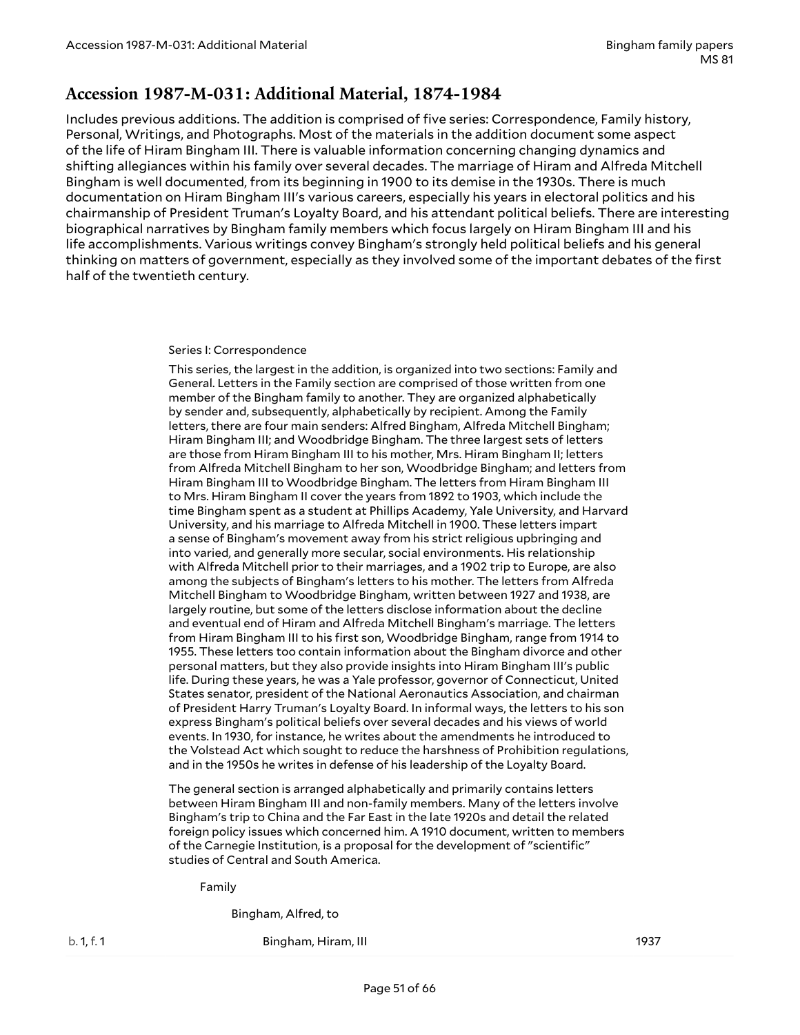## Accession 1987-M-031: Additional Material, 1874-1984

Includes previous additions. The addition is comprised of five series: Correspondence, Family history, Personal, Writings, and Photographs. Most of the materials in the addition document some aspect of the life of Hiram Bingham III. There is valuable information concerning changing dynamics and shifting allegiances within his family over several decades. The marriage of Hiram and Alfreda Mitchell Bingham is well documented, from its beginning in 1900 to its demise in the 1930s. There is much documentation on Hiram Bingham III's various careers, especially his years in electoral politics and his chairmanship of President Truman's Loyalty Board, and his attendant political beliefs. There are interesting biographical narratives by Bingham family members which focus largely on Hiram Bingham III and his life accomplishments. Various writings convey Bingham's strongly held political beliefs and his general thinking on matters of government, especially as they involved some of the important debates of the first half of the twentieth century.

### Series I: Correspondence

This series, the largest in the addition, is organized into two sections: Family and General. Letters in the Family section are comprised of those written from one member of the Bingham family to another. They are organized alphabetically by sender and, subsequently, alphabetically by recipient. Among the Family letters, there are four main senders: Alfred Bingham, Alfreda Mitchell Bingham; Hiram Bingham III; and Woodbridge Bingham. The three largest sets of letters are those from Hiram Bingham III to his mother, Mrs. Hiram Bingham II; letters from Alfreda Mitchell Bingham to her son, Woodbridge Bingham; and letters from Hiram Bingham III to Woodbridge Bingham. The letters from Hiram Bingham III to Mrs. Hiram Bingham II cover the years from 1892 to 1903, which include the time Bingham spent as a student at Phillips Academy, Yale University, and Harvard University, and his marriage to Alfreda Mitchell in 1900. These letters impart a sense of Bingham's movement away from his strict religious upbringing and into varied, and generally more secular, social environments. His relationship with Alfreda Mitchell prior to their marriages, and a 1902 trip to Europe, are also among the subjects of Bingham's letters to his mother. The letters from Alfreda Mitchell Bingham to Woodbridge Bingham, written between 1927 and 1938, are largely routine, but some of the letters disclose information about the decline and eventual end of Hiram and Alfreda Mitchell Bingham's marriage. The letters from Hiram Bingham III to his first son, Woodbridge Bingham, range from 1914 to 1955. These letters too contain information about the Bingham divorce and other personal matters, but they also provide insights into Hiram Bingham III's public life. During these years, he was a Yale professor, governor of Connecticut, United States senator, president of the National Aeronautics Association, and chairman of President Harry Truman's Loyalty Board. In informal ways, the letters to his son express Bingham's political beliefs over several decades and his views of world events. In 1930, for instance, he writes about the amendments he introduced to the Volstead Act which sought to reduce the harshness of Prohibition regulations, and in the 1950s he writes in defense of his leadership of the Loyalty Board.

The general section is arranged alphabetically and primarily contains letters between Hiram Bingham III and non-family members. Many of the letters involve Bingham's trip to China and the Far East in the late 1920s and detail the related foreign policy issues which concerned him. A 1910 document, written to members of the Carnegie Institution, is a proposal for the development of "scientific" studies of Central and South America.

Family

Bingham, Alfred, to

| | | |
|---|---|---|
| b. 1, f. 1 | Bingham, Hiram, III | 1937 |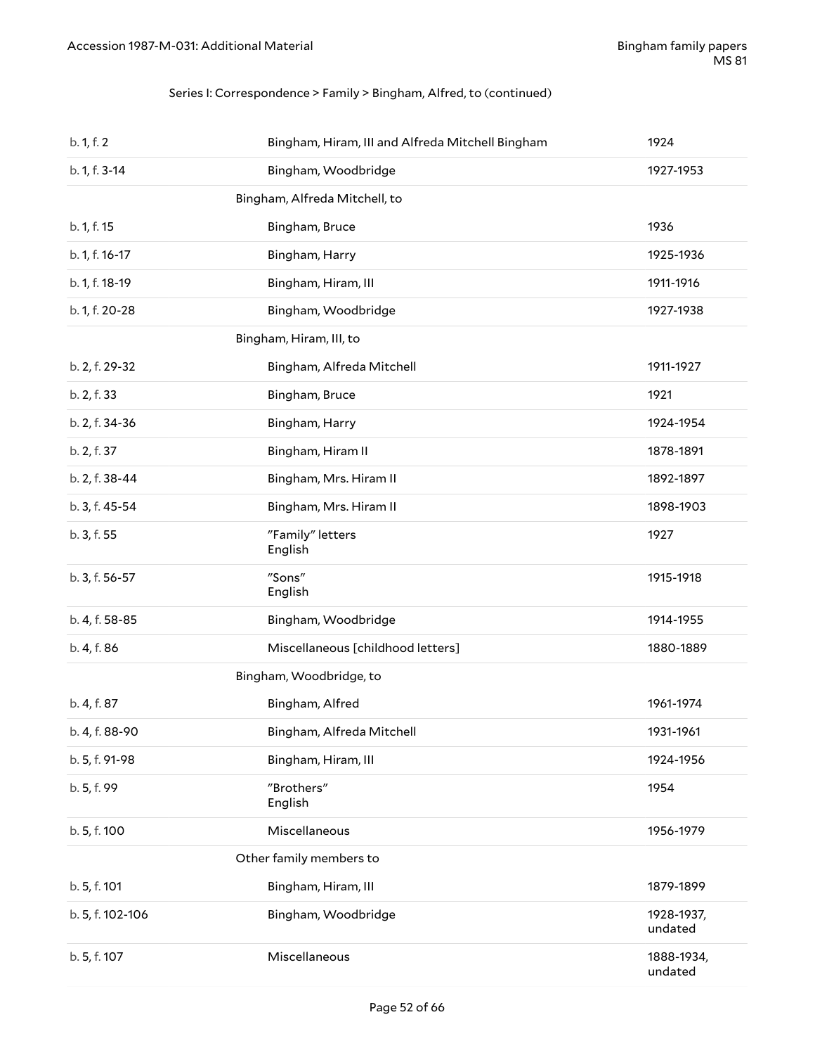Series I: Correspondence > Family > Bingham, Alfred, to (continued)

| | | |
|---|---|---|
| b. 1, f. 2 | Bingham, Hiram, III and Alfreda Mitchell Bingham | 1924 |
| b. 1, f. 3-14 | Bingham, Woodbridge | 1927-1953 |
| | Bingham, Alfreda Mitchell, to | |
| b. 1, f. 15 | Bingham, Bruce | 1936 |
| b. 1, f. 16-17 | Bingham, Harry | 1925-1936 |
| b. 1, f. 18-19 | Bingham, Hiram, III | 1911-1916 |
| b. 1, f. 20-28 | Bingham, Woodbridge | 1927-1938 |
| | Bingham, Hiram, III, to | |
| b. 2, f. 29-32 | Bingham, Alfreda Mitchell | 1911-1927 |
| b. 2, f. 33 | Bingham, Bruce | 1921 |
| b. 2, f. 34-36 | Bingham, Harry | 1924-1954 |
| b. 2, f. 37 | Bingham, Hiram II | 1878-1891 |
| b. 2, f. 38-44 | Bingham, Mrs. Hiram II | 1892-1897 |
| b. 3, f. 45-54 | Bingham, Mrs. Hiram II | 1898-1903 |
| b. 3, f. 55 | "Family" letters<br>English | 1927 |
| b. 3, f. 56-57 | "Sons"<br>English | 1915-1918 |
| b. 4, f. 58-85 | Bingham, Woodbridge | 1914-1955 |
| b. 4, f. 86 | Miscellaneous [childhood letters] | 1880-1889 |
| | Bingham, Woodbridge, to | |
| b. 4, f. 87 | Bingham, Alfred | 1961-1974 |
| b. 4, f. 88-90 | Bingham, Alfreda Mitchell | 1931-1961 |
| b. 5, f. 91-98 | Bingham, Hiram, III | 1924-1956 |
| b. 5, f. 99 | "Brothers"<br>English | 1954 |
| b. 5, f. 100 | Miscellaneous | 1956-1979 |
| | Other family members to | |
| b. 5, f. 101 | Bingham, Hiram, III | 1879-1899 |
| b. 5, f. 102-106 | Bingham, Woodbridge | 1928-1937, undated |
| b. 5, f. 107 | Miscellaneous | 1888-1934, undated |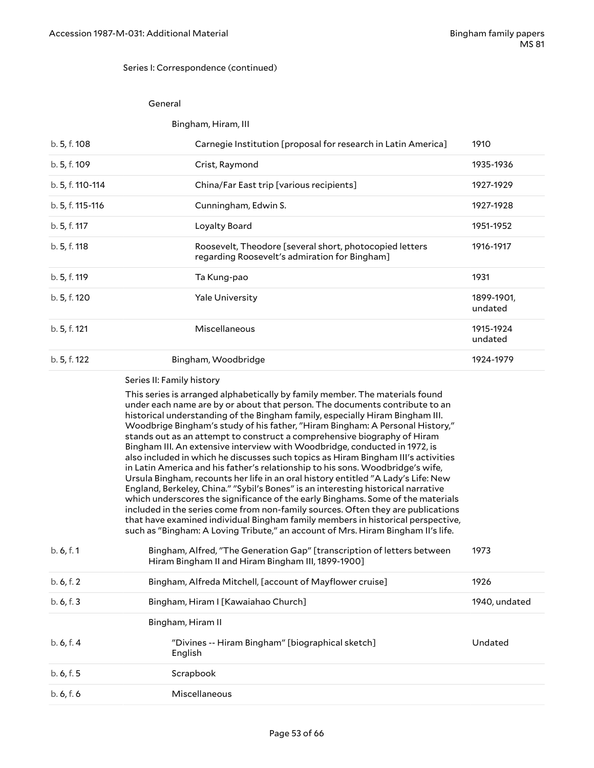Series I: Correspondence (continued)

General

Bingham, Hiram, III

| | | |
|---|---|---|
| b. 5, f. 108 | Carnegie Institution [proposal for research in Latin America] | 1910 |
| b. 5, f. 109 | Crist, Raymond | 1935-1936 |
| b. 5, f. 110-114 | China/Far East trip [various recipients] | 1927-1929 |
| b. 5, f. 115-116 | Cunningham, Edwin S. | 1927-1928 |
| b. 5, f. 117 | Loyalty Board | 1951-1952 |
| b. 5, f. 118 | Roosevelt, Theodore [several short, photocopied letters regarding Roosevelt's admiration for Bingham] | 1916-1917 |
| b. 5, f. 119 | Ta Kung-pao | 1931 |
| b. 5, f. 120 | Yale University | 1899-1901, undated |
| b. 5, f. 121 | Miscellaneous | 1915-1924 undated |
| b. 5, f. 122 | Bingham, Woodbridge | 1924-1979 |

Series II: Family history

This series is arranged alphabetically by family member. The materials found under each name are by or about that person. The documents contribute to an historical understanding of the Bingham family, especially Hiram Bingham III. Woodbrige Bingham's study of his father, "Hiram Bingham: A Personal History," stands out as an attempt to construct a comprehensive biography of Hiram Bingham III. An extensive interview with Woodbridge, conducted in 1972, is also included in which he discusses such topics as Hiram Bingham III's activities in Latin America and his father's relationship to his sons. Woodbridge's wife, Ursula Bingham, recounts her life in an oral history entitled "A Lady's Life: New England, Berkeley, China." "Sybil's Bones" is an interesting historical narrative which underscores the significance of the early Binghams. Some of the materials included in the series come from non-family sources. Often they are publications that have examined individual Bingham family members in historical perspective, such as "Bingham: A Loving Tribute," an account of Mrs. Hiram Bingham II's life.

| | | |
|---|---|---|
| b. 6, f. 1 | Bingham, Alfred, "The Generation Gap" [transcription of letters between Hiram Bingham II and Hiram Bingham III, 1899-1900] | 1973 |
| b. 6, f. 2 | Bingham, Alfreda Mitchell, [account of Mayflower cruise] | 1926 |
| b. 6, f. 3 | Bingham, Hiram I [Kawaiahao Church] | 1940, undated |
| | Bingham, Hiram II | |
| b. 6, f. 4 | "Divines -- Hiram Bingham" [biographical sketch] English | Undated |
| b. 6, f. 5 | Scrapbook | |
| b. 6, f. 6 | Miscellaneous | |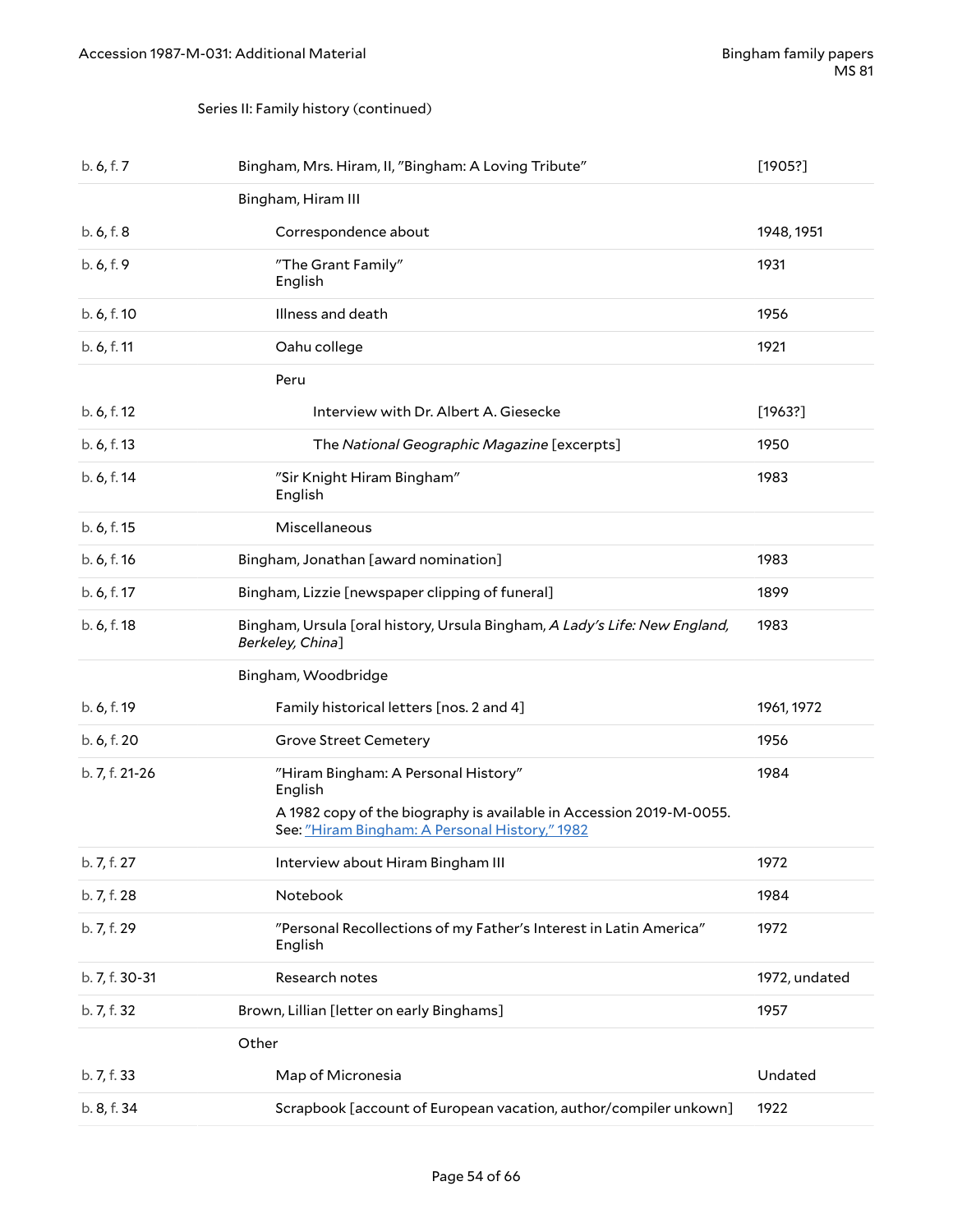Series II: Family history (continued)

| | | |
|---|---|---|
| b. 6, f. 7 | Bingham, Mrs. Hiram, II, "Bingham: A Loving Tribute" | [1905?] |
| | Bingham, Hiram III | |
| b. 6, f. 8 | Correspondence about | 1948, 1951 |
| b. 6, f. 9 | "The Grant Family" English | 1931 |
| b. 6, f. 10 | Illness and death | 1956 |
| b. 6, f. 11 | Oahu college | 1921 |
| | Peru | |
| b. 6, f. 12 | Interview with Dr. Albert A. Giesecke | [1963?] |
| b. 6, f. 13 | The *National Geographic Magazine* [excerpts] | 1950 |
| b. 6, f. 14 | "Sir Knight Hiram Bingham" English | 1983 |
| b. 6, f. 15 | Miscellaneous | |
| b. 6, f. 16 | Bingham, Jonathan [award nomination] | 1983 |
| b. 6, f. 17 | Bingham, Lizzie [newspaper clipping of funeral] | 1899 |
| b. 6, f. 18 | Bingham, Ursula [oral history, Ursula Bingham, *A Lady's Life: New England, Berkeley, China*] | 1983 |
| | Bingham, Woodbridge | |
| b. 6, f. 19 | Family historical letters [nos. 2 and 4] | 1961, 1972 |
| b. 6, f. 20 | Grove Street Cemetery | 1956 |
| b. 7, f. 21-26 | "Hiram Bingham: A Personal History" English. A 1982 copy of the biography is available in Accession 2019-M-0055. See: "Hiram Bingham: A Personal History," 1982 | 1984 |
| b. 7, f. 27 | Interview about Hiram Bingham III | 1972 |
| b. 7, f. 28 | Notebook | 1984 |
| b. 7, f. 29 | "Personal Recollections of my Father's Interest in Latin America" English | 1972 |
| b. 7, f. 30-31 | Research notes | 1972, undated |
| b. 7, f. 32 | Brown, Lillian [letter on early Binghams] | 1957 |
| | Other | |
| b. 7, f. 33 | Map of Micronesia | Undated |
| b. 8, f. 34 | Scrapbook [account of European vacation, author/compiler unkown] | 1922 |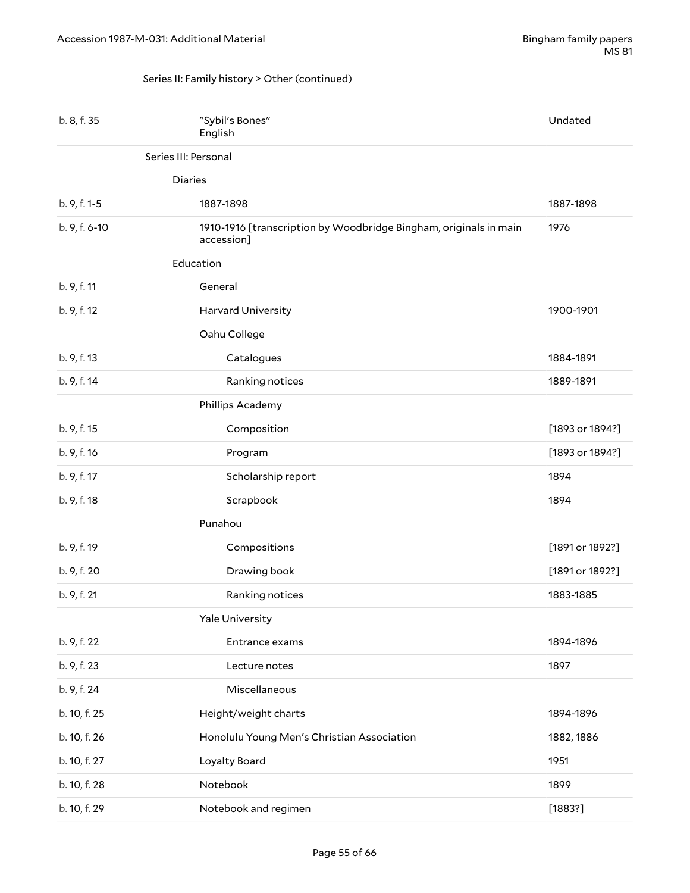Series II: Family history > Other (continued)

| | | |
|---|---|---|
| b. 8, f. 35 | "Sybil's Bones" English | Undated |
| | **Series III: Personal** | |
| | **Diaries** | |
| b. 9, f. 1-5 | 1887-1898 | 1887-1898 |
| b. 9, f. 6-10 | 1910-1916 [transcription by Woodbridge Bingham, originals in main accession] | 1976 |
| | **Education** | |
| b. 9, f. 11 | General | |
| b. 9, f. 12 | Harvard University | 1900-1901 |
| | Oahu College | |
| b. 9, f. 13 | Catalogues | 1884-1891 |
| b. 9, f. 14 | Ranking notices | 1889-1891 |
| | Phillips Academy | |
| b. 9, f. 15 | Composition | [1893 or 1894?] |
| b. 9, f. 16 | Program | [1893 or 1894?] |
| b. 9, f. 17 | Scholarship report | 1894 |
| b. 9, f. 18 | Scrapbook | 1894 |
| | Punahou | |
| b. 9, f. 19 | Compositions | [1891 or 1892?] |
| b. 9, f. 20 | Drawing book | [1891 or 1892?] |
| b. 9, f. 21 | Ranking notices | 1883-1885 |
| | Yale University | |
| b. 9, f. 22 | Entrance exams | 1894-1896 |
| b. 9, f. 23 | Lecture notes | 1897 |
| b. 9, f. 24 | Miscellaneous | |
| b. 10, f. 25 | Height/weight charts | 1894-1896 |
| b. 10, f. 26 | Honolulu Young Men's Christian Association | 1882, 1886 |
| b. 10, f. 27 | Loyalty Board | 1951 |
| b. 10, f. 28 | Notebook | 1899 |
| b. 10, f. 29 | Notebook and regimen | [1883?] |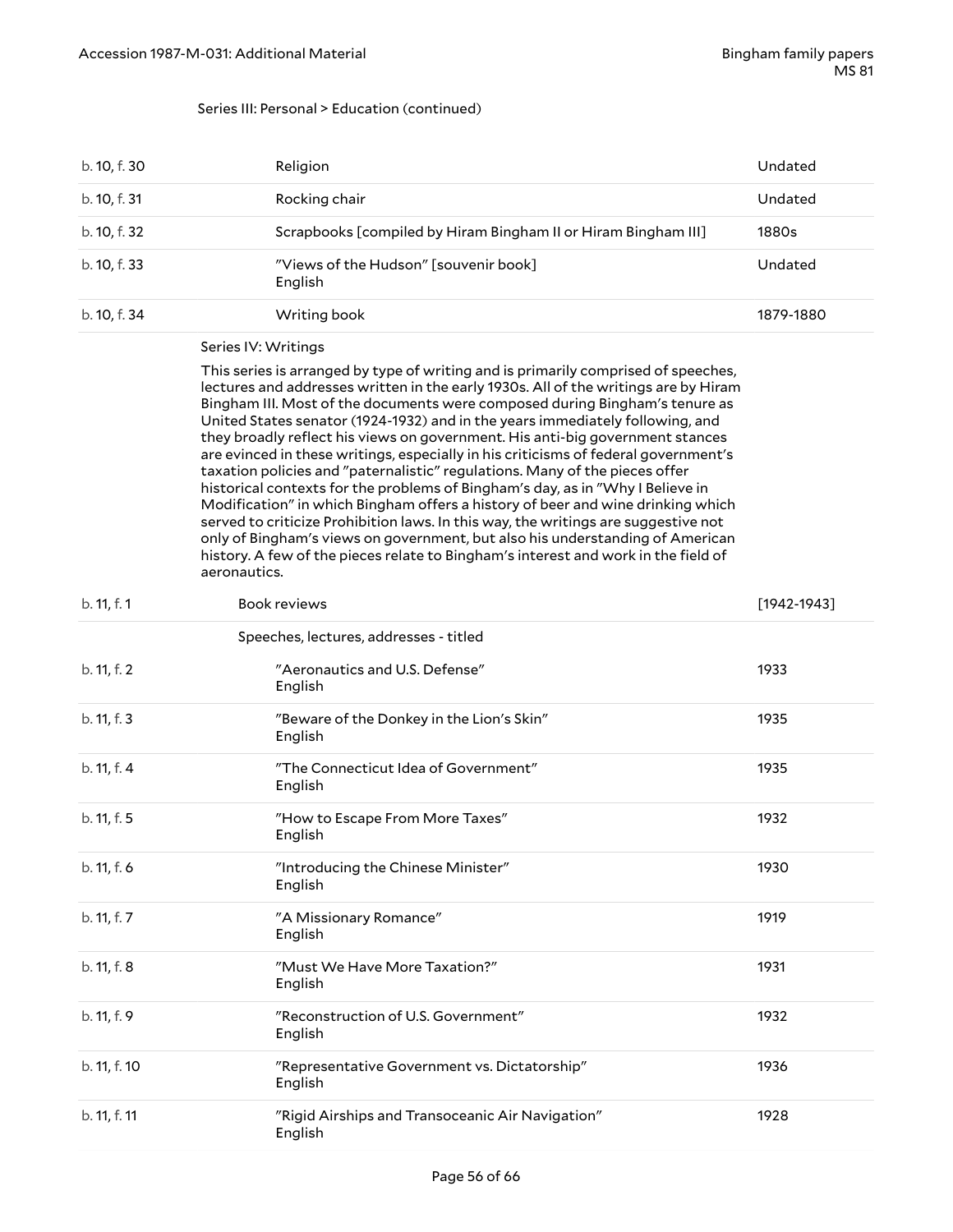Series III: Personal > Education (continued)

| | | |
|---|---|---|
| b. 10, f. 30 | Religion | Undated |
| b. 10, f. 31 | Rocking chair | Undated |
| b. 10, f. 32 | Scrapbooks [compiled by Hiram Bingham II or Hiram Bingham III] | 1880s |
| b. 10, f. 33 | "Views of the Hudson" [souvenir book] English | Undated |
| b. 10, f. 34 | Writing book | 1879-1880 |

## Series IV: Writings

This series is arranged by type of writing and is primarily comprised of speeches, lectures and addresses written in the early 1930s. All of the writings are by Hiram Bingham III. Most of the documents were composed during Bingham's tenure as United States senator (1924-1932) and in the years immediately following, and they broadly reflect his views on government. His anti-big government stances are evinced in these writings, especially in his criticisms of federal government's taxation policies and "paternalistic" regulations. Many of the pieces offer historical contexts for the problems of Bingham's day, as in "Why I Believe in Modification" in which Bingham offers a history of beer and wine drinking which served to criticize Prohibition laws. In this way, the writings are suggestive not only of Bingham's views on government, but also his understanding of American history. A few of the pieces relate to Bingham's interest and work in the field of aeronautics.

| | | |
|---|---|---|
| b. 11, f. 1 | Book reviews | [1942-1943] |
| | Speeches, lectures, addresses - titled | |
| b. 11, f. 2 | "Aeronautics and U.S. Defense" English | 1933 |
| b. 11, f. 3 | "Beware of the Donkey in the Lion's Skin" English | 1935 |
| b. 11, f. 4 | "The Connecticut Idea of Government" English | 1935 |
| b. 11, f. 5 | "How to Escape From More Taxes" English | 1932 |
| b. 11, f. 6 | "Introducing the Chinese Minister" English | 1930 |
| b. 11, f. 7 | "A Missionary Romance" English | 1919 |
| b. 11, f. 8 | "Must We Have More Taxation?" English | 1931 |
| b. 11, f. 9 | "Reconstruction of U.S. Government" English | 1932 |
| b. 11, f. 10 | "Representative Government vs. Dictatorship" English | 1936 |
| b. 11, f. 11 | "Rigid Airships and Transoceanic Air Navigation" English | 1928 |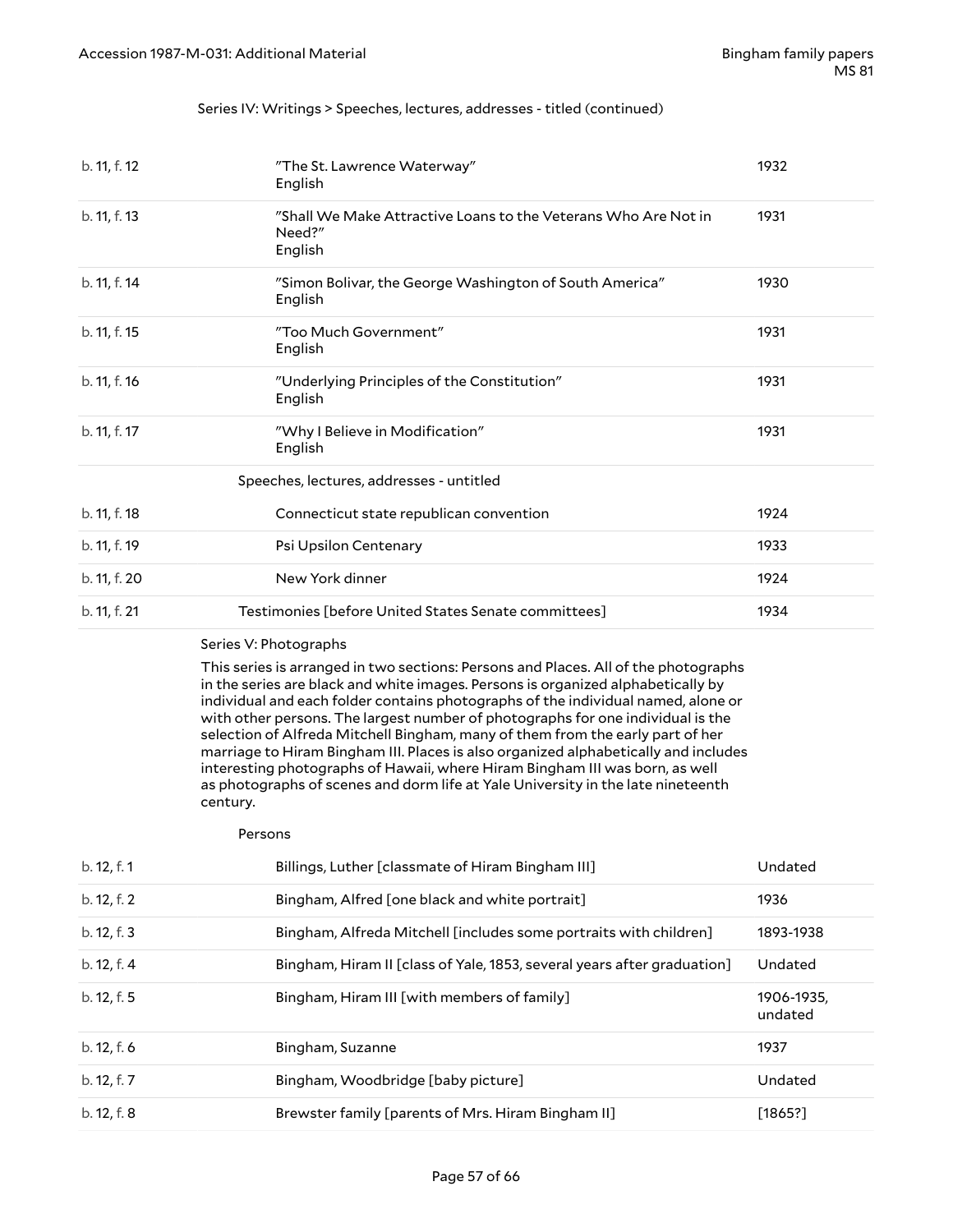Series IV: Writings > Speeches, lectures, addresses - titled (continued)

| | | |
|---|---|---|
| b. 11, f. 12 | "The St. Lawrence Waterway" English | 1932 |
| b. 11, f. 13 | "Shall We Make Attractive Loans to the Veterans Who Are Not in Need?" English | 1931 |
| b. 11, f. 14 | "Simon Bolivar, the George Washington of South America" English | 1930 |
| b. 11, f. 15 | "Too Much Government" English | 1931 |
| b. 11, f. 16 | "Underlying Principles of the Constitution" English | 1931 |
| b. 11, f. 17 | "Why I Believe in Modification" English | 1931 |

Speeches, lectures, addresses - untitled

| | | |
|---|---|---|
| b. 11, f. 18 | Connecticut state republican convention | 1924 |
| b. 11, f. 19 | Psi Upsilon Centenary | 1933? |
| b. 11, f. 20 | New York dinner | 1924 |
| b. 11, f. 21 | Testimonies [before United States Senate committees] | 1934 |

Series V: Photographs

This series is arranged in two sections: Persons and Places. All of the photographs in the series are black and white images. Persons is organized alphabetically by individual and each folder contains photographs of the individual named, alone or with other persons. The largest number of photographs for one individual is the selection of Alfreda Mitchell Bingham, many of them from the early part of her marriage to Hiram Bingham III. Places is also organized alphabetically and includes interesting photographs of Hawaii, where Hiram Bingham III was born, as well as photographs of scenes and dorm life at Yale University in the late nineteenth century.

Persons

| | | |
|---|---|---|
| b. 12, f. 1 | Billings, Luther [classmate of Hiram Bingham III] | Undated |
| b. 12, f. 2 | Bingham, Alfred [one black and white portrait] | 1936 |
| b. 12, f. 3 | Bingham, Alfreda Mitchell [includes some portraits with children] | 1893-1938 |
| b. 12, f. 4 | Bingham, Hiram II [class of Yale, 1853, several years after graduation] | Undated |
| b. 12, f. 5 | Bingham, Hiram III [with members of family] | 1906-1935, undated |
| b. 12, f. 6 | Bingham, Suzanne | 1937 |
| b. 12, f. 7 | Bingham, Woodbridge [baby picture] | Undated |
| b. 12, f. 8 | Brewster family [parents of Mrs. Hiram Bingham II] | [1865?] |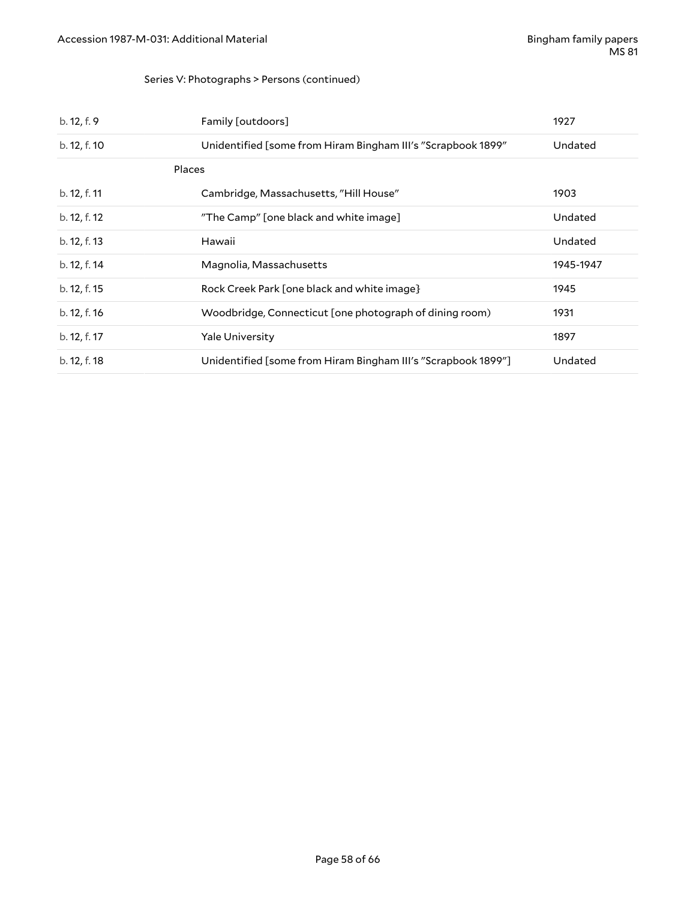Series V: Photographs > Persons (continued)

| | | |
|---|---|---|
| b. 12, f. 9 | Family [outdoors] | 1927 |
| b. 12, f. 10 | Unidentified [some from Hiram Bingham III's "Scrapbook 1899" | Undated |
| | Places | |
| b. 12, f. 11 | Cambridge, Massachusetts, "Hill House" | 1903 |
| b. 12, f. 12 | "The Camp" [one black and white image] | Undated |
| b. 12, f. 13 | Hawaii | Undated |
| b. 12, f. 14 | Magnolia, Massachusetts | 1945-1947 |
| b. 12, f. 15 | Rock Creek Park [one black and white image} | 1945 |
| b. 12, f. 16 | Woodbridge, Connecticut [one photograph of dining room) | 1931 |
| b. 12, f. 17 | Yale University | 1897 |
| b. 12, f. 18 | Unidentified [some from Hiram Bingham III's "Scrapbook 1899"] | Undated |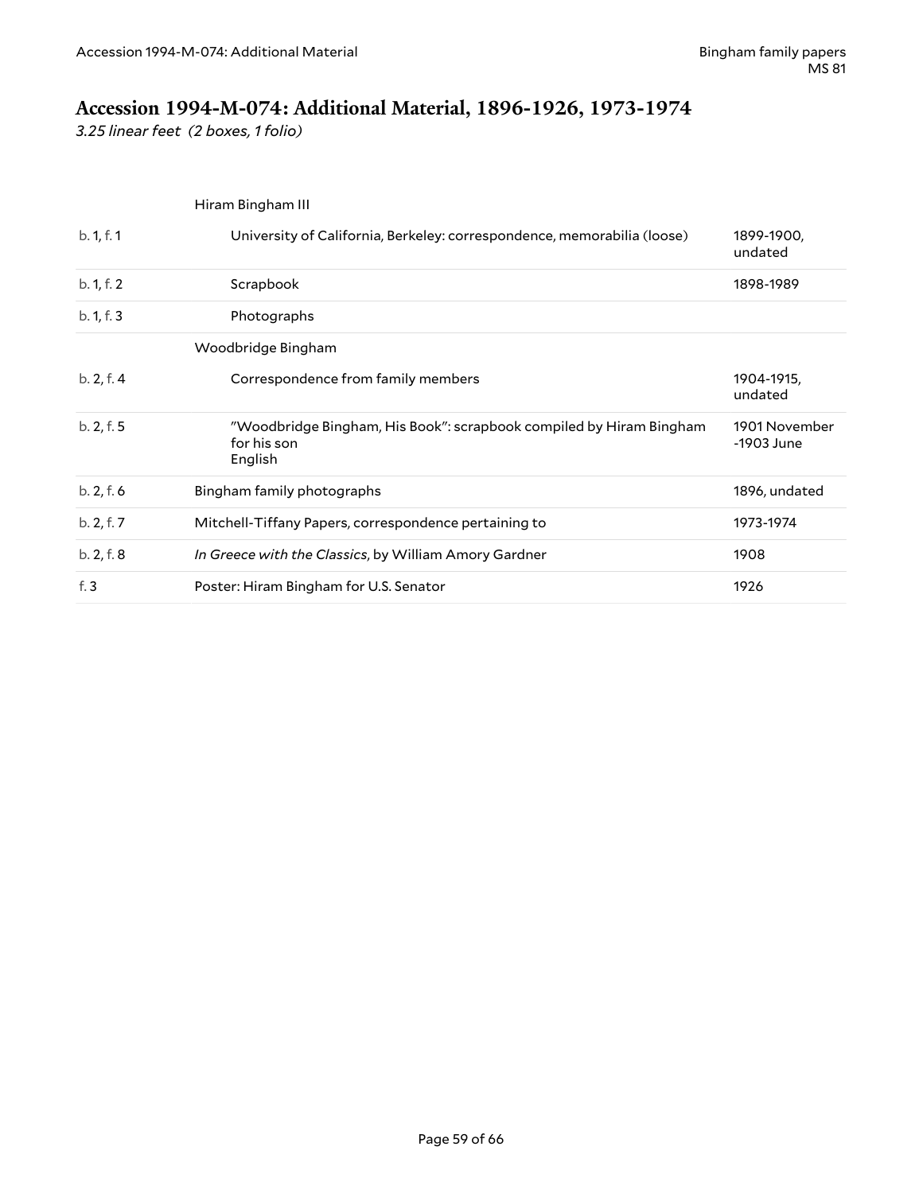## Accession 1994-M-074: Additional Material, 1896-1926, 1973-1974

*3.25 linear feet (2 boxes, 1 folio)*

| | | |
|---|---|---|
| | Hiram Bingham III | |
| b. 1, f. 1 | University of California, Berkeley: correspondence, memorabilia (loose) | 1899-1900, undated |
| b. 1, f. 2 | Scrapbook | 1898-1989 |
| b. 1, f. 3 | Photographs | |
| | Woodbridge Bingham | |
| b. 2, f. 4 | Correspondence from family members | 1904-1915, undated |
| b. 2, f. 5 | "Woodbridge Bingham, His Book": scrapbook compiled by Hiram Bingham for his son<br>English | 1901 November -1903 June |
| b. 2, f. 6 | Bingham family photographs | 1896, undated |
| b. 2, f. 7 | Mitchell-Tiffany Papers, correspondence pertaining to | 1973-1974 |
| b. 2, f. 8 | *In Greece with the Classics*, by William Amory Gardner | 1908 |
| f. 3 | Poster: Hiram Bingham for U.S. Senator | 1926 |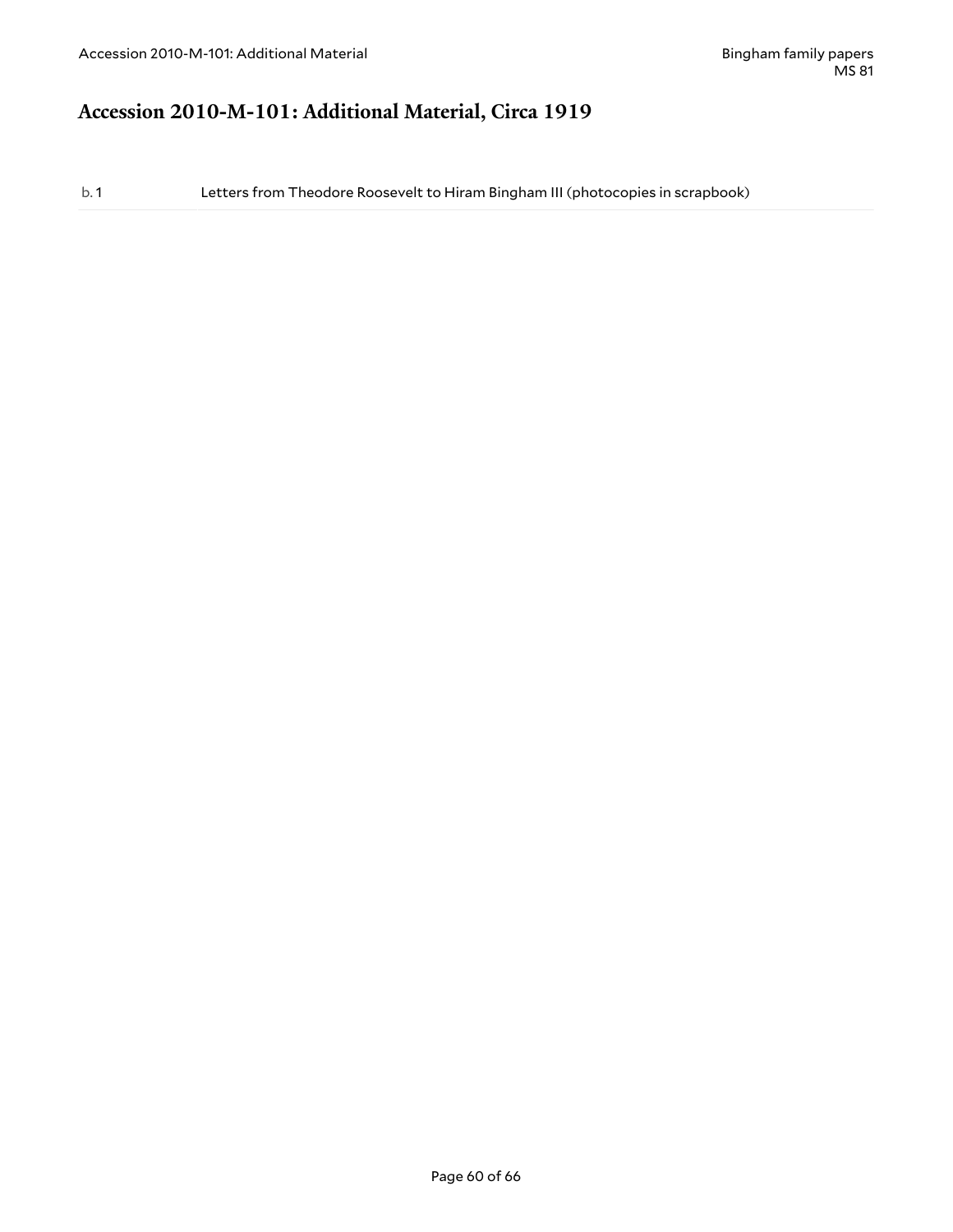## Accession 2010-M-101: Additional Material, Circa 1919

| | |
|---|---|
| b. 1 | Letters from Theodore Roosevelt to Hiram Bingham III (photocopies in scrapbook) |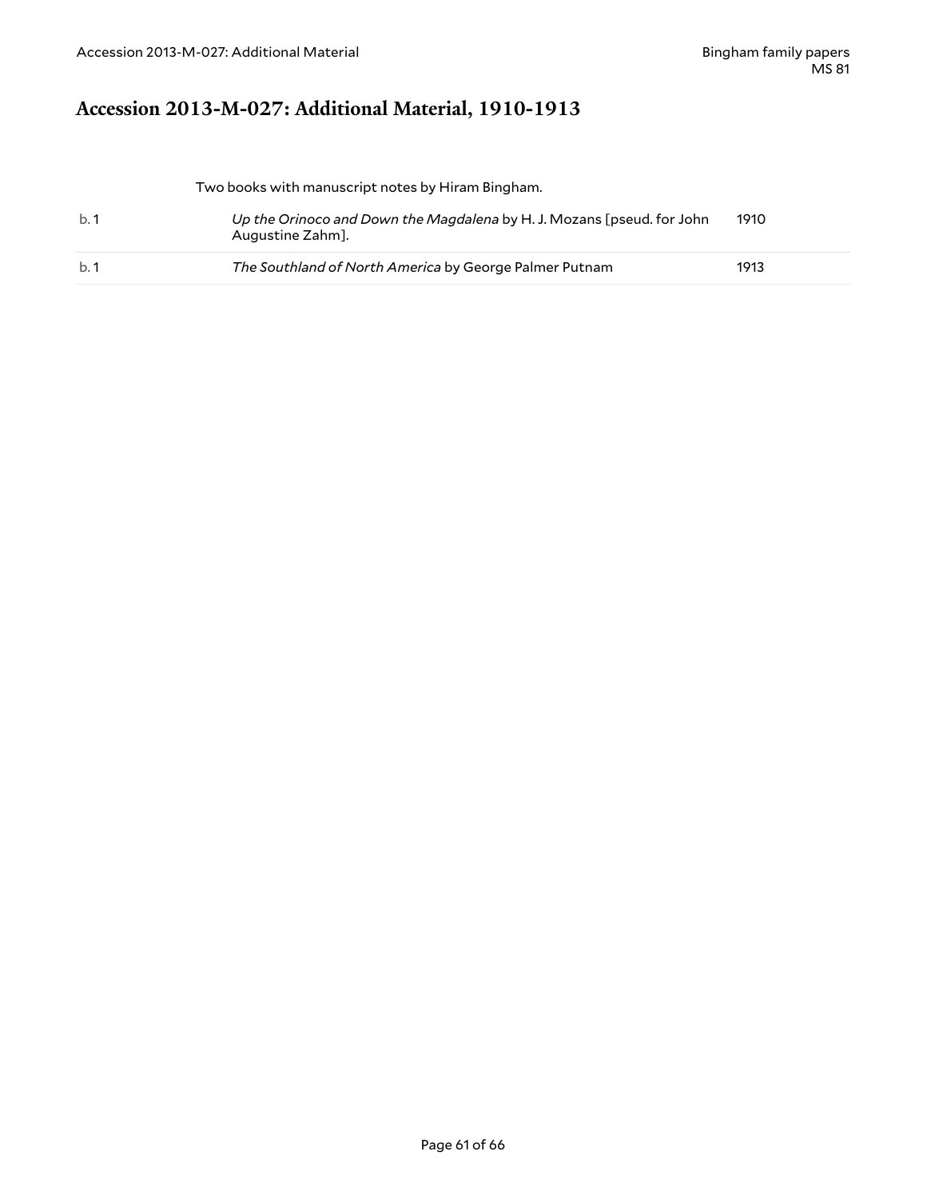## Accession 2013-M-027: Additional Material, 1910-1913

Two books with manuscript notes by Hiram Bingham.

| | | |
|---|---|---|
| b. 1 | *Up the Orinoco and Down the Magdalena* by H. J. Mozans [pseud. for John Augustine Zahm]. | 1910 |
| b. 1 | *The Southland of North America* by George Palmer Putnam | 1913 |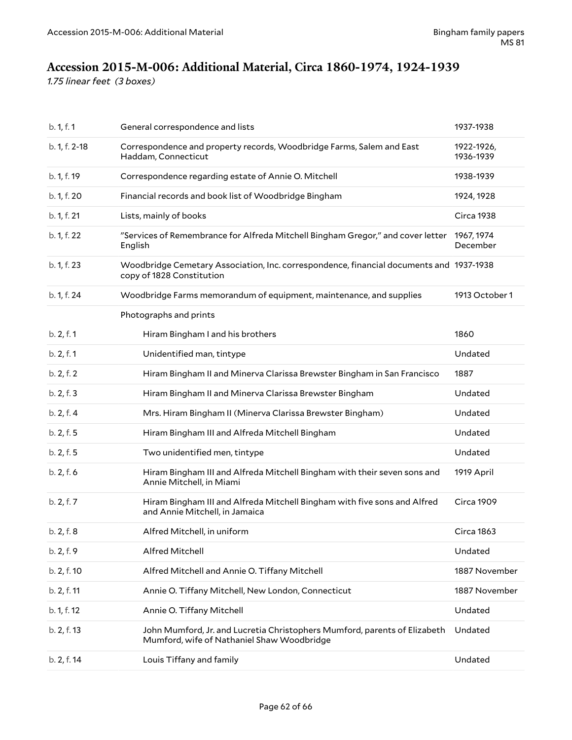## Accession 2015-M-006: Additional Material, Circa 1860-1974, 1924-1939

*1.75 linear feet (3 boxes)*

| | | |
|---|---|---|
| b. 1, f. 1 | General correspondence and lists | 1937-1938 |
| b. 1, f. 2-18 | Correspondence and property records, Woodbridge Farms, Salem and East Haddam, Connecticut | 1922-1926, 1936-1939 |
| b. 1, f. 19 | Correspondence regarding estate of Annie O. Mitchell | 1938-1939 |
| b. 1, f. 20 | Financial records and book list of Woodbridge Bingham | 1924, 1928 |
| b. 1, f. 21 | Lists, mainly of books | Circa 1938 |
| b. 1, f. 22 | "Services of Remembrance for Alfreda Mitchell Bingham Gregor," and cover letter English | 1967, 1974 December |
| b. 1, f. 23 | Woodbridge Cemetary Association, Inc. correspondence, financial documents and copy of 1828 Constitution | 1937-1938 |
| b. 1, f. 24 | Woodbridge Farms memorandum of equipment, maintenance, and supplies | 1913 October 1 |
| | Photographs and prints | |
| b. 2, f. 1 | Hiram Bingham I and his brothers | 1860 |
| b. 2, f. 1 | Unidentified man, tintype | Undated |
| b. 2, f. 2 | Hiram Bingham II and Minerva Clarissa Brewster Bingham in San Francisco | 1887 |
| b. 2, f. 3 | Hiram Bingham II and Minerva Clarissa Brewster Bingham | Undated |
| b. 2, f. 4 | Mrs. Hiram Bingham II (Minerva Clarissa Brewster Bingham) | Undated |
| b. 2, f. 5 | Hiram Bingham III and Alfreda Mitchell Bingham | Undated |
| b. 2, f. 5 | Two unidentified men, tintype | Undated |
| b. 2, f. 6 | Hiram Bingham III and Alfreda Mitchell Bingham with their seven sons and Annie Mitchell, in Miami | 1919 April |
| b. 2, f. 7 | Hiram Bingham III and Alfreda Mitchell Bingham with five sons and Alfred and Annie Mitchell, in Jamaica | Circa 1909 |
| b. 2, f. 8 | Alfred Mitchell, in uniform | Circa 1863 |
| b. 2, f. 9 | Alfred Mitchell | Undated |
| b. 2, f. 10 | Alfred Mitchell and Annie O. Tiffany Mitchell | 1887 November |
| b. 2, f. 11 | Annie O. Tiffany Mitchell, New London, Connecticut | 1887 November |
| b. 1, f. 12 | Annie O. Tiffany Mitchell | Undated |
| b. 2, f. 13 | John Mumford, Jr. and Lucretia Christophers Mumford, parents of Elizabeth Mumford, wife of Nathaniel Shaw Woodbridge | Undated |
| b. 2, f. 14 | Louis Tiffany and family | Undated |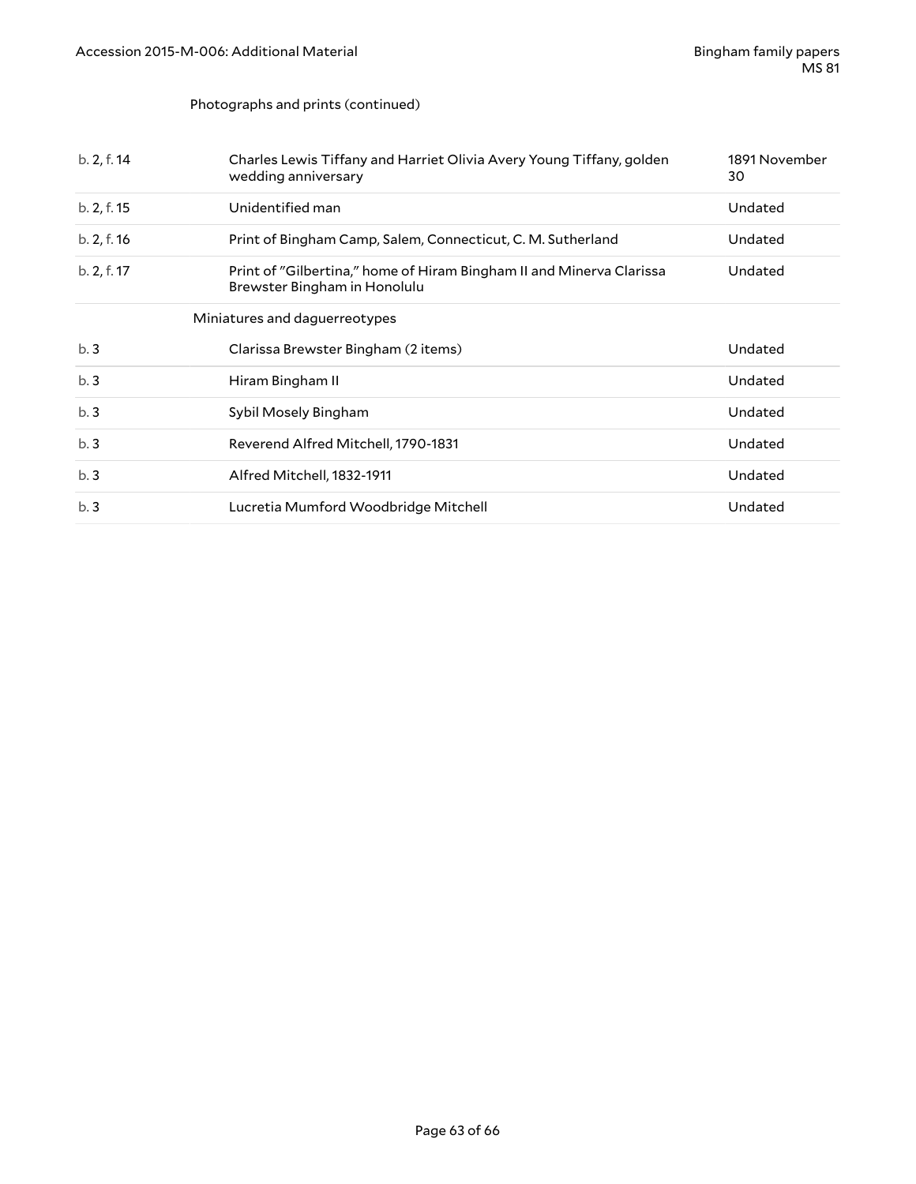Photographs and prints (continued)

| | | |
|---|---|---|
| b. 2, f. 14 | Charles Lewis Tiffany and Harriet Olivia Avery Young Tiffany, golden wedding anniversary | 1891 November 30 |
| b. 2, f. 15 | Unidentified man | Undated |
| b. 2, f. 16 | Print of Bingham Camp, Salem, Connecticut, C. M. Sutherland | Undated |
| b. 2, f. 17 | Print of "Gilbertina," home of Hiram Bingham II and Minerva Clarissa Brewster Bingham in Honolulu | Undated |

Miniatures and daguerreotypes

| | | |
|---|---|---|
| b. 3 | Clarissa Brewster Bingham (2 items) | Undated |
| b. 3 | Hiram Bingham II | Undated |
| b. 3 | Sybil Mosely Bingham | Undated |
| b. 3 | Reverend Alfred Mitchell, 1790-1831 | Undated |
| b. 3 | Alfred Mitchell, 1832-1911 | Undated |
| b. 3 | Lucretia Mumford Woodbridge Mitchell | Undated |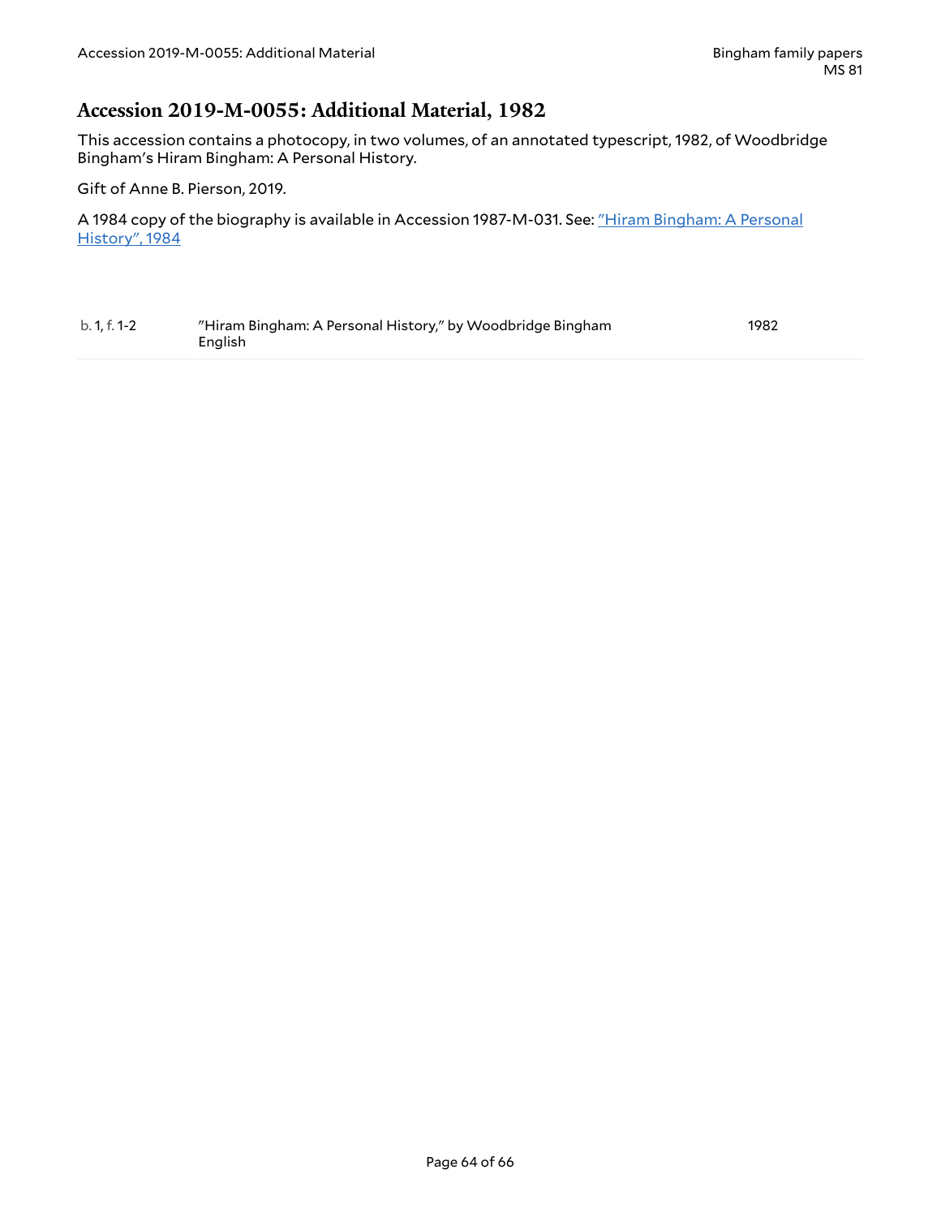## Accession 2019-M-0055: Additional Material, 1982

This accession contains a photocopy, in two volumes, of an annotated typescript, 1982, of Woodbridge Bingham's Hiram Bingham: A Personal History.

Gift of Anne B. Pierson, 2019.

A 1984 copy of the biography is available in Accession 1987-M-031. See: "Hiram Bingham: A Personal History", 1984

| | | |
|---|---|---|
| b. 1, f. 1-2 | "Hiram Bingham: A Personal History," by Woodbridge Bingham<br>English | 1982 |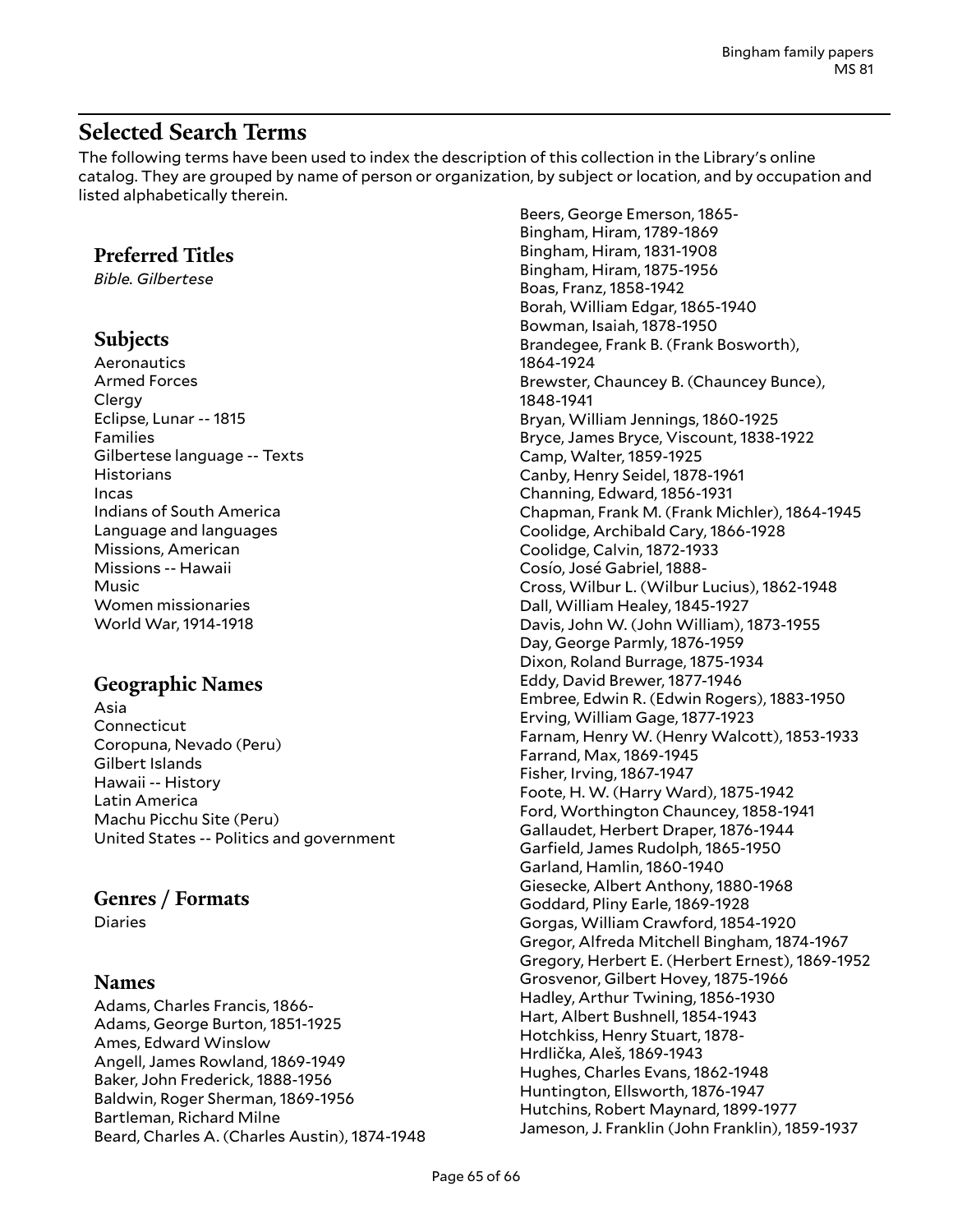## Selected Search Terms

The following terms have been used to index the description of this collection in the Library's online catalog. They are grouped by name of person or organization, by subject or location, and by occupation and listed alphabetically therein.

### Preferred Titles

*Bible. Gilbertese*

### Subjects

Aeronautics
Armed Forces
Clergy
Eclipse, Lunar -- 1815
Families
Gilbertese language -- Texts
Historians
Incas
Indians of South America
Language and languages
Missions, American
Missions -- Hawaii
Music
Women missionaries
World War, 1914-1918

### Geographic Names

Asia
Connecticut
Coropuna, Nevado (Peru)
Gilbert Islands
Hawaii -- History
Latin America
Machu Picchu Site (Peru)
United States -- Politics and government

### Genres / Formats

Diaries

### Names

Adams, Charles Francis, 1866-
Adams, George Burton, 1851-1925
Ames, Edward Winslow
Angell, James Rowland, 1869-1949
Baker, John Frederick, 1888-1956
Baldwin, Roger Sherman, 1869-1956
Bartleman, Richard Milne
Beard, Charles A. (Charles Austin), 1874-1948
Beers, George Emerson, 1865-
Bingham, Hiram, 1789-1869
Bingham, Hiram, 1831-1908
Bingham, Hiram, 1875-1956
Boas, Franz, 1858-1942
Borah, William Edgar, 1865-1940
Bowman, Isaiah, 1878-1950
Brandegee, Frank B. (Frank Bosworth), 1864-1924
Brewster, Chauncey B. (Chauncey Bunce), 1848-1941
Bryan, William Jennings, 1860-1925
Bryce, James Bryce, Viscount, 1838-1922
Camp, Walter, 1859-1925
Canby, Henry Seidel, 1878-1961
Channing, Edward, 1856-1931
Chapman, Frank M. (Frank Michler), 1864-1945
Coolidge, Archibald Cary, 1866-1928
Coolidge, Calvin, 1872-1933
Cosío, José Gabriel, 1888-
Cross, Wilbur L. (Wilbur Lucius), 1862-1948
Dall, William Healey, 1845-1927
Davis, John W. (John William), 1873-1955
Day, George Parmly, 1876-1959
Dixon, Roland Burrage, 1875-1934
Eddy, David Brewer, 1877-1946
Embree, Edwin R. (Edwin Rogers), 1883-1950
Erving, William Gage, 1877-1923
Farnam, Henry W. (Henry Walcott), 1853-1933
Farrand, Max, 1869-1945
Fisher, Irving, 1867-1947
Foote, H. W. (Harry Ward), 1875-1942
Ford, Worthington Chauncey, 1858-1941
Gallaudet, Herbert Draper, 1876-1944
Garfield, James Rudolph, 1865-1950
Garland, Hamlin, 1860-1940
Giesecke, Albert Anthony, 1880-1968
Goddard, Pliny Earle, 1869-1928
Gorgas, William Crawford, 1854-1920
Gregor, Alfreda Mitchell Bingham, 1874-1967
Gregory, Herbert E. (Herbert Ernest), 1869-1952
Grosvenor, Gilbert Hovey, 1875-1966
Hadley, Arthur Twining, 1856-1930
Hart, Albert Bushnell, 1854-1943
Hotchkiss, Henry Stuart, 1878-
Hrdlička, Aleš, 1869-1943
Hughes, Charles Evans, 1862-1948
Huntington, Ellsworth, 1876-1947
Hutchins, Robert Maynard, 1899-1977
Jameson, J. Franklin (John Franklin), 1859-1937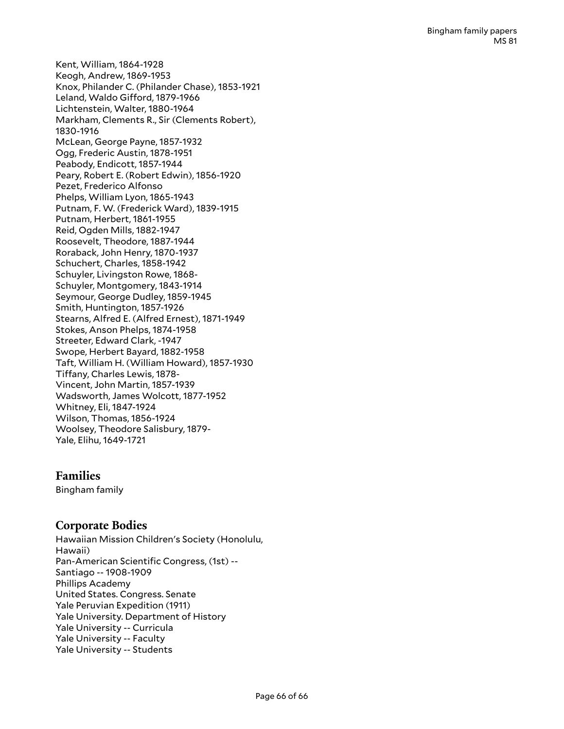Kent, William, 1864-1928
Keogh, Andrew, 1869-1953
Knox, Philander C. (Philander Chase), 1853-1921
Leland, Waldo Gifford, 1879-1966
Lichtenstein, Walter, 1880-1964
Markham, Clements R., Sir (Clements Robert), 1830-1916
McLean, George Payne, 1857-1932
Ogg, Frederic Austin, 1878-1951
Peabody, Endicott, 1857-1944
Peary, Robert E. (Robert Edwin), 1856-1920
Pezet, Frederico Alfonso
Phelps, William Lyon, 1865-1943
Putnam, F. W. (Frederick Ward), 1839-1915
Putnam, Herbert, 1861-1955
Reid, Ogden Mills, 1882-1947
Roosevelt, Theodore, 1887-1944
Roraback, John Henry, 1870-1937
Schuchert, Charles, 1858-1942
Schuyler, Livingston Rowe, 1868-
Schuyler, Montgomery, 1843-1914
Seymour, George Dudley, 1859-1945
Smith, Huntington, 1857-1926
Stearns, Alfred E. (Alfred Ernest), 1871-1949
Stokes, Anson Phelps, 1874-1958
Streeter, Edward Clark, -1947
Swope, Herbert Bayard, 1882-1958
Taft, William H. (William Howard), 1857-1930
Tiffany, Charles Lewis, 1878-
Vincent, John Martin, 1857-1939
Wadsworth, James Wolcott, 1877-1952
Whitney, Eli, 1847-1924
Wilson, Thomas, 1856-1924
Woolsey, Theodore Salisbury, 1879-
Yale, Elihu, 1649-1721

## Families

Bingham family

## Corporate Bodies

Hawaiian Mission Children's Society (Honolulu, Hawaii)
Pan-American Scientific Congress, (1st) -- Santiago -- 1908-1909
Phillips Academy
United States. Congress. Senate
Yale Peruvian Expedition (1911)
Yale University. Department of History
Yale University -- Curricula
Yale University -- Faculty
Yale University -- Students